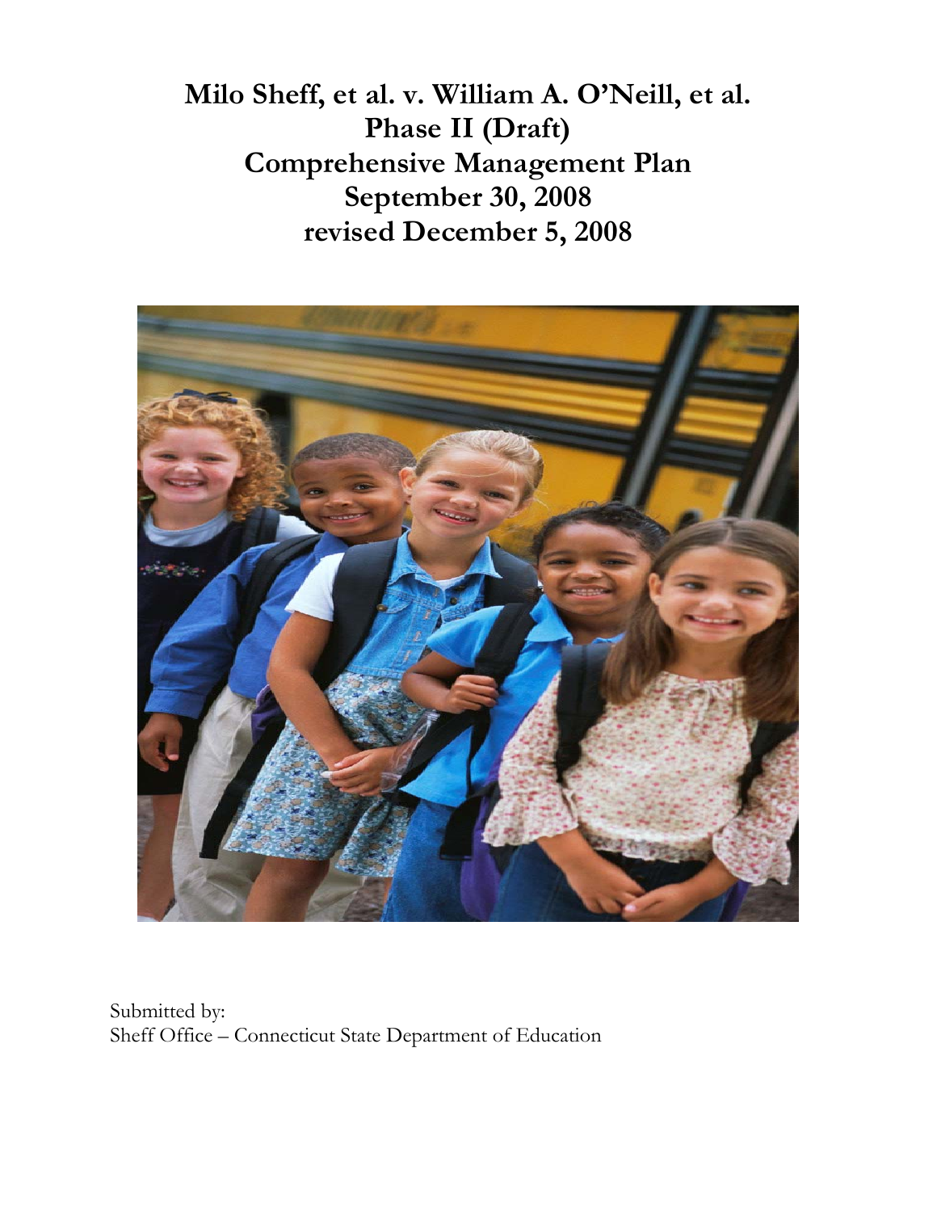# Milo Sheff, et al. v. William A. O'Neill, et al.
# Phase II (Draft)
# Comprehensive Management Plan
# September 30, 2008
# revised December 5, 2008

Submitted by:
Sheff Office – Connecticut State Department of Education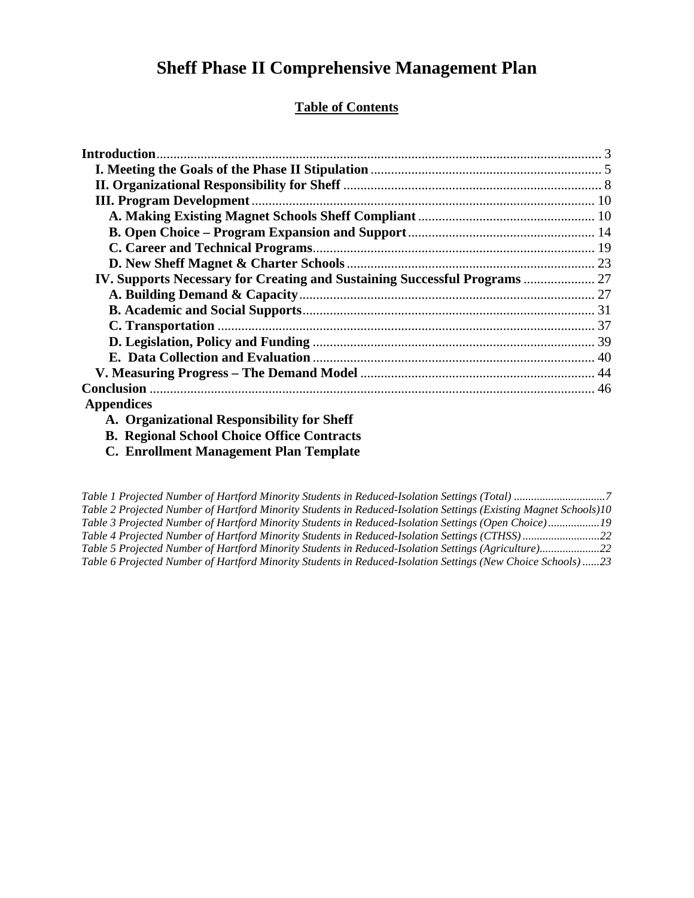# Sheff Phase II Comprehensive Management Plan

**Table of Contents**

**Introduction** .......... 3

- **I. Meeting the Goals of the Phase II Stipulation** .......... 5
- **II. Organizational Responsibility for Sheff** .......... 8
- **III. Program Development** .......... 10
  - **A. Making Existing Magnet Schools Sheff Compliant** .......... 10
  - **B. Open Choice – Program Expansion and Support** .......... 14
  - **C. Career and Technical Programs** .......... 19
  - **D. New Sheff Magnet & Charter Schools** .......... 23
- **IV. Supports Necessary for Creating and Sustaining Successful Programs** .......... 27
  - **A. Building Demand & Capacity** .......... 27
  - **B. Academic and Social Supports** .......... 31
  - **C. Transportation** .......... 37
  - **D. Legislation, Policy and Funding** .......... 39
  - **E. Data Collection and Evaluation** .......... 40
- **V. Measuring Progress – The Demand Model** .......... 44

**Conclusion** .......... 46

**Appendices**

- **A. Organizational Responsibility for Sheff**
- **B. Regional School Choice Office Contracts**
- **C. Enrollment Management Plan Template**

*Table 1 Projected Number of Hartford Minority Students in Reduced-Isolation Settings (Total) .......... 7*

*Table 2 Projected Number of Hartford Minority Students in Reduced-Isolation Settings (Existing Magnet Schools) 10*

*Table 3 Projected Number of Hartford Minority Students in Reduced-Isolation Settings (Open Choice) .......... 19*

*Table 4 Projected Number of Hartford Minority Students in Reduced-Isolation Settings (CTHSS) .......... 22*

*Table 5 Projected Number of Hartford Minority Students in Reduced-Isolation Settings (Agriculture) .......... 22*

*Table 6 Projected Number of Hartford Minority Students in Reduced-Isolation Settings (New Choice Schools) .......... 23*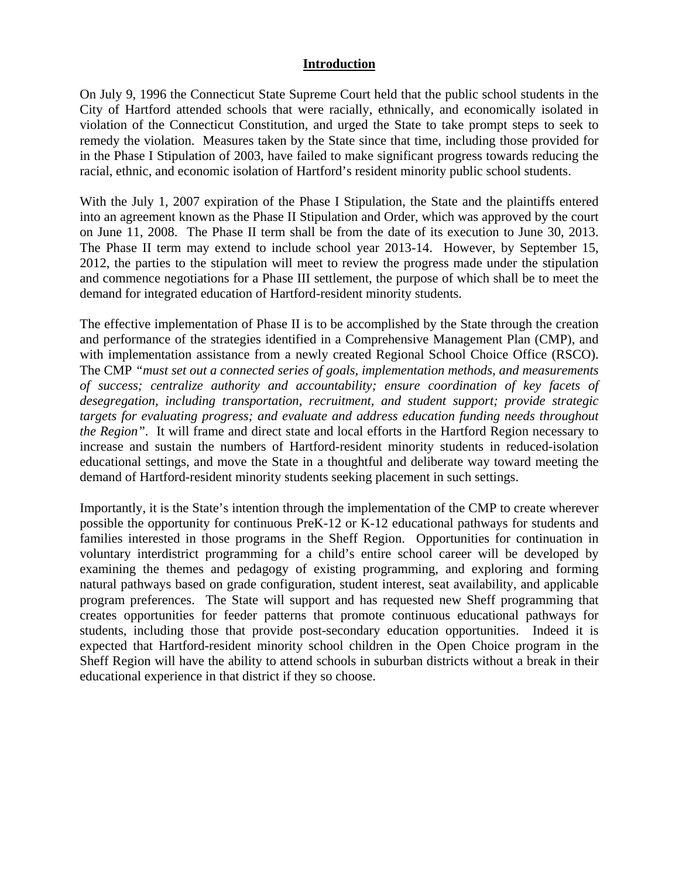# Introduction

On July 9, 1996 the Connecticut State Supreme Court held that the public school students in the City of Hartford attended schools that were racially, ethnically, and economically isolated in violation of the Connecticut Constitution, and urged the State to take prompt steps to seek to remedy the violation. Measures taken by the State since that time, including those provided for in the Phase I Stipulation of 2003, have failed to make significant progress towards reducing the racial, ethnic, and economic isolation of Hartford's resident minority public school students.

With the July 1, 2007 expiration of the Phase I Stipulation, the State and the plaintiffs entered into an agreement known as the Phase II Stipulation and Order, which was approved by the court on June 11, 2008. The Phase II term shall be from the date of its execution to June 30, 2013. The Phase II term may extend to include school year 2013-14. However, by September 15, 2012, the parties to the stipulation will meet to review the progress made under the stipulation and commence negotiations for a Phase III settlement, the purpose of which shall be to meet the demand for integrated education of Hartford-resident minority students.

The effective implementation of Phase II is to be accomplished by the State through the creation and performance of the strategies identified in a Comprehensive Management Plan (CMP), and with implementation assistance from a newly created Regional School Choice Office (RSCO). The CMP *"must set out a connected series of goals, implementation methods, and measurements of success; centralize authority and accountability; ensure coordination of key facets of desegregation, including transportation, recruitment, and student support; provide strategic targets for evaluating progress; and evaluate and address education funding needs throughout the Region"*. It will frame and direct state and local efforts in the Hartford Region necessary to increase and sustain the numbers of Hartford-resident minority students in reduced-isolation educational settings, and move the State in a thoughtful and deliberate way toward meeting the demand of Hartford-resident minority students seeking placement in such settings.

Importantly, it is the State's intention through the implementation of the CMP to create wherever possible the opportunity for continuous PreK-12 or K-12 educational pathways for students and families interested in those programs in the Sheff Region. Opportunities for continuation in voluntary interdistrict programming for a child's entire school career will be developed by examining the themes and pedagogy of existing programming, and exploring and forming natural pathways based on grade configuration, student interest, seat availability, and applicable program preferences. The State will support and has requested new Sheff programming that creates opportunities for feeder patterns that promote continuous educational pathways for students, including those that provide post-secondary education opportunities. Indeed it is expected that Hartford-resident minority school children in the Open Choice program in the Sheff Region will have the ability to attend schools in suburban districts without a break in their educational experience in that district if they so choose.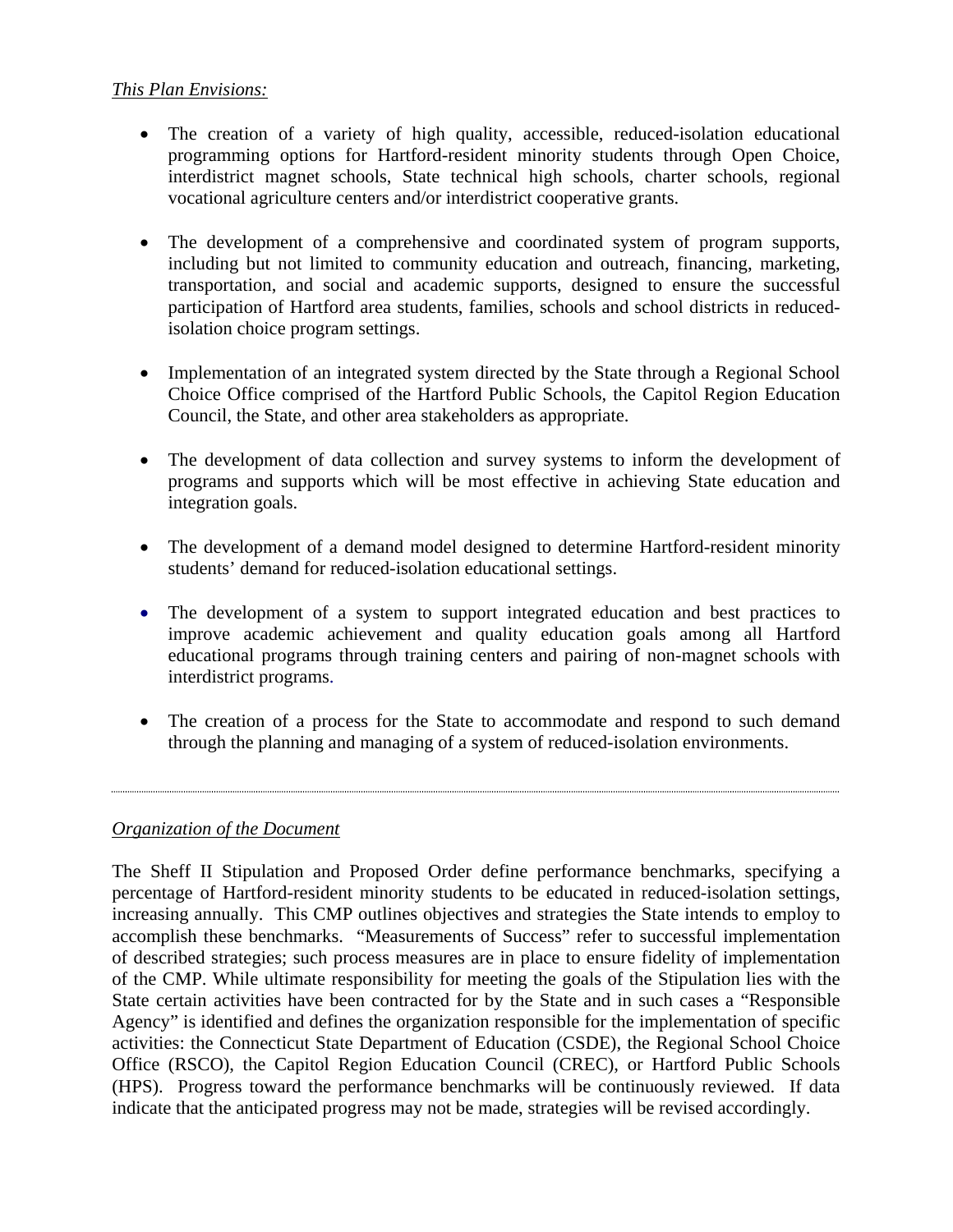*This Plan Envisions:*

- The creation of a variety of high quality, accessible, reduced-isolation educational programming options for Hartford-resident minority students through Open Choice, interdistrict magnet schools, State technical high schools, charter schools, regional vocational agriculture centers and/or interdistrict cooperative grants.

- The development of a comprehensive and coordinated system of program supports, including but not limited to community education and outreach, financing, marketing, transportation, and social and academic supports, designed to ensure the successful participation of Hartford area students, families, schools and school districts in reduced-isolation choice program settings.

- Implementation of an integrated system directed by the State through a Regional School Choice Office comprised of the Hartford Public Schools, the Capitol Region Education Council, the State, and other area stakeholders as appropriate.

- The development of data collection and survey systems to inform the development of programs and supports which will be most effective in achieving State education and integration goals.

- The development of a demand model designed to determine Hartford-resident minority students' demand for reduced-isolation educational settings.

- The development of a system to support integrated education and best practices to improve academic achievement and quality education goals among all Hartford educational programs through training centers and pairing of non-magnet schools with interdistrict programs.

- The creation of a process for the State to accommodate and respond to such demand through the planning and managing of a system of reduced-isolation environments.

---

*Organization of the Document*

The Sheff II Stipulation and Proposed Order define performance benchmarks, specifying a percentage of Hartford-resident minority students to be educated in reduced-isolation settings, increasing annually. This CMP outlines objectives and strategies the State intends to employ to accomplish these benchmarks. "Measurements of Success" refer to successful implementation of described strategies; such process measures are in place to ensure fidelity of implementation of the CMP. While ultimate responsibility for meeting the goals of the Stipulation lies with the State certain activities have been contracted for by the State and in such cases a "Responsible Agency" is identified and defines the organization responsible for the implementation of specific activities: the Connecticut State Department of Education (CSDE), the Regional School Choice Office (RSCO), the Capitol Region Education Council (CREC), or Hartford Public Schools (HPS). Progress toward the performance benchmarks will be continuously reviewed. If data indicate that the anticipated progress may not be made, strategies will be revised accordingly.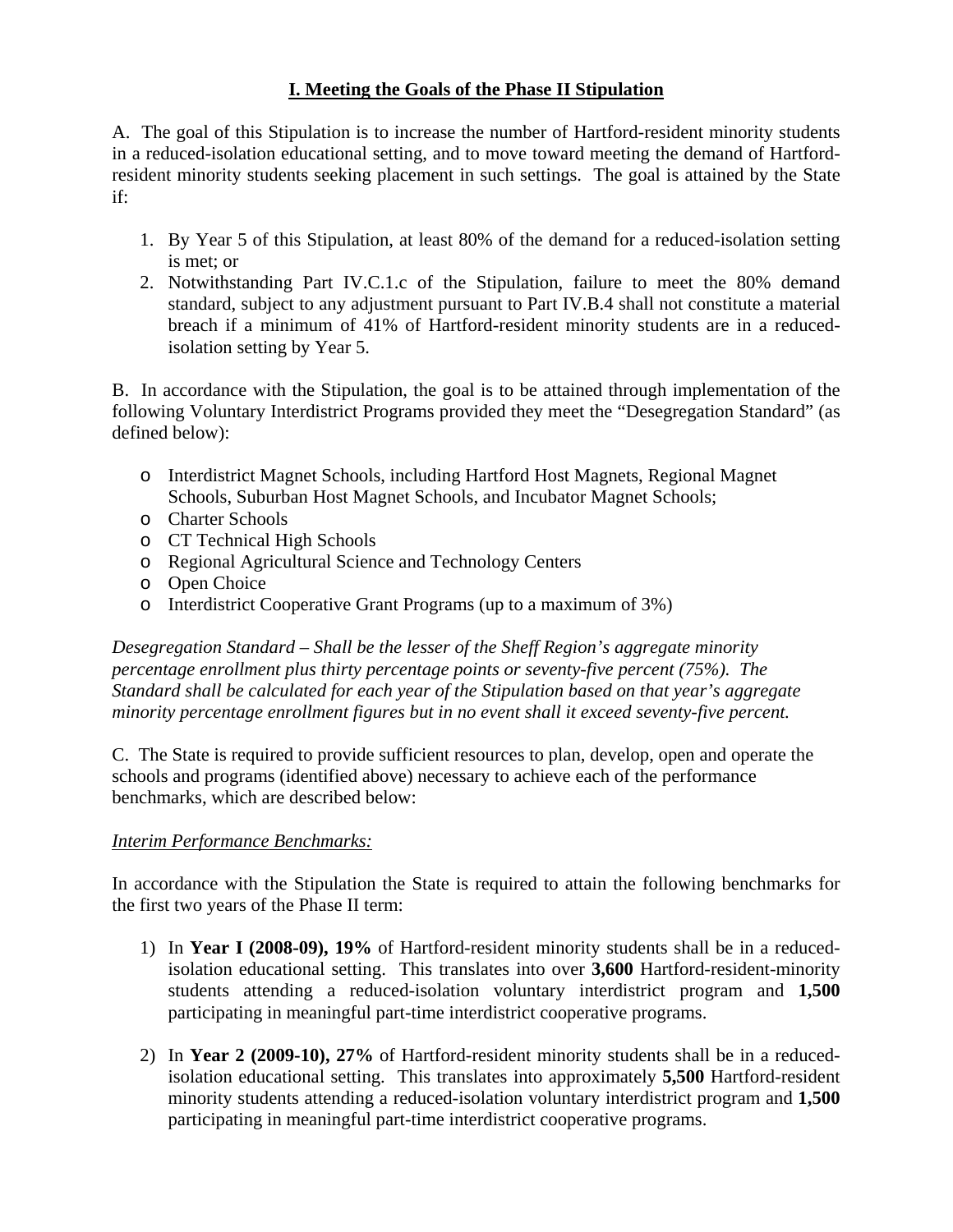# I. Meeting the Goals of the Phase II Stipulation

A. The goal of this Stipulation is to increase the number of Hartford-resident minority students in a reduced-isolation educational setting, and to move toward meeting the demand of Hartford-resident minority students seeking placement in such settings. The goal is attained by the State if:

1. By Year 5 of this Stipulation, at least 80% of the demand for a reduced-isolation setting is met; or
2. Notwithstanding Part IV.C.1.c of the Stipulation, failure to meet the 80% demand standard, subject to any adjustment pursuant to Part IV.B.4 shall not constitute a material breach if a minimum of 41% of Hartford-resident minority students are in a reduced-isolation setting by Year 5.

B. In accordance with the Stipulation, the goal is to be attained through implementation of the following Voluntary Interdistrict Programs provided they meet the "Desegregation Standard" (as defined below):

- Interdistrict Magnet Schools, including Hartford Host Magnets, Regional Magnet Schools, Suburban Host Magnet Schools, and Incubator Magnet Schools;
- Charter Schools
- CT Technical High Schools
- Regional Agricultural Science and Technology Centers
- Open Choice
- Interdistrict Cooperative Grant Programs (up to a maximum of 3%)

*Desegregation Standard – Shall be the lesser of the Sheff Region's aggregate minority percentage enrollment plus thirty percentage points or seventy-five percent (75%). The Standard shall be calculated for each year of the Stipulation based on that year's aggregate minority percentage enrollment figures but in no event shall it exceed seventy-five percent.*

C. The State is required to provide sufficient resources to plan, develop, open and operate the schools and programs (identified above) necessary to achieve each of the performance benchmarks, which are described below:

*Interim Performance Benchmarks:*

In accordance with the Stipulation the State is required to attain the following benchmarks for the first two years of the Phase II term:

1) In **Year I (2008-09), 19%** of Hartford-resident minority students shall be in a reduced-isolation educational setting. This translates into over **3,600** Hartford-resident-minority students attending a reduced-isolation voluntary interdistrict program and **1,500** participating in meaningful part-time interdistrict cooperative programs.

2) In **Year 2 (2009-10), 27%** of Hartford-resident minority students shall be in a reduced-isolation educational setting. This translates into approximately **5,500** Hartford-resident minority students attending a reduced-isolation voluntary interdistrict program and **1,500** participating in meaningful part-time interdistrict cooperative programs.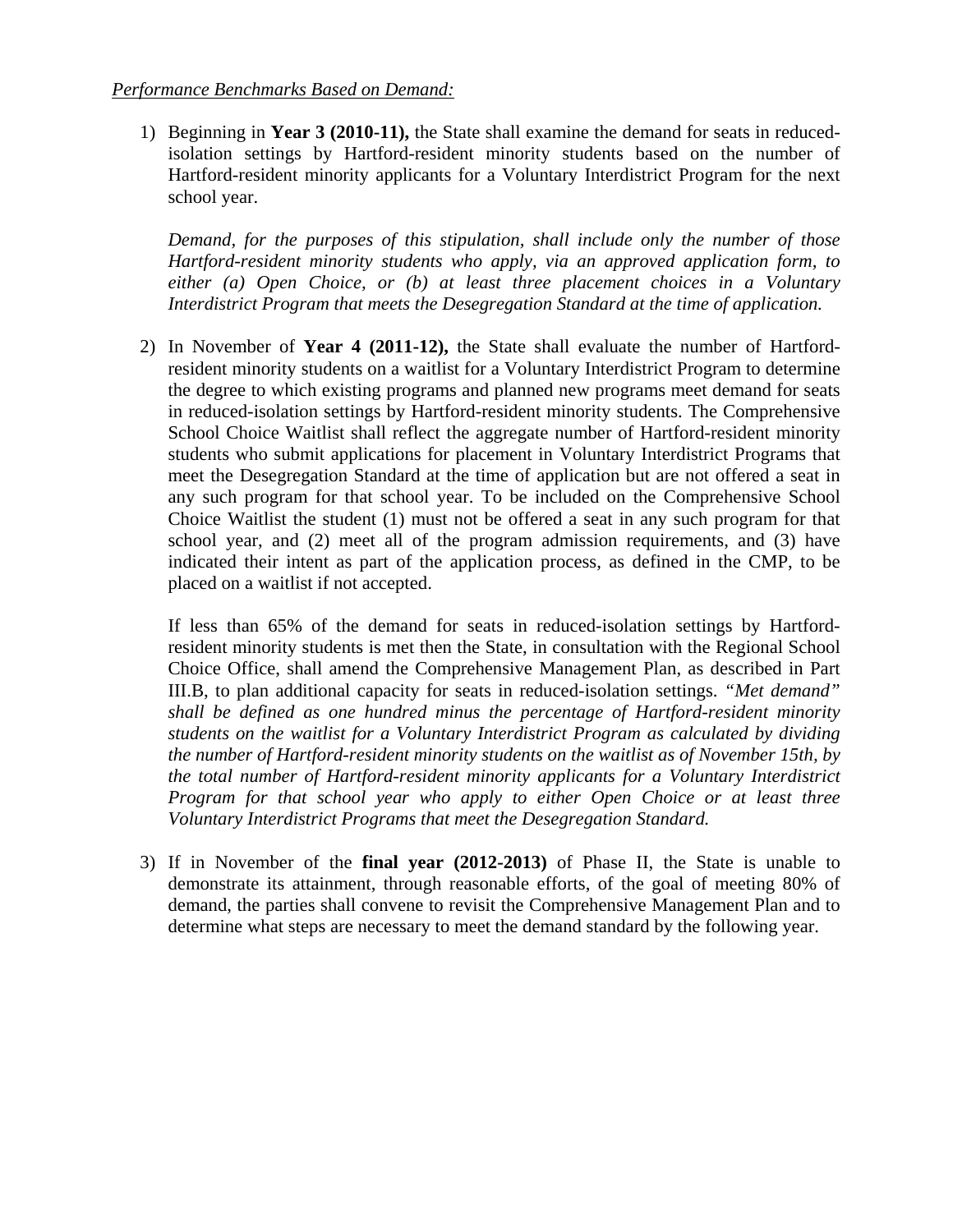*Performance Benchmarks Based on Demand:*

1) Beginning in **Year 3 (2010-11),** the State shall examine the demand for seats in reduced-isolation settings by Hartford-resident minority students based on the number of Hartford-resident minority applicants for a Voluntary Interdistrict Program for the next school year.

   *Demand, for the purposes of this stipulation, shall include only the number of those Hartford-resident minority students who apply, via an approved application form, to either (a) Open Choice, or (b) at least three placement choices in a Voluntary Interdistrict Program that meets the Desegregation Standard at the time of application.*

2) In November of **Year 4 (2011-12),** the State shall evaluate the number of Hartford-resident minority students on a waitlist for a Voluntary Interdistrict Program to determine the degree to which existing programs and planned new programs meet demand for seats in reduced-isolation settings by Hartford-resident minority students. The Comprehensive School Choice Waitlist shall reflect the aggregate number of Hartford-resident minority students who submit applications for placement in Voluntary Interdistrict Programs that meet the Desegregation Standard at the time of application but are not offered a seat in any such program for that school year. To be included on the Comprehensive School Choice Waitlist the student (1) must not be offered a seat in any such program for that school year, and (2) meet all of the program admission requirements, and (3) have indicated their intent as part of the application process, as defined in the CMP, to be placed on a waitlist if not accepted.

   If less than 65% of the demand for seats in reduced-isolation settings by Hartford-resident minority students is met then the State, in consultation with the Regional School Choice Office, shall amend the Comprehensive Management Plan, as described in Part III.B, to plan additional capacity for seats in reduced-isolation settings. *"Met demand" shall be defined as one hundred minus the percentage of Hartford-resident minority students on the waitlist for a Voluntary Interdistrict Program as calculated by dividing the number of Hartford-resident minority students on the waitlist as of November 15th, by the total number of Hartford-resident minority applicants for a Voluntary Interdistrict Program for that school year who apply to either Open Choice or at least three Voluntary Interdistrict Programs that meet the Desegregation Standard.*

3) If in November of the **final year (2012-2013)** of Phase II, the State is unable to demonstrate its attainment, through reasonable efforts, of the goal of meeting 80% of demand, the parties shall convene to revisit the Comprehensive Management Plan and to determine what steps are necessary to meet the demand standard by the following year.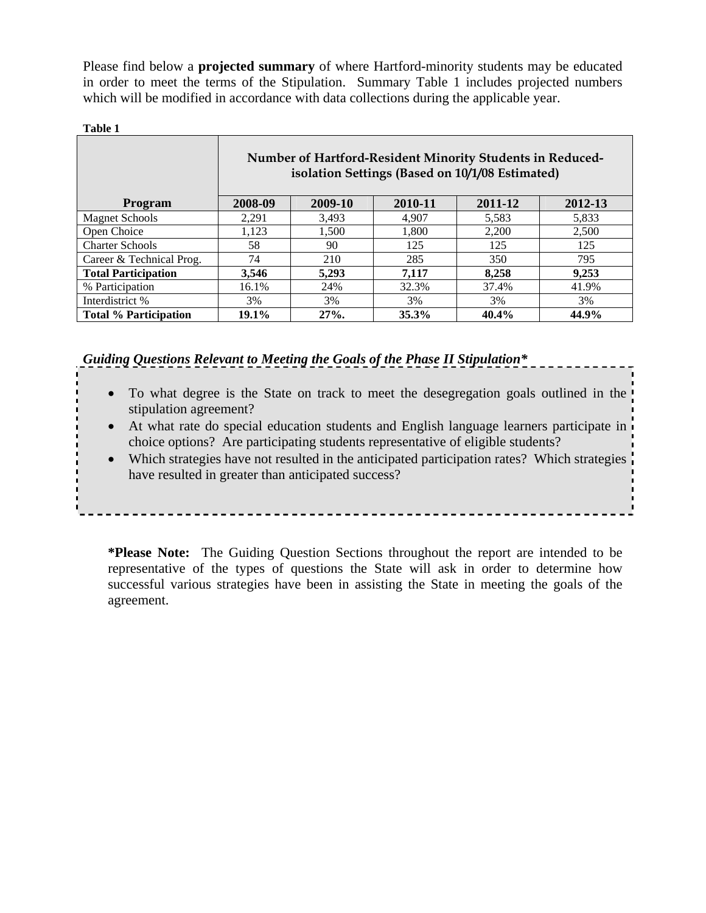Please find below a **projected summary** of where Hartford-minority students may be educated in order to meet the terms of the Stipulation. Summary Table 1 includes projected numbers which will be modified in accordance with data collections during the applicable year.

**Table 1**

| | Number of Hartford-Resident Minority Students in Reduced-isolation Settings (Based on 10/1/08 Estimated) | | | | |
|---|---|---|---|---|---|
| **Program** | **2008-09** | **2009-10** | **2010-11** | **2011-12** | **2012-13** |
| Magnet Schools | 2,291 | 3,493 | 4,907 | 5,583 | 5,833 |
| Open Choice | 1,123 | 1,500 | 1,800 | 2,200 | 2,500 |
| Charter Schools | 58 | 90 | 125 | 125 | 125 |
| Career & Technical Prog. | 74 | 210 | 285 | 350 | 795 |
| **Total Participation** | **3,546** | **5,293** | **7,117** | **8,258** | **9,253** |
| % Participation | 16.1% | 24% | 32.3% | 37.4% | 41.9% |
| Interdistrict % | 3% | 3% | 3% | 3% | 3% |
| **Total % Participation** | **19.1%** | **27%.** | **35.3%** | **40.4%** | **44.9%** |

***Guiding Questions Relevant to Meeting the Goals of the Phase II Stipulation****

- To what degree is the State on track to meet the desegregation goals outlined in the stipulation agreement?
- At what rate do special education students and English language learners participate in choice options? Are participating students representative of eligible students?
- Which strategies have not resulted in the anticipated participation rates? Which strategies have resulted in greater than anticipated success?

**\*Please Note:** The Guiding Question Sections throughout the report are intended to be representative of the types of questions the State will ask in order to determine how successful various strategies have been in assisting the State in meeting the goals of the agreement.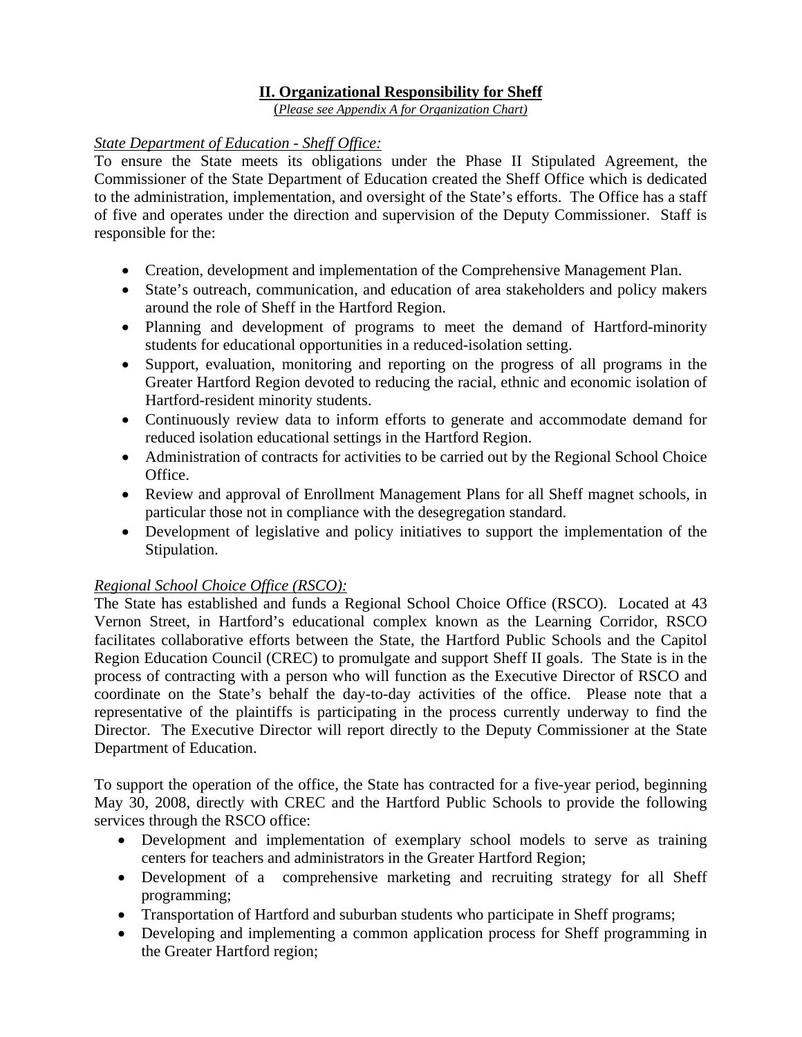## II. Organizational Responsibility for Sheff

(*Please see Appendix A for Organization Chart)*

*State Department of Education - Sheff Office:*

To ensure the State meets its obligations under the Phase II Stipulated Agreement, the Commissioner of the State Department of Education created the Sheff Office which is dedicated to the administration, implementation, and oversight of the State's efforts. The Office has a staff of five and operates under the direction and supervision of the Deputy Commissioner. Staff is responsible for the:

- Creation, development and implementation of the Comprehensive Management Plan.
- State's outreach, communication, and education of area stakeholders and policy makers around the role of Sheff in the Hartford Region.
- Planning and development of programs to meet the demand of Hartford-minority students for educational opportunities in a reduced-isolation setting.
- Support, evaluation, monitoring and reporting on the progress of all programs in the Greater Hartford Region devoted to reducing the racial, ethnic and economic isolation of Hartford-resident minority students.
- Continuously review data to inform efforts to generate and accommodate demand for reduced isolation educational settings in the Hartford Region.
- Administration of contracts for activities to be carried out by the Regional School Choice Office.
- Review and approval of Enrollment Management Plans for all Sheff magnet schools, in particular those not in compliance with the desegregation standard.
- Development of legislative and policy initiatives to support the implementation of the Stipulation.

*Regional School Choice Office (RSCO):*

The State has established and funds a Regional School Choice Office (RSCO). Located at 43 Vernon Street, in Hartford's educational complex known as the Learning Corridor, RSCO facilitates collaborative efforts between the State, the Hartford Public Schools and the Capitol Region Education Council (CREC) to promulgate and support Sheff II goals. The State is in the process of contracting with a person who will function as the Executive Director of RSCO and coordinate on the State's behalf the day-to-day activities of the office. Please note that a representative of the plaintiffs is participating in the process currently underway to find the Director. The Executive Director will report directly to the Deputy Commissioner at the State Department of Education.

To support the operation of the office, the State has contracted for a five-year period, beginning May 30, 2008, directly with CREC and the Hartford Public Schools to provide the following services through the RSCO office:

- Development and implementation of exemplary school models to serve as training centers for teachers and administrators in the Greater Hartford Region;
- Development of a comprehensive marketing and recruiting strategy for all Sheff programming;
- Transportation of Hartford and suburban students who participate in Sheff programs;
- Developing and implementing a common application process for Sheff programming in the Greater Hartford region;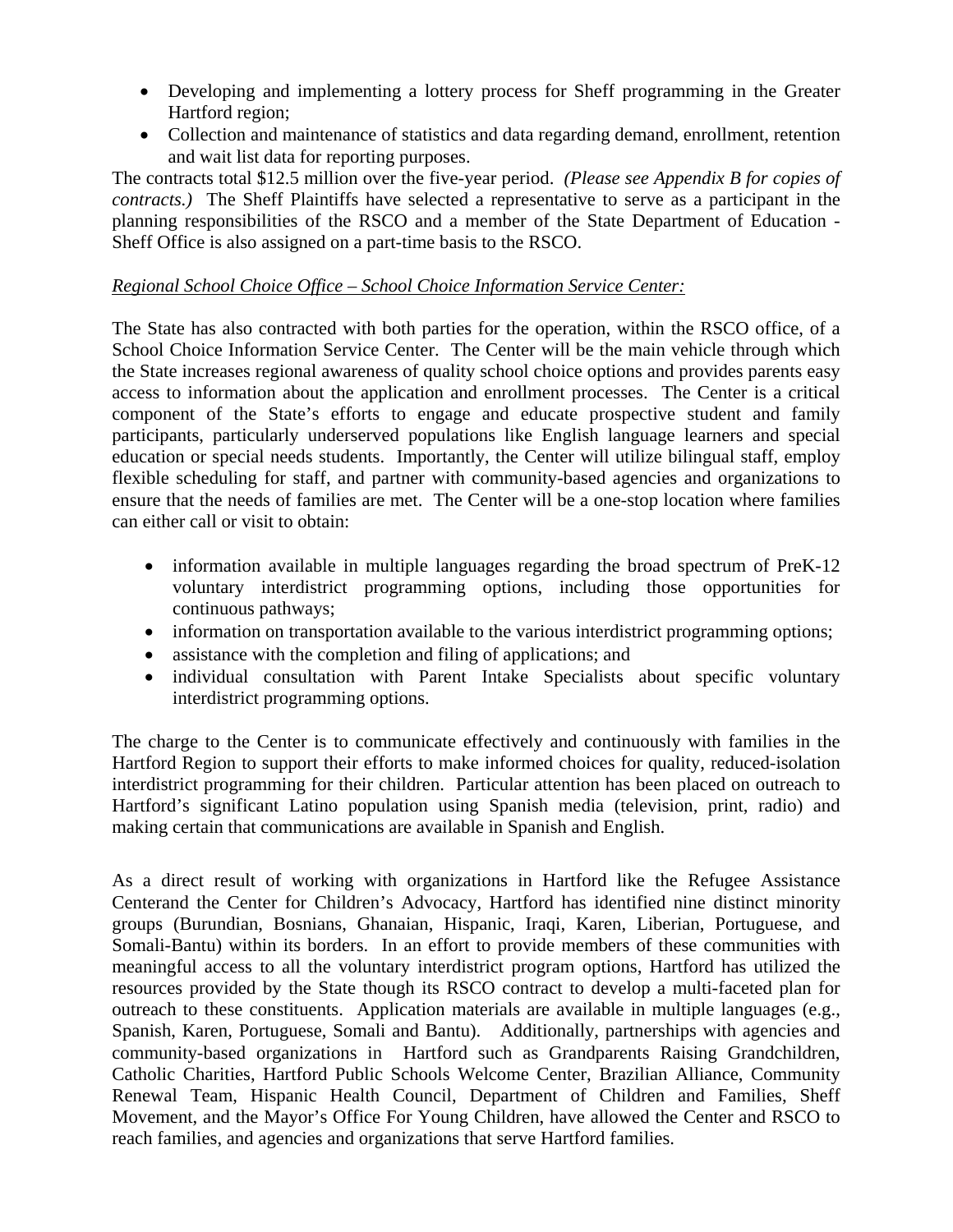- Developing and implementing a lottery process for Sheff programming in the Greater Hartford region;
- Collection and maintenance of statistics and data regarding demand, enrollment, retention and wait list data for reporting purposes.

The contracts total $12.5 million over the five-year period. *(Please see Appendix B for copies of contracts.)* The Sheff Plaintiffs have selected a representative to serve as a participant in the planning responsibilities of the RSCO and a member of the State Department of Education - Sheff Office is also assigned on a part-time basis to the RSCO.

*Regional School Choice Office – School Choice Information Service Center:*

The State has also contracted with both parties for the operation, within the RSCO office, of a School Choice Information Service Center. The Center will be the main vehicle through which the State increases regional awareness of quality school choice options and provides parents easy access to information about the application and enrollment processes. The Center is a critical component of the State's efforts to engage and educate prospective student and family participants, particularly underserved populations like English language learners and special education or special needs students. Importantly, the Center will utilize bilingual staff, employ flexible scheduling for staff, and partner with community-based agencies and organizations to ensure that the needs of families are met. The Center will be a one-stop location where families can either call or visit to obtain:

- information available in multiple languages regarding the broad spectrum of PreK-12 voluntary interdistrict programming options, including those opportunities for continuous pathways;
- information on transportation available to the various interdistrict programming options;
- assistance with the completion and filing of applications; and
- individual consultation with Parent Intake Specialists about specific voluntary interdistrict programming options.

The charge to the Center is to communicate effectively and continuously with families in the Hartford Region to support their efforts to make informed choices for quality, reduced-isolation interdistrict programming for their children. Particular attention has been placed on outreach to Hartford's significant Latino population using Spanish media (television, print, radio) and making certain that communications are available in Spanish and English.

As a direct result of working with organizations in Hartford like the Refugee Assistance Centerand the Center for Children's Advocacy, Hartford has identified nine distinct minority groups (Burundian, Bosnians, Ghanaian, Hispanic, Iraqi, Karen, Liberian, Portuguese, and Somali-Bantu) within its borders. In an effort to provide members of these communities with meaningful access to all the voluntary interdistrict program options, Hartford has utilized the resources provided by the State though its RSCO contract to develop a multi-faceted plan for outreach to these constituents. Application materials are available in multiple languages (e.g., Spanish, Karen, Portuguese, Somali and Bantu). Additionally, partnerships with agencies and community-based organizations in Hartford such as Grandparents Raising Grandchildren, Catholic Charities, Hartford Public Schools Welcome Center, Brazilian Alliance, Community Renewal Team, Hispanic Health Council, Department of Children and Families, Sheff Movement, and the Mayor's Office For Young Children, have allowed the Center and RSCO to reach families, and agencies and organizations that serve Hartford families.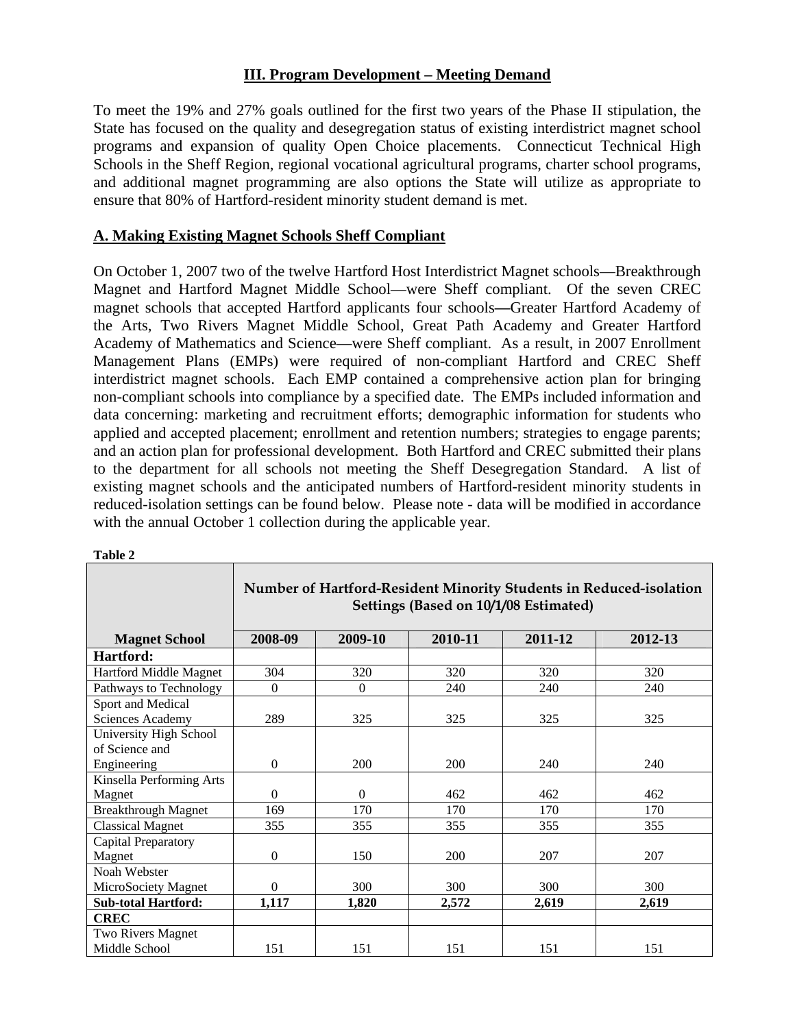## III. Program Development – Meeting Demand

To meet the 19% and 27% goals outlined for the first two years of the Phase II stipulation, the State has focused on the quality and desegregation status of existing interdistrict magnet school programs and expansion of quality Open Choice placements. Connecticut Technical High Schools in the Sheff Region, regional vocational agricultural programs, charter school programs, and additional magnet programming are also options the State will utilize as appropriate to ensure that 80% of Hartford-resident minority student demand is met.

### A. Making Existing Magnet Schools Sheff Compliant

On October 1, 2007 two of the twelve Hartford Host Interdistrict Magnet schools—Breakthrough Magnet and Hartford Magnet Middle School—were Sheff compliant. Of the seven CREC magnet schools that accepted Hartford applicants four schools—Greater Hartford Academy of the Arts, Two Rivers Magnet Middle School, Great Path Academy and Greater Hartford Academy of Mathematics and Science—were Sheff compliant. As a result, in 2007 Enrollment Management Plans (EMPs) were required of non-compliant Hartford and CREC Sheff interdistrict magnet schools. Each EMP contained a comprehensive action plan for bringing non-compliant schools into compliance by a specified date. The EMPs included information and data concerning: marketing and recruitment efforts; demographic information for students who applied and accepted placement; enrollment and retention numbers; strategies to engage parents; and an action plan for professional development. Both Hartford and CREC submitted their plans to the department for all schools not meeting the Sheff Desegregation Standard. A list of existing magnet schools and the anticipated numbers of Hartford-resident minority students in reduced-isolation settings can be found below. Please note - data will be modified in accordance with the annual October 1 collection during the applicable year.

**Table 2**

| | Number of Hartford-Resident Minority Students in Reduced-isolation Settings (Based on 10/1/08 Estimated) | | | | |
|---|---|---|---|---|---|
| **Magnet School** | **2008-09** | **2009-10** | **2010-11** | **2011-12** | **2012-13** |
| **Hartford:** | | | | | |
| Hartford Middle Magnet | 304 | 320 | 320 | 320 | 320 |
| Pathways to Technology | 0 | 0 | 240 | 240 | 240 |
| Sport and Medical Sciences Academy | 289 | 325 | 325 | 325 | 325 |
| University High School of Science and Engineering | 0 | 200 | 200 | 240 | 240 |
| Kinsella Performing Arts Magnet | 0 | 0 | 462 | 462 | 462 |
| Breakthrough Magnet | 169 | 170 | 170 | 170 | 170 |
| Classical Magnet | 355 | 355 | 355 | 355 | 355 |
| Capital Preparatory Magnet | 0 | 150 | 200 | 207 | 207 |
| Noah Webster MicroSociety Magnet | 0 | 300 | 300 | 300 | 300 |
| **Sub-total Hartford:** | **1,117** | **1,820** | **2,572** | **2,619** | **2,619** |
| **CREC** | | | | | |
| Two Rivers Magnet Middle School | 151 | 151 | 151 | 151 | 151 |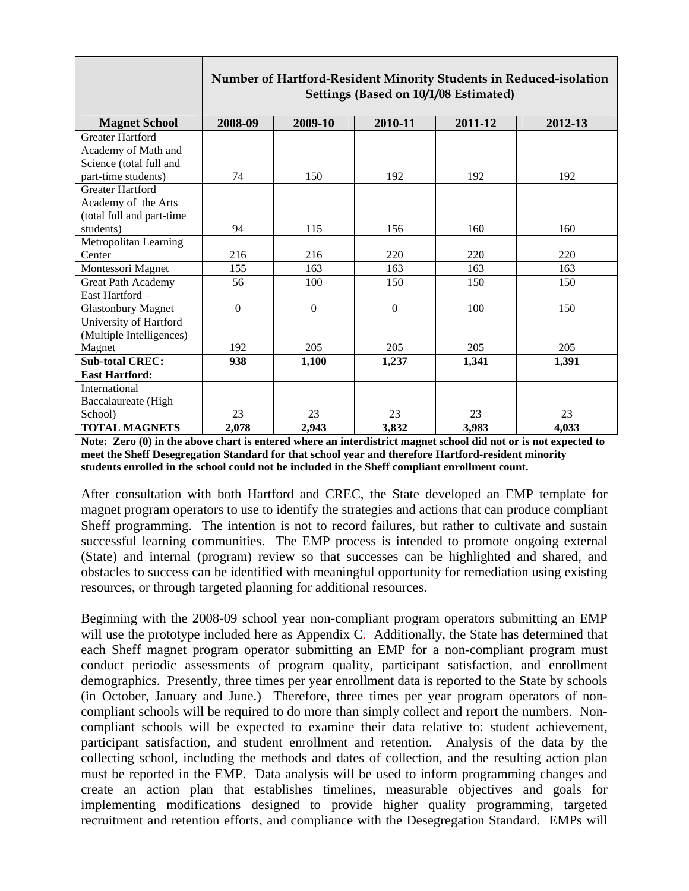| Magnet School | Number of Hartford-Resident Minority Students in Reduced-isolation Settings (Based on 10/1/08 Estimated) | | | | |
|---|---|---|---|---|---|
| | 2008-09 | 2009-10 | 2010-11 | 2011-12 | 2012-13 |
| Greater Hartford Academy of Math and Science (total full and part-time students) | 74 | 150 | 192 | 192 | 192 |
| Greater Hartford Academy of the Arts (total full and part-time students) | 94 | 115 | 156 | 160 | 160 |
| Metropolitan Learning Center | 216 | 216 | 220 | 220 | 220 |
| Montessori Magnet | 155 | 163 | 163 | 163 | 163 |
| Great Path Academy | 56 | 100 | 150 | 150 | 150 |
| East Hartford – Glastonbury Magnet | 0 | 0 | 0 | 100 | 150 |
| University of Hartford (Multiple Intelligences) Magnet | 192 | 205 | 205 | 205 | 205 |
| **Sub-total CREC:** | **938** | **1,100** | **1,237** | **1,341** | **1,391** |
| **East Hartford:** | | | | | |
| International Baccalaureate (High School) | 23 | 23 | 23 | 23 | 23 |
| **TOTAL MAGNETS** | **2,078** | **2,943** | **3,832** | **3,983** | **4,033** |

**Note: Zero (0) in the above chart is entered where an interdistrict magnet school did not or is not expected to meet the Sheff Desegregation Standard for that school year and therefore Hartford-resident minority students enrolled in the school could not be included in the Sheff compliant enrollment count.**

After consultation with both Hartford and CREC, the State developed an EMP template for magnet program operators to use to identify the strategies and actions that can produce compliant Sheff programming. The intention is not to record failures, but rather to cultivate and sustain successful learning communities. The EMP process is intended to promote ongoing external (State) and internal (program) review so that successes can be highlighted and shared, and obstacles to success can be identified with meaningful opportunity for remediation using existing resources, or through targeted planning for additional resources.

Beginning with the 2008-09 school year non-compliant program operators submitting an EMP will use the prototype included here as Appendix C. Additionally, the State has determined that each Sheff magnet program operator submitting an EMP for a non-compliant program must conduct periodic assessments of program quality, participant satisfaction, and enrollment demographics. Presently, three times per year enrollment data is reported to the State by schools (in October, January and June.) Therefore, three times per year program operators of non-compliant schools will be required to do more than simply collect and report the numbers. Non-compliant schools will be expected to examine their data relative to: student achievement, participant satisfaction, and student enrollment and retention. Analysis of the data by the collecting school, including the methods and dates of collection, and the resulting action plan must be reported in the EMP. Data analysis will be used to inform programming changes and create an action plan that establishes timelines, measurable objectives and goals for implementing modifications designed to provide higher quality programming, targeted recruitment and retention efforts, and compliance with the Desegregation Standard. EMPs will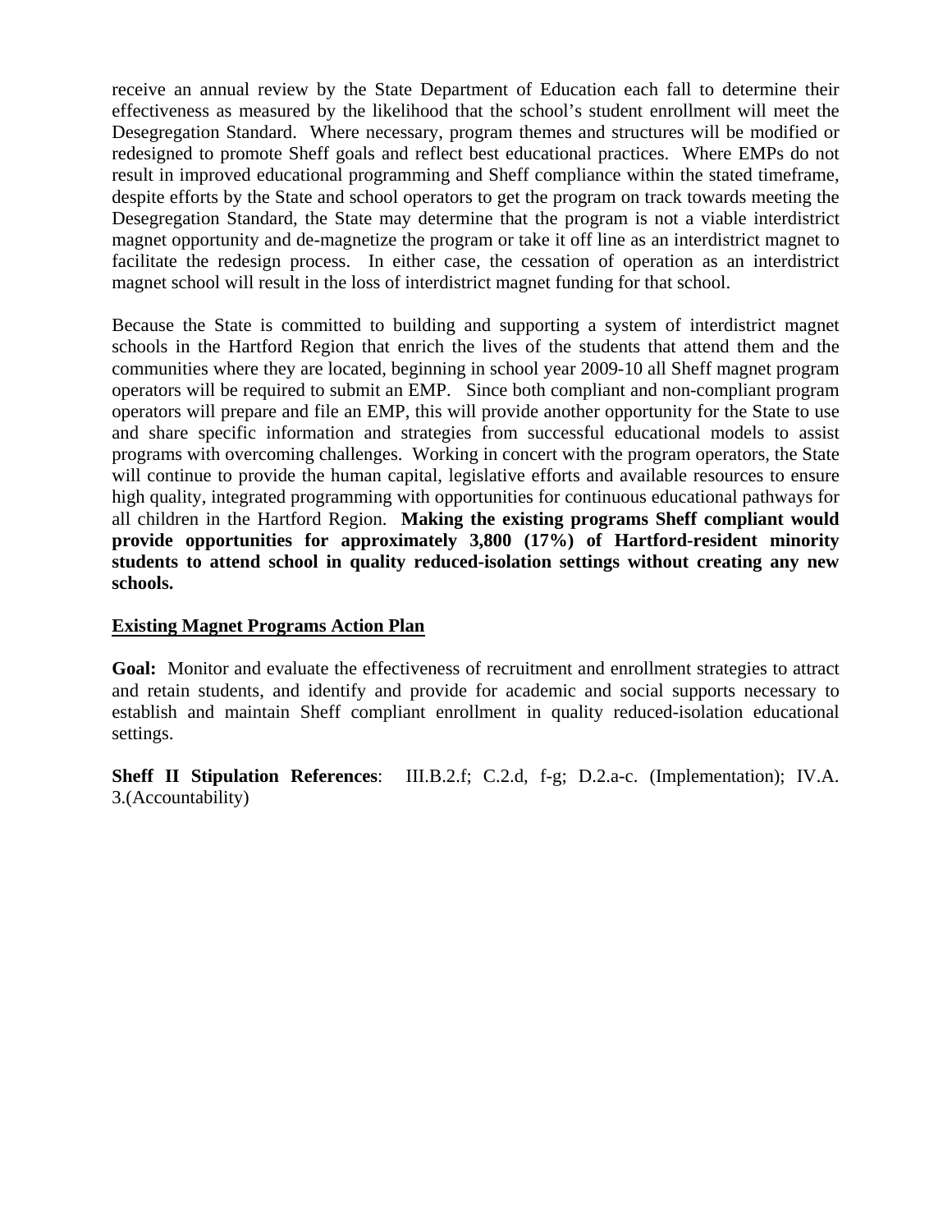receive an annual review by the State Department of Education each fall to determine their effectiveness as measured by the likelihood that the school's student enrollment will meet the Desegregation Standard. Where necessary, program themes and structures will be modified or redesigned to promote Sheff goals and reflect best educational practices. Where EMPs do not result in improved educational programming and Sheff compliance within the stated timeframe, despite efforts by the State and school operators to get the program on track towards meeting the Desegregation Standard, the State may determine that the program is not a viable interdistrict magnet opportunity and de-magnetize the program or take it off line as an interdistrict magnet to facilitate the redesign process. In either case, the cessation of operation as an interdistrict magnet school will result in the loss of interdistrict magnet funding for that school.

Because the State is committed to building and supporting a system of interdistrict magnet schools in the Hartford Region that enrich the lives of the students that attend them and the communities where they are located, beginning in school year 2009-10 all Sheff magnet program operators will be required to submit an EMP. Since both compliant and non-compliant program operators will prepare and file an EMP, this will provide another opportunity for the State to use and share specific information and strategies from successful educational models to assist programs with overcoming challenges. Working in concert with the program operators, the State will continue to provide the human capital, legislative efforts and available resources to ensure high quality, integrated programming with opportunities for continuous educational pathways for all children in the Hartford Region. **Making the existing programs Sheff compliant would provide opportunities for approximately 3,800 (17%) of Hartford-resident minority students to attend school in quality reduced-isolation settings without creating any new schools.**

**<u>Existing Magnet Programs Action Plan</u>**

**Goal:** Monitor and evaluate the effectiveness of recruitment and enrollment strategies to attract and retain students, and identify and provide for academic and social supports necessary to establish and maintain Sheff compliant enrollment in quality reduced-isolation educational settings.

**Sheff II Stipulation References**: III.B.2.f; C.2.d, f-g; D.2.a-c. (Implementation); IV.A. 3.(Accountability)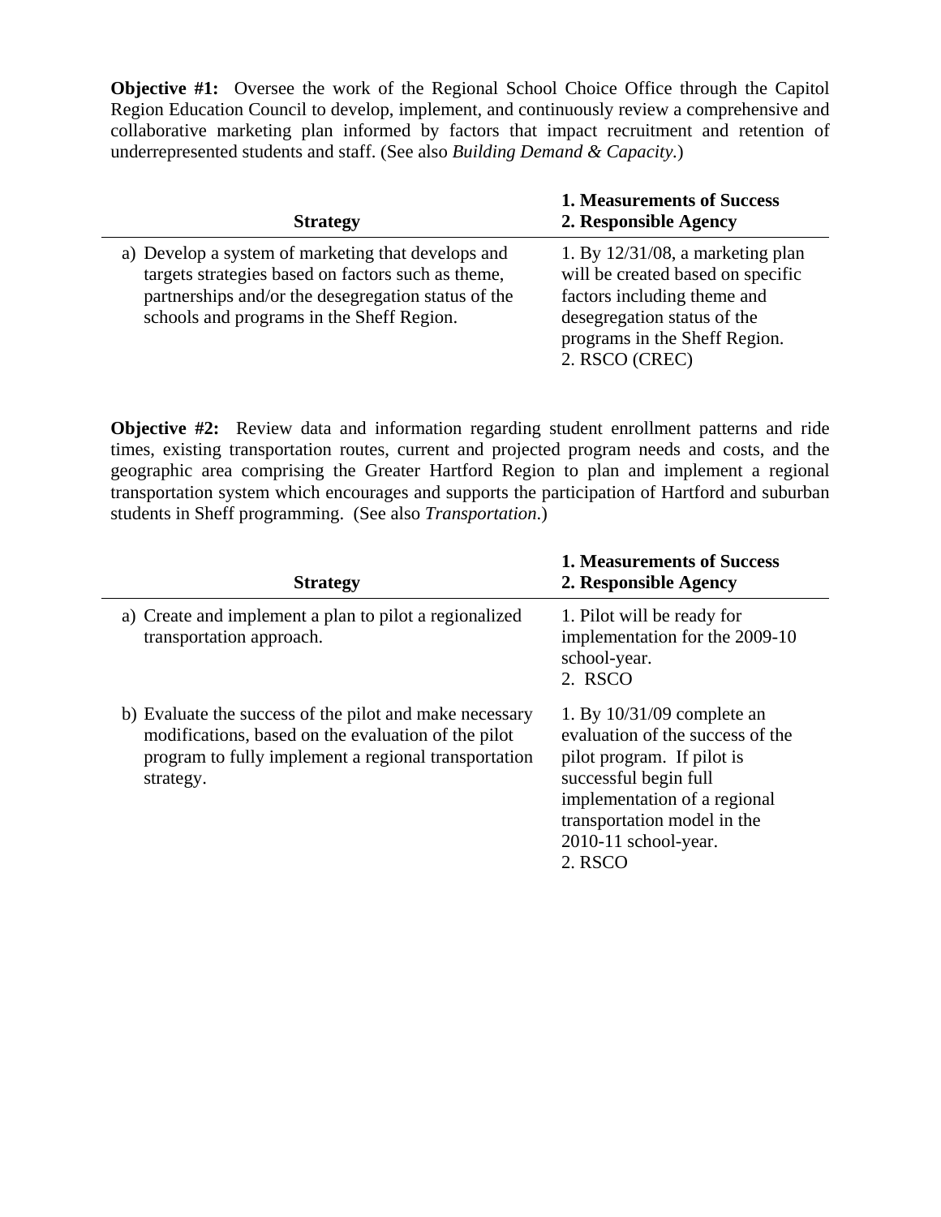**Objective #1:** Oversee the work of the Regional School Choice Office through the Capitol Region Education Council to develop, implement, and continuously review a comprehensive and collaborative marketing plan informed by factors that impact recruitment and retention of underrepresented students and staff. (See also *Building Demand & Capacity.*)

| Strategy | 1. Measurements of Success<br>2. Responsible Agency |
|---|---|
| a) Develop a system of marketing that develops and targets strategies based on factors such as theme, partnerships and/or the desegregation status of the schools and programs in the Sheff Region. | 1. By 12/31/08, a marketing plan will be created based on specific factors including theme and desegregation status of the programs in the Sheff Region.<br>2. RSCO (CREC) |

**Objective #2:** Review data and information regarding student enrollment patterns and ride times, existing transportation routes, current and projected program needs and costs, and the geographic area comprising the Greater Hartford Region to plan and implement a regional transportation system which encourages and supports the participation of Hartford and suburban students in Sheff programming. (See also *Transportation*.)

| Strategy | 1. Measurements of Success<br>2. Responsible Agency |
|---|---|
| a) Create and implement a plan to pilot a regionalized transportation approach. | 1. Pilot will be ready for implementation for the 2009-10 school-year.<br>2. RSCO |
| b) Evaluate the success of the pilot and make necessary modifications, based on the evaluation of the pilot program to fully implement a regional transportation strategy. | 1. By 10/31/09 complete an evaluation of the success of the pilot program. If pilot is successful begin full implementation of a regional transportation model in the 2010-11 school-year.<br>2. RSCO |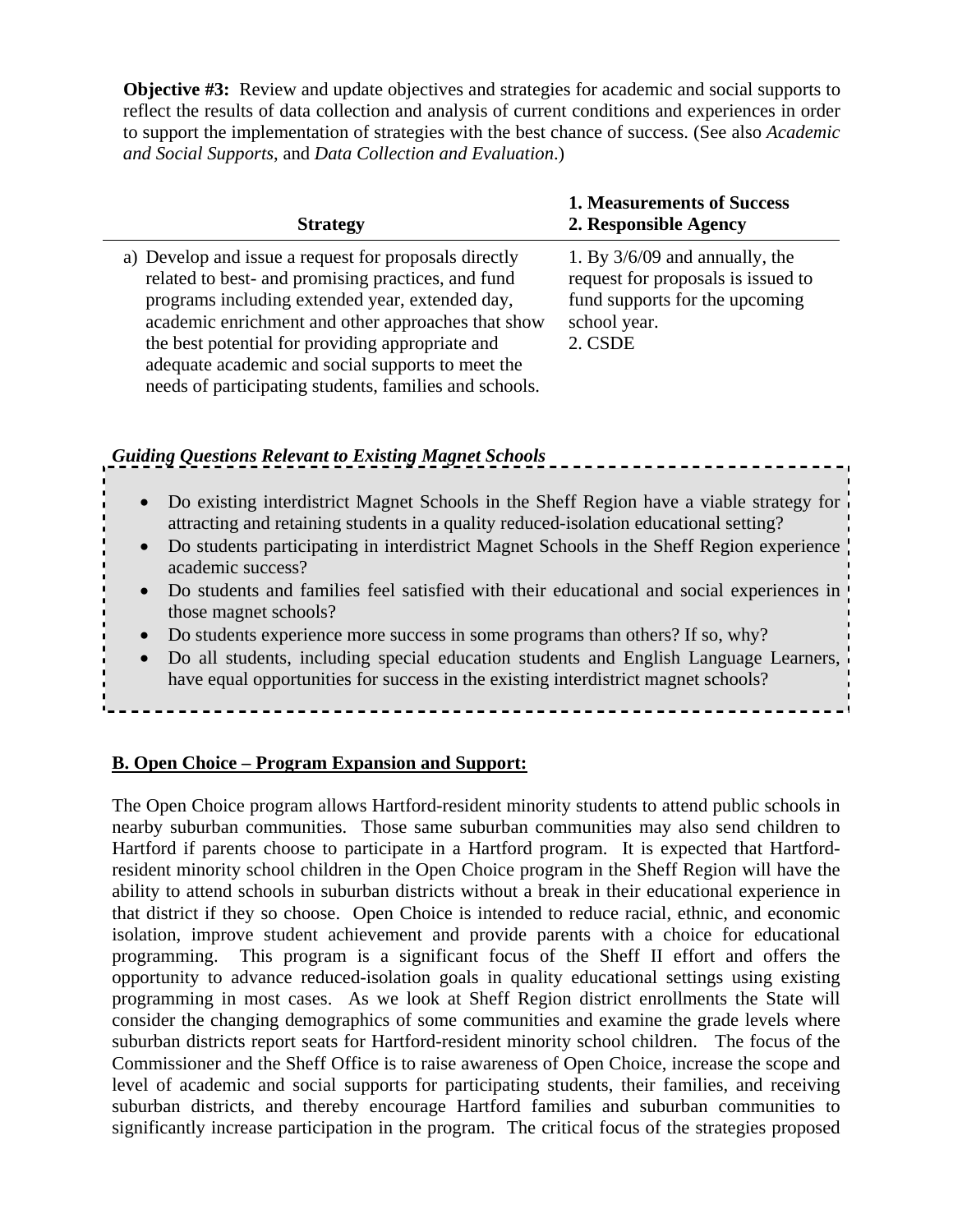**Objective #3:** Review and update objectives and strategies for academic and social supports to reflect the results of data collection and analysis of current conditions and experiences in order to support the implementation of strategies with the best chance of success. (See also *Academic and Social Supports*, and *Data Collection and Evaluation*.)

| Strategy | 1. Measurements of Success<br>2. Responsible Agency |
|---|---|
| a) Develop and issue a request for proposals directly related to best- and promising practices, and fund programs including extended year, extended day, academic enrichment and other approaches that show the best potential for providing appropriate and adequate academic and social supports to meet the needs of participating students, families and schools. | 1. By 3/6/09 and annually, the request for proposals is issued to fund supports for the upcoming school year.<br>2. CSDE |

***Guiding Questions Relevant to Existing Magnet Schools***

- Do existing interdistrict Magnet Schools in the Sheff Region have a viable strategy for attracting and retaining students in a quality reduced-isolation educational setting?
- Do students participating in interdistrict Magnet Schools in the Sheff Region experience academic success?
- Do students and families feel satisfied with their educational and social experiences in those magnet schools?
- Do students experience more success in some programs than others? If so, why?
- Do all students, including special education students and English Language Learners, have equal opportunities for success in the existing interdistrict magnet schools?

**B. Open Choice – Program Expansion and Support:**

The Open Choice program allows Hartford-resident minority students to attend public schools in nearby suburban communities. Those same suburban communities may also send children to Hartford if parents choose to participate in a Hartford program. It is expected that Hartford-resident minority school children in the Open Choice program in the Sheff Region will have the ability to attend schools in suburban districts without a break in their educational experience in that district if they so choose. Open Choice is intended to reduce racial, ethnic, and economic isolation, improve student achievement and provide parents with a choice for educational programming. This program is a significant focus of the Sheff II effort and offers the opportunity to advance reduced-isolation goals in quality educational settings using existing programming in most cases. As we look at Sheff Region district enrollments the State will consider the changing demographics of some communities and examine the grade levels where suburban districts report seats for Hartford-resident minority school children. The focus of the Commissioner and the Sheff Office is to raise awareness of Open Choice, increase the scope and level of academic and social supports for participating students, their families, and receiving suburban districts, and thereby encourage Hartford families and suburban communities to significantly increase participation in the program. The critical focus of the strategies proposed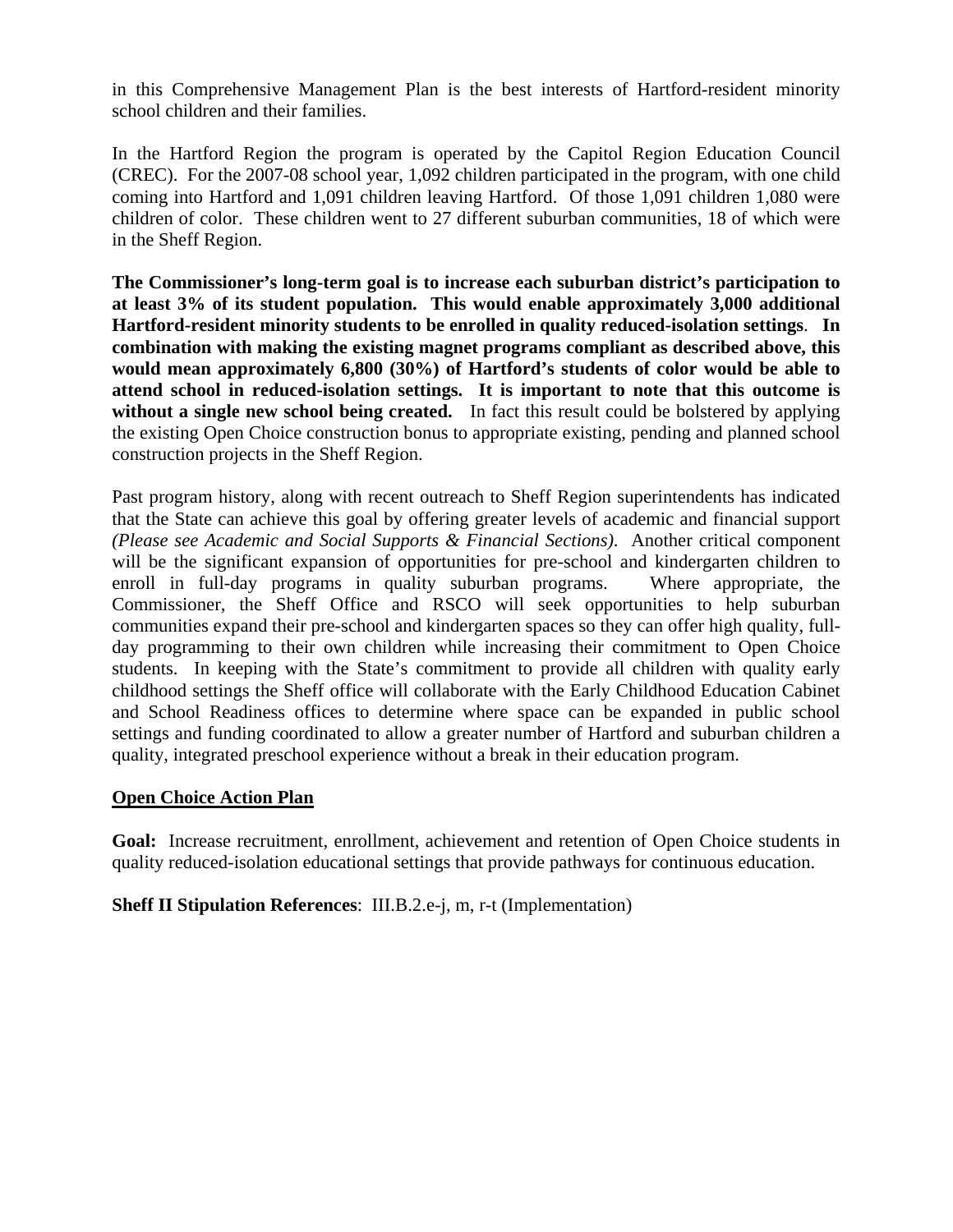in this Comprehensive Management Plan is the best interests of Hartford-resident minority school children and their families.

In the Hartford Region the program is operated by the Capitol Region Education Council (CREC). For the 2007-08 school year, 1,092 children participated in the program, with one child coming into Hartford and 1,091 children leaving Hartford. Of those 1,091 children 1,080 were children of color. These children went to 27 different suburban communities, 18 of which were in the Sheff Region.

**The Commissioner's long-term goal is to increase each suburban district's participation to at least 3% of its student population. This would enable approximately 3,000 additional Hartford-resident minority students to be enrolled in quality reduced-isolation settings. In combination with making the existing magnet programs compliant as described above, this would mean approximately 6,800 (30%) of Hartford's students of color would be able to attend school in reduced-isolation settings. It is important to note that this outcome is without a single new school being created.** In fact this result could be bolstered by applying the existing Open Choice construction bonus to appropriate existing, pending and planned school construction projects in the Sheff Region.

Past program history, along with recent outreach to Sheff Region superintendents has indicated that the State can achieve this goal by offering greater levels of academic and financial support *(Please see Academic and Social Supports & Financial Sections)*. Another critical component will be the significant expansion of opportunities for pre-school and kindergarten children to enroll in full-day programs in quality suburban programs. Where appropriate, the Commissioner, the Sheff Office and RSCO will seek opportunities to help suburban communities expand their pre-school and kindergarten spaces so they can offer high quality, full-day programming to their own children while increasing their commitment to Open Choice students. In keeping with the State's commitment to provide all children with quality early childhood settings the Sheff office will collaborate with the Early Childhood Education Cabinet and School Readiness offices to determine where space can be expanded in public school settings and funding coordinated to allow a greater number of Hartford and suburban children a quality, integrated preschool experience without a break in their education program.

## Open Choice Action Plan

**Goal:** Increase recruitment, enrollment, achievement and retention of Open Choice students in quality reduced-isolation educational settings that provide pathways for continuous education.

**Sheff II Stipulation References**: III.B.2.e-j, m, r-t (Implementation)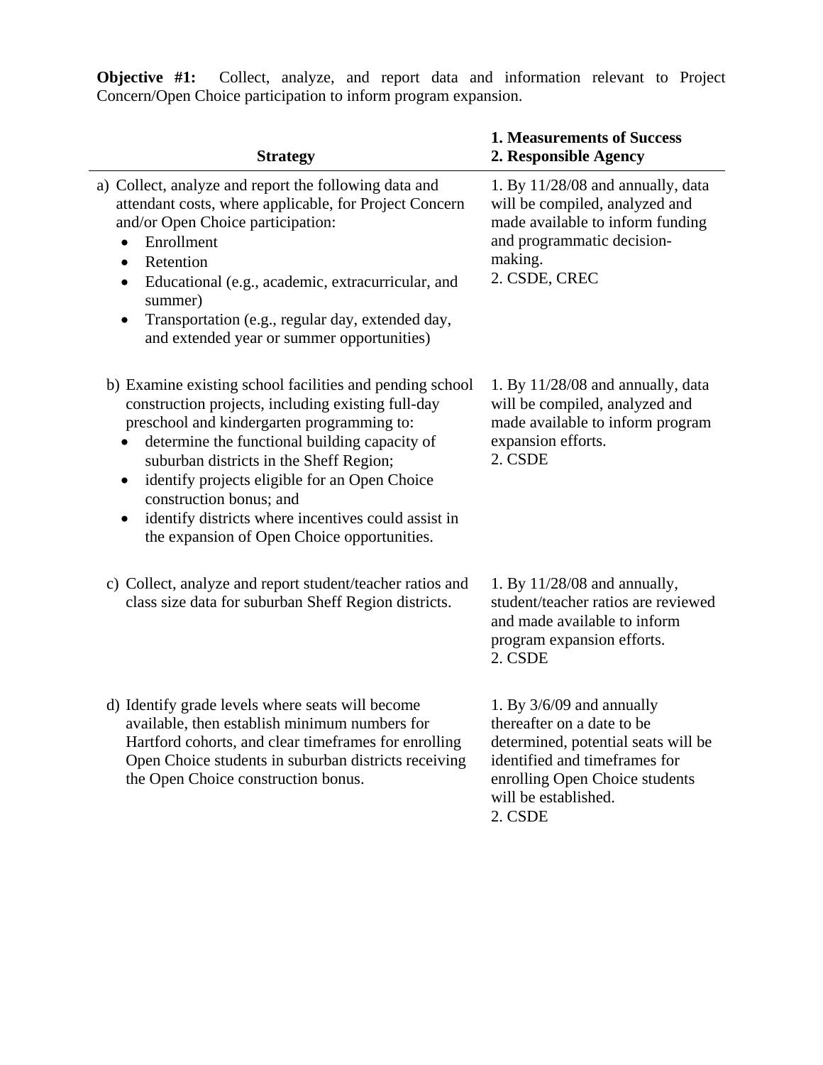**Objective #1:** Collect, analyze, and report data and information relevant to Project Concern/Open Choice participation to inform program expansion.

| Strategy | 1. Measurements of Success<br>2. Responsible Agency |
|---|---|
| a) Collect, analyze and report the following data and attendant costs, where applicable, for Project Concern and/or Open Choice participation:<br>• Enrollment<br>• Retention<br>• Educational (e.g., academic, extracurricular, and summer)<br>• Transportation (e.g., regular day, extended day, and extended year or summer opportunities) | 1. By 11/28/08 and annually, data will be compiled, analyzed and made available to inform funding and programmatic decision-making.<br>2. CSDE, CREC |
| b) Examine existing school facilities and pending school construction projects, including existing full-day preschool and kindergarten programming to:<br>• determine the functional building capacity of suburban districts in the Sheff Region;<br>• identify projects eligible for an Open Choice construction bonus; and<br>• identify districts where incentives could assist in the expansion of Open Choice opportunities. | 1. By 11/28/08 and annually, data will be compiled, analyzed and made available to inform program expansion efforts.<br>2. CSDE |
| c) Collect, analyze and report student/teacher ratios and class size data for suburban Sheff Region districts. | 1. By 11/28/08 and annually, student/teacher ratios are reviewed and made available to inform program expansion efforts.<br>2. CSDE |
| d) Identify grade levels where seats will become available, then establish minimum numbers for Hartford cohorts, and clear timeframes for enrolling Open Choice students in suburban districts receiving the Open Choice construction bonus. | 1. By 3/6/09 and annually thereafter on a date to be determined, potential seats will be identified and timeframes for enrolling Open Choice students will be established.<br>2. CSDE |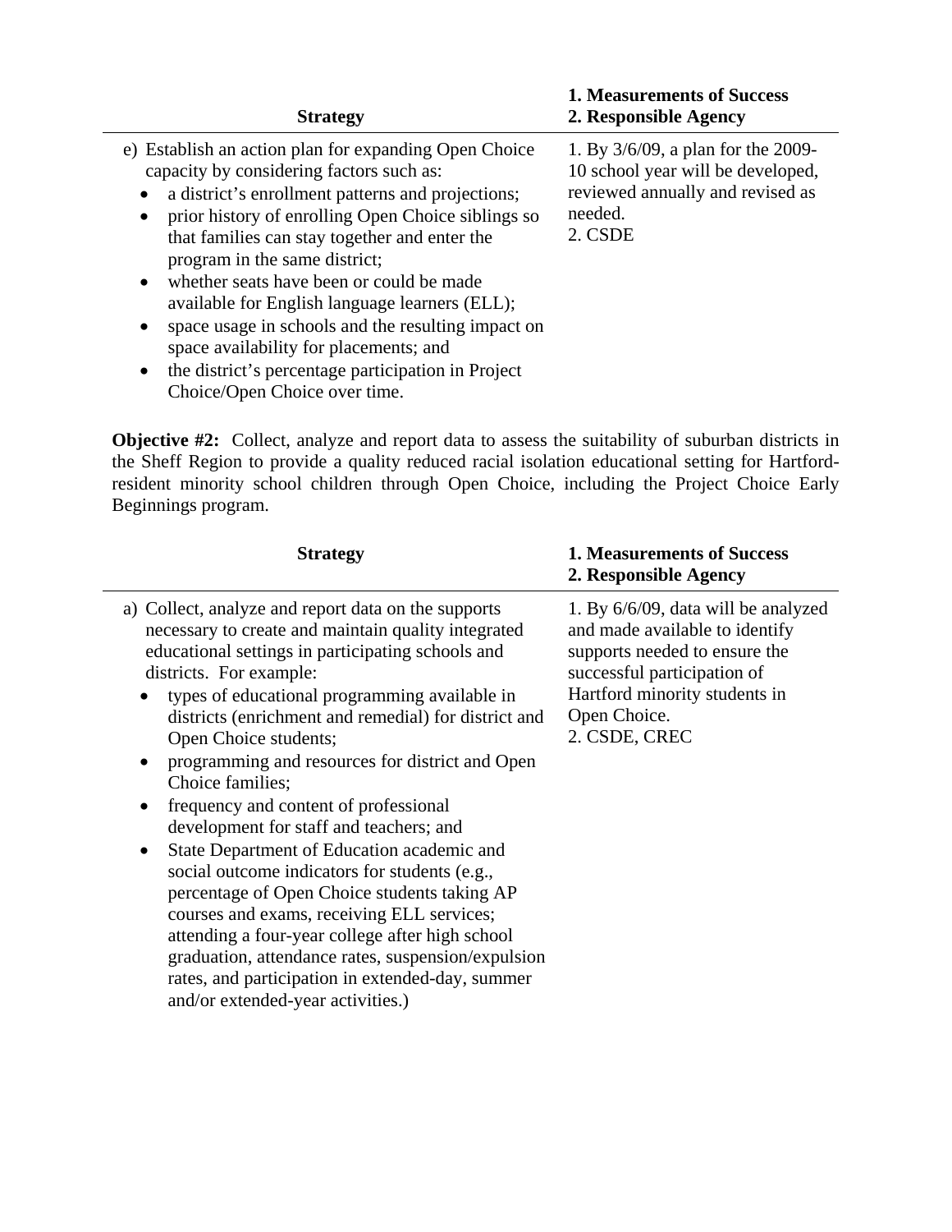| Strategy | 1. Measurements of Success<br>2. Responsible Agency |
|---|---|
| e) Establish an action plan for expanding Open Choice capacity by considering factors such as:<br>• a district's enrollment patterns and projections;<br>• prior history of enrolling Open Choice siblings so that families can stay together and enter the program in the same district;<br>• whether seats have been or could be made available for English language learners (ELL);<br>• space usage in schools and the resulting impact on space availability for placements; and<br>• the district's percentage participation in Project Choice/Open Choice over time. | 1. By 3/6/09, a plan for the 2009-10 school year will be developed, reviewed annually and revised as needed.<br>2. CSDE |

**Objective #2:** Collect, analyze and report data to assess the suitability of suburban districts in the Sheff Region to provide a quality reduced racial isolation educational setting for Hartford-resident minority school children through Open Choice, including the Project Choice Early Beginnings program.

| Strategy | 1. Measurements of Success<br>2. Responsible Agency |
|---|---|
| a) Collect, analyze and report data on the supports necessary to create and maintain quality integrated educational settings in participating schools and districts. For example:<br>• types of educational programming available in districts (enrichment and remedial) for district and Open Choice students;<br>• programming and resources for district and Open Choice families;<br>• frequency and content of professional development for staff and teachers; and<br>• State Department of Education academic and social outcome indicators for students (e.g., percentage of Open Choice students taking AP courses and exams, receiving ELL services; attending a four-year college after high school graduation, attendance rates, suspension/expulsion rates, and participation in extended-day, summer and/or extended-year activities.) | 1. By 6/6/09, data will be analyzed and made available to identify supports needed to ensure the successful participation of Hartford minority students in Open Choice.<br>2. CSDE, CREC |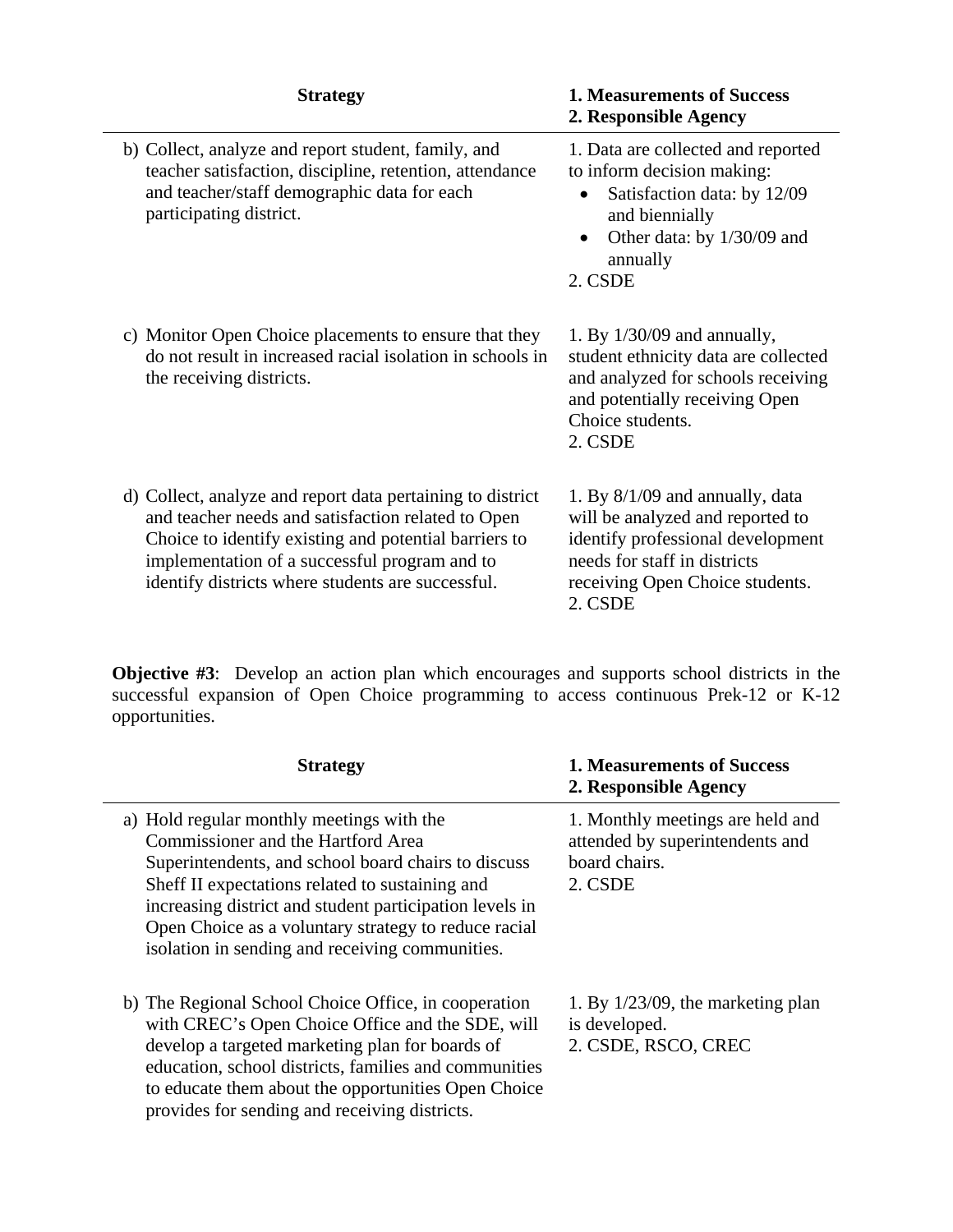| Strategy | 1. Measurements of Success<br>2. Responsible Agency |
|---|---|
| b) Collect, analyze and report student, family, and teacher satisfaction, discipline, retention, attendance and teacher/staff demographic data for each participating district. | 1. Data are collected and reported to inform decision making:<br>• Satisfaction data: by 12/09 and biennially<br>• Other data: by 1/30/09 and annually<br>2. CSDE |
| c) Monitor Open Choice placements to ensure that they do not result in increased racial isolation in schools in the receiving districts. | 1. By 1/30/09 and annually, student ethnicity data are collected and analyzed for schools receiving and potentially receiving Open Choice students.<br>2. CSDE |
| d) Collect, analyze and report data pertaining to district and teacher needs and satisfaction related to Open Choice to identify existing and potential barriers to implementation of a successful program and to identify districts where students are successful. | 1. By 8/1/09 and annually, data will be analyzed and reported to identify professional development needs for staff in districts receiving Open Choice students.<br>2. CSDE |

**Objective #3**: Develop an action plan which encourages and supports school districts in the successful expansion of Open Choice programming to access continuous Prek-12 or K-12 opportunities.

| Strategy | 1. Measurements of Success<br>2. Responsible Agency |
|---|---|
| a) Hold regular monthly meetings with the Commissioner and the Hartford Area Superintendents, and school board chairs to discuss Sheff II expectations related to sustaining and increasing district and student participation levels in Open Choice as a voluntary strategy to reduce racial isolation in sending and receiving communities. | 1. Monthly meetings are held and attended by superintendents and board chairs.<br>2. CSDE |
| b) The Regional School Choice Office, in cooperation with CREC's Open Choice Office and the SDE, will develop a targeted marketing plan for boards of education, school districts, families and communities to educate them about the opportunities Open Choice provides for sending and receiving districts. | 1. By 1/23/09, the marketing plan is developed.<br>2. CSDE, RSCO, CREC |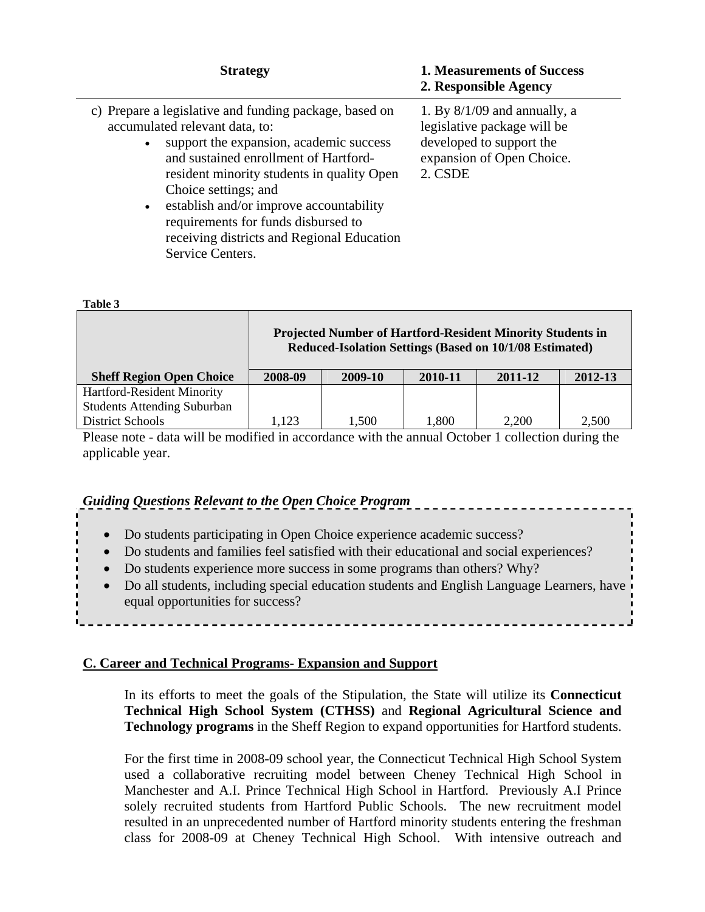| Strategy | 1. Measurements of Success<br>2. Responsible Agency |
|---|---|
| c) Prepare a legislative and funding package, based on accumulated relevant data, to:<br>• support the expansion, academic success and sustained enrollment of Hartford-resident minority students in quality Open Choice settings; and<br>• establish and/or improve accountability requirements for funds disbursed to receiving districts and Regional Education Service Centers. | 1. By 8/1/09 and annually, a legislative package will be developed to support the expansion of Open Choice.<br>2. CSDE |

**Table 3**

| | Projected Number of Hartford-Resident Minority Students in Reduced-Isolation Settings (Based on 10/1/08 Estimated) | | | | |
|---|---|---|---|---|---|
| **Sheff Region Open Choice** | **2008-09** | **2009-10** | **2010-11** | **2011-12** | **2012-13** |
| Hartford-Resident Minority Students Attending Suburban District Schools | 1,123 | 1,500 | 1,800 | 2,200 | 2,500 |

Please note - data will be modified in accordance with the annual October 1 collection during the applicable year.

***Guiding Questions Relevant to the Open Choice Program***

- Do students participating in Open Choice experience academic success?
- Do students and families feel satisfied with their educational and social experiences?
- Do students experience more success in some programs than others? Why?
- Do all students, including special education students and English Language Learners, have equal opportunities for success?

## C. Career and Technical Programs- Expansion and Support

In its efforts to meet the goals of the Stipulation, the State will utilize its **Connecticut Technical High School System (CTHSS)** and **Regional Agricultural Science and Technology programs** in the Sheff Region to expand opportunities for Hartford students.

For the first time in 2008-09 school year, the Connecticut Technical High School System used a collaborative recruiting model between Cheney Technical High School in Manchester and A.I. Prince Technical High School in Hartford. Previously A.I Prince solely recruited students from Hartford Public Schools. The new recruitment model resulted in an unprecedented number of Hartford minority students entering the freshman class for 2008-09 at Cheney Technical High School. With intensive outreach and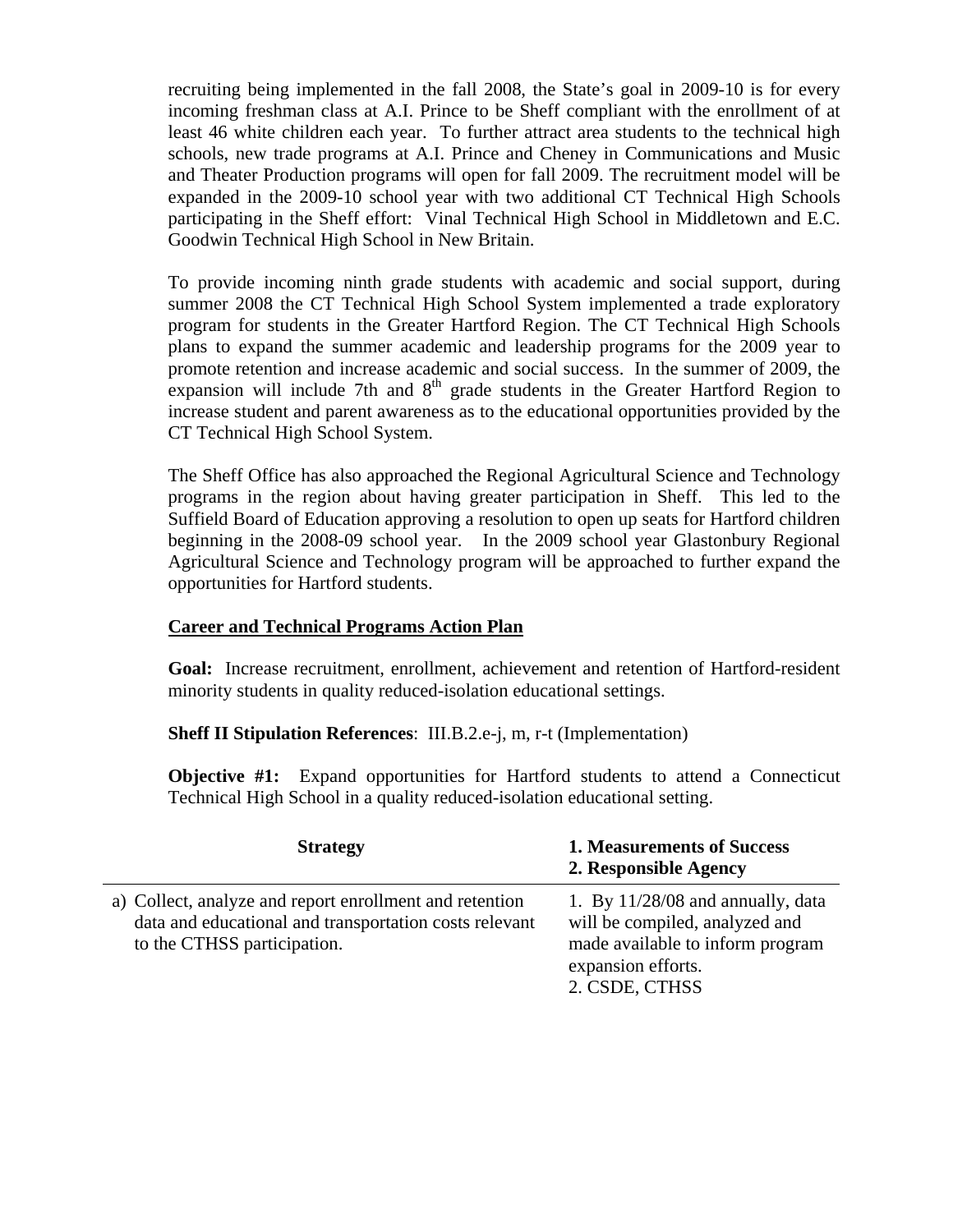recruiting being implemented in the fall 2008, the State's goal in 2009-10 is for every incoming freshman class at A.I. Prince to be Sheff compliant with the enrollment of at least 46 white children each year. To further attract area students to the technical high schools, new trade programs at A.I. Prince and Cheney in Communications and Music and Theater Production programs will open for fall 2009. The recruitment model will be expanded in the 2009-10 school year with two additional CT Technical High Schools participating in the Sheff effort: Vinal Technical High School in Middletown and E.C. Goodwin Technical High School in New Britain.

To provide incoming ninth grade students with academic and social support, during summer 2008 the CT Technical High School System implemented a trade exploratory program for students in the Greater Hartford Region. The CT Technical High Schools plans to expand the summer academic and leadership programs for the 2009 year to promote retention and increase academic and social success. In the summer of 2009, the expansion will include 7th and 8th grade students in the Greater Hartford Region to increase student and parent awareness as to the educational opportunities provided by the CT Technical High School System.

The Sheff Office has also approached the Regional Agricultural Science and Technology programs in the region about having greater participation in Sheff. This led to the Suffield Board of Education approving a resolution to open up seats for Hartford children beginning in the 2008-09 school year. In the 2009 school year Glastonbury Regional Agricultural Science and Technology program will be approached to further expand the opportunities for Hartford students.

**Career and Technical Programs Action Plan**

**Goal:** Increase recruitment, enrollment, achievement and retention of Hartford-resident minority students in quality reduced-isolation educational settings.

**Sheff II Stipulation References**: III.B.2.e-j, m, r-t (Implementation)

**Objective #1:** Expand opportunities for Hartford students to attend a Connecticut Technical High School in a quality reduced-isolation educational setting.

| Strategy | 1. Measurements of Success<br>2. Responsible Agency |
|---|---|
| a) Collect, analyze and report enrollment and retention data and educational and transportation costs relevant to the CTHSS participation. | 1. By 11/28/08 and annually, data will be compiled, analyzed and made available to inform program expansion efforts.<br>2. CSDE, CTHSS |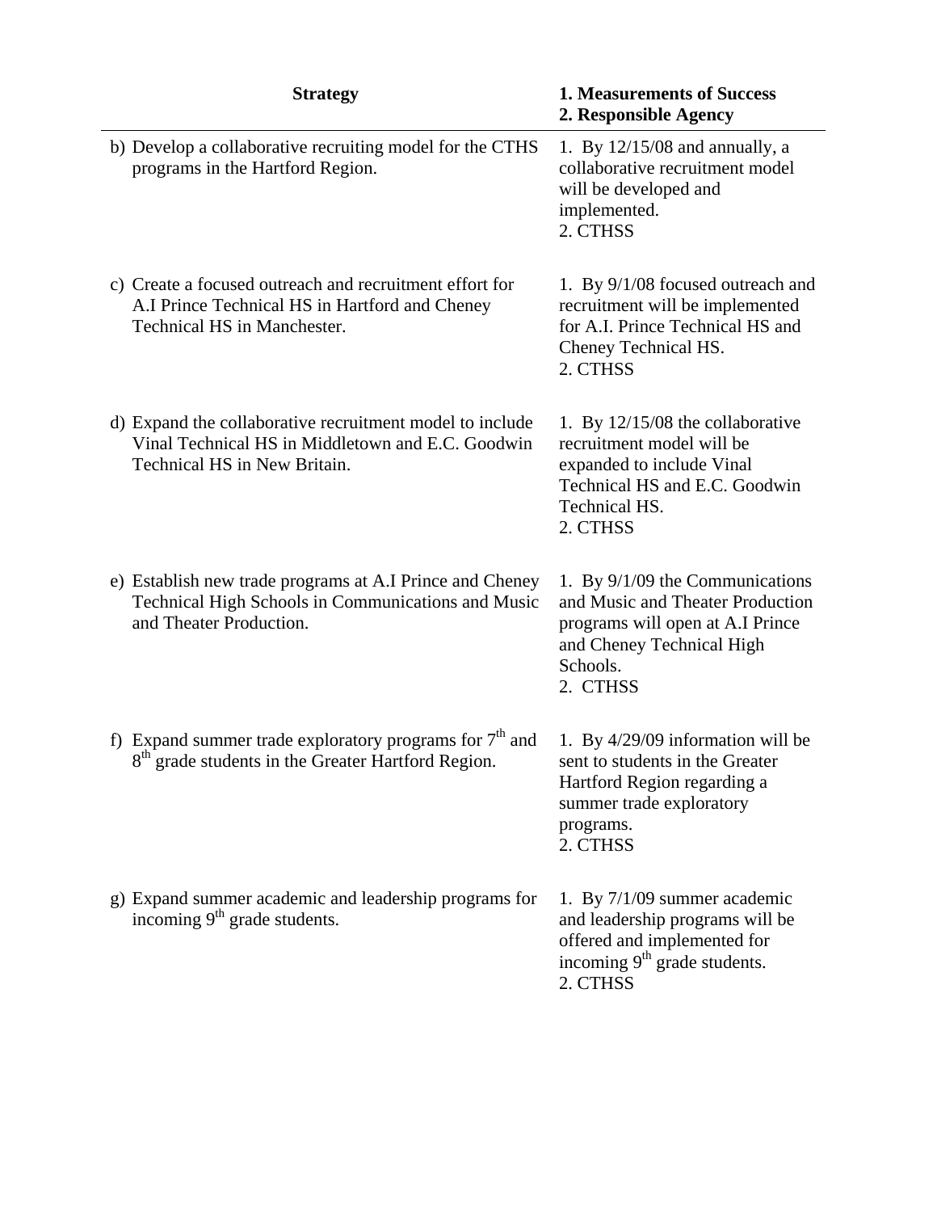| Strategy | 1. Measurements of Success<br>2. Responsible Agency |
|---|---|
| b) Develop a collaborative recruiting model for the CTHS programs in the Hartford Region. | 1. By 12/15/08 and annually, a collaborative recruitment model will be developed and implemented.<br>2. CTHSS |
| c) Create a focused outreach and recruitment effort for A.I Prince Technical HS in Hartford and Cheney Technical HS in Manchester. | 1. By 9/1/08 focused outreach and recruitment will be implemented for A.I. Prince Technical HS and Cheney Technical HS.<br>2. CTHSS |
| d) Expand the collaborative recruitment model to include Vinal Technical HS in Middletown and E.C. Goodwin Technical HS in New Britain. | 1. By 12/15/08 the collaborative recruitment model will be expanded to include Vinal Technical HS and E.C. Goodwin Technical HS.<br>2. CTHSS |
| e) Establish new trade programs at A.I Prince and Cheney Technical High Schools in Communications and Music and Theater Production. | 1. By 9/1/09 the Communications and Music and Theater Production programs will open at A.I Prince and Cheney Technical High Schools.<br>2. CTHSS |
| f) Expand summer trade exploratory programs for 7th and 8th grade students in the Greater Hartford Region. | 1. By 4/29/09 information will be sent to students in the Greater Hartford Region regarding a summer trade exploratory programs.<br>2. CTHSS |
| g) Expand summer academic and leadership programs for incoming 9th grade students. | 1. By 7/1/09 summer academic and leadership programs will be offered and implemented for incoming 9th grade students.<br>2. CTHSS |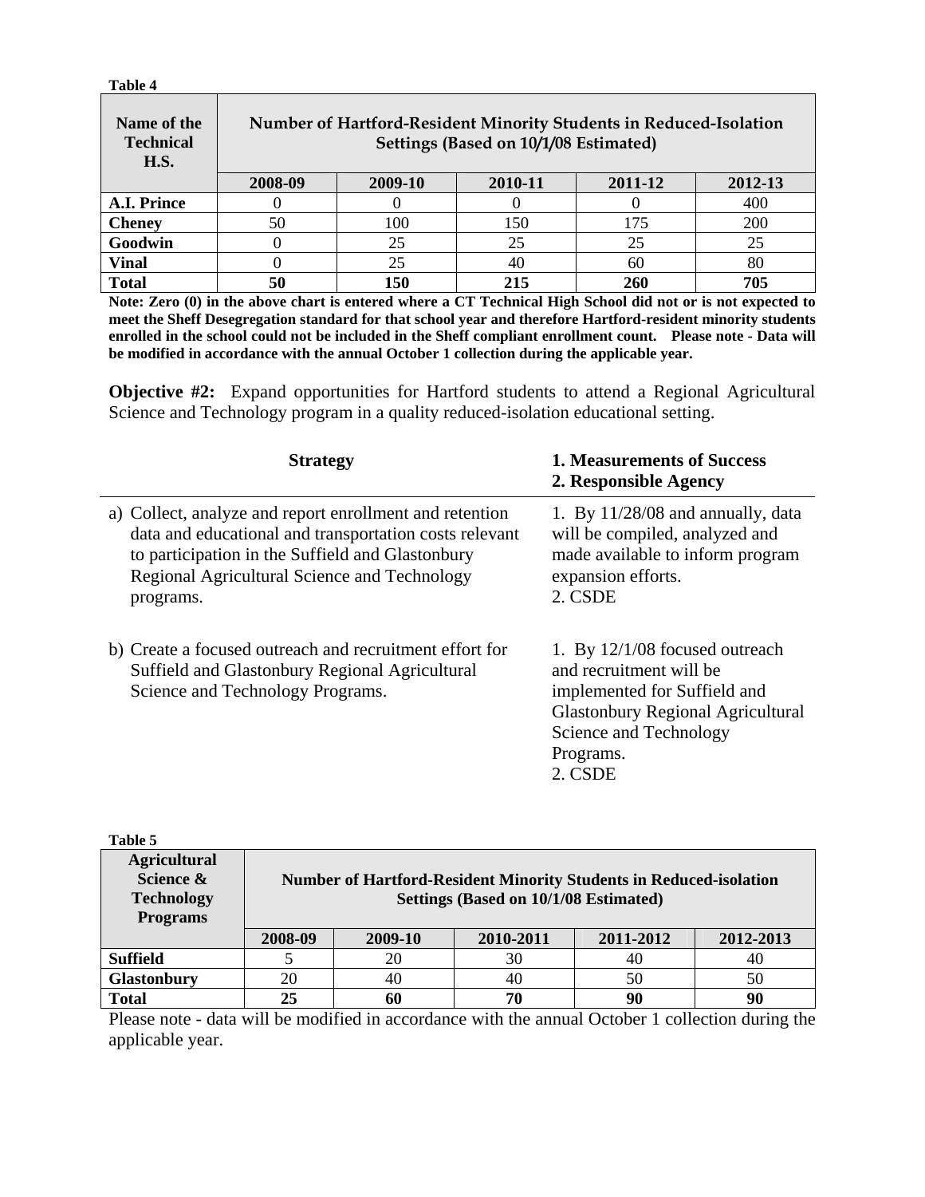**Table 4**

| Name of the Technical H.S. | Number of Hartford-Resident Minority Students in Reduced-Isolation Settings (Based on 10/1/08 Estimated) | | | | |
|---|---|---|---|---|---|
| | 2008-09 | 2009-10 | 2010-11 | 2011-12 | 2012-13 |
| **A.I. Prince** | 0 | 0 | 0 | 0 | 400 |
| **Cheney** | 50 | 100 | 150 | 175 | 200 |
| **Goodwin** | 0 | 25 | 25 | 25 | 25 |
| **Vinal** | 0 | 25 | 40 | 60 | 80 |
| **Total** | **50** | **150** | **215** | **260** | **705** |

**Note: Zero (0) in the above chart is entered where a CT Technical High School did not or is not expected to meet the Sheff Desegregation standard for that school year and therefore Hartford-resident minority students enrolled in the school could not be included in the Sheff compliant enrollment count. Please note - Data will be modified in accordance with the annual October 1 collection during the applicable year.**

**Objective #2:** Expand opportunities for Hartford students to attend a Regional Agricultural Science and Technology program in a quality reduced-isolation educational setting.

| Strategy | 1. Measurements of Success 2. Responsible Agency |
|---|---|
| a) Collect, analyze and report enrollment and retention data and educational and transportation costs relevant to participation in the Suffield and Glastonbury Regional Agricultural Science and Technology programs. | 1. By 11/28/08 and annually, data will be compiled, analyzed and made available to inform program expansion efforts. 2. CSDE |
| b) Create a focused outreach and recruitment effort for Suffield and Glastonbury Regional Agricultural Science and Technology Programs. | 1. By 12/1/08 focused outreach and recruitment will be implemented for Suffield and Glastonbury Regional Agricultural Science and Technology Programs. 2. CSDE |

**Table 5**

| Agricultural Science & Technology Programs | Number of Hartford-Resident Minority Students in Reduced-isolation Settings (Based on 10/1/08 Estimated) | | | | |
|---|---|---|---|---|---|
| | 2008-09 | 2009-10 | 2010-2011 | 2011-2012 | 2012-2013 |
| **Suffield** | 5 | 20 | 30 | 40 | 40 |
| **Glastonbury** | 20 | 40 | 40 | 50 | 50 |
| **Total** | **25** | **60** | **70** | **90** | **90** |

Please note - data will be modified in accordance with the annual October 1 collection during the applicable year.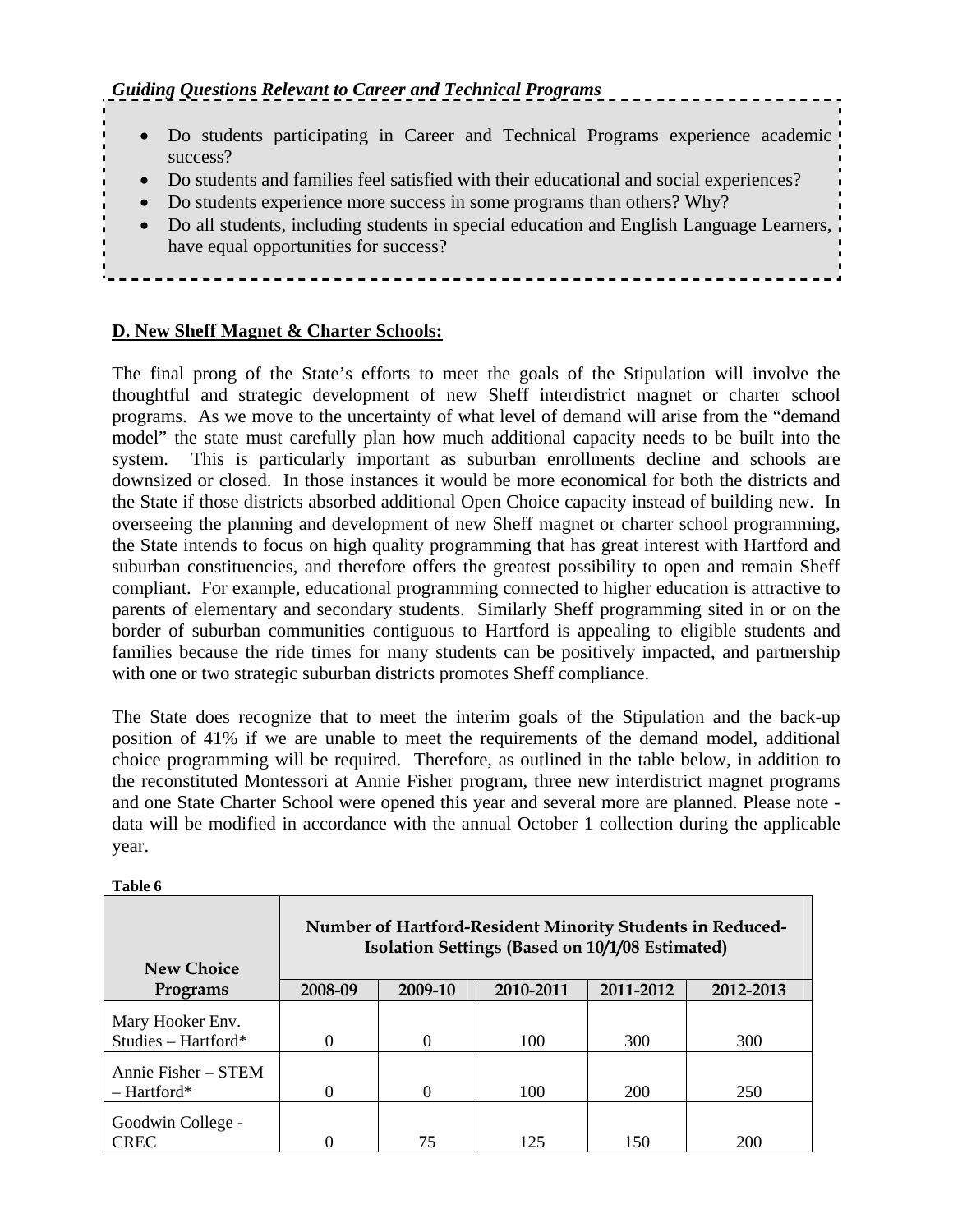*Guiding Questions Relevant to Career and Technical Programs*

- Do students participating in Career and Technical Programs experience academic success?
- Do students and families feel satisfied with their educational and social experiences?
- Do students experience more success in some programs than others? Why?
- Do all students, including students in special education and English Language Learners, have equal opportunities for success?

**D. New Sheff Magnet & Charter Schools:**

The final prong of the State's efforts to meet the goals of the Stipulation will involve the thoughtful and strategic development of new Sheff interdistrict magnet or charter school programs. As we move to the uncertainty of what level of demand will arise from the "demand model" the state must carefully plan how much additional capacity needs to be built into the system. This is particularly important as suburban enrollments decline and schools are downsized or closed. In those instances it would be more economical for both the districts and the State if those districts absorbed additional Open Choice capacity instead of building new. In overseeing the planning and development of new Sheff magnet or charter school programming, the State intends to focus on high quality programming that has great interest with Hartford and suburban constituencies, and therefore offers the greatest possibility to open and remain Sheff compliant. For example, educational programming connected to higher education is attractive to parents of elementary and secondary students. Similarly Sheff programming sited in or on the border of suburban communities contiguous to Hartford is appealing to eligible students and families because the ride times for many students can be positively impacted, and partnership with one or two strategic suburban districts promotes Sheff compliance.

The State does recognize that to meet the interim goals of the Stipulation and the back-up position of 41% if we are unable to meet the requirements of the demand model, additional choice programming will be required. Therefore, as outlined in the table below, in addition to the reconstituted Montessori at Annie Fisher program, three new interdistrict magnet programs and one State Charter School were opened this year and several more are planned. Please note - data will be modified in accordance with the annual October 1 collection during the applicable year.

**Table 6**

| New Choice Programs | Number of Hartford-Resident Minority Students in Reduced-Isolation Settings (Based on 10/1/08 Estimated) | | | | |
|---|---|---|---|---|---|
| | 2008-09 | 2009-10 | 2010-2011 | 2011-2012 | 2012-2013 |
| Mary Hooker Env. Studies – Hartford* | 0 | 0 | 100 | 300 | 300 |
| Annie Fisher – STEM – Hartford* | 0 | 0 | 100 | 200 | 250 |
| Goodwin College - CREC | 0 | 75 | 125 | 150 | 200 |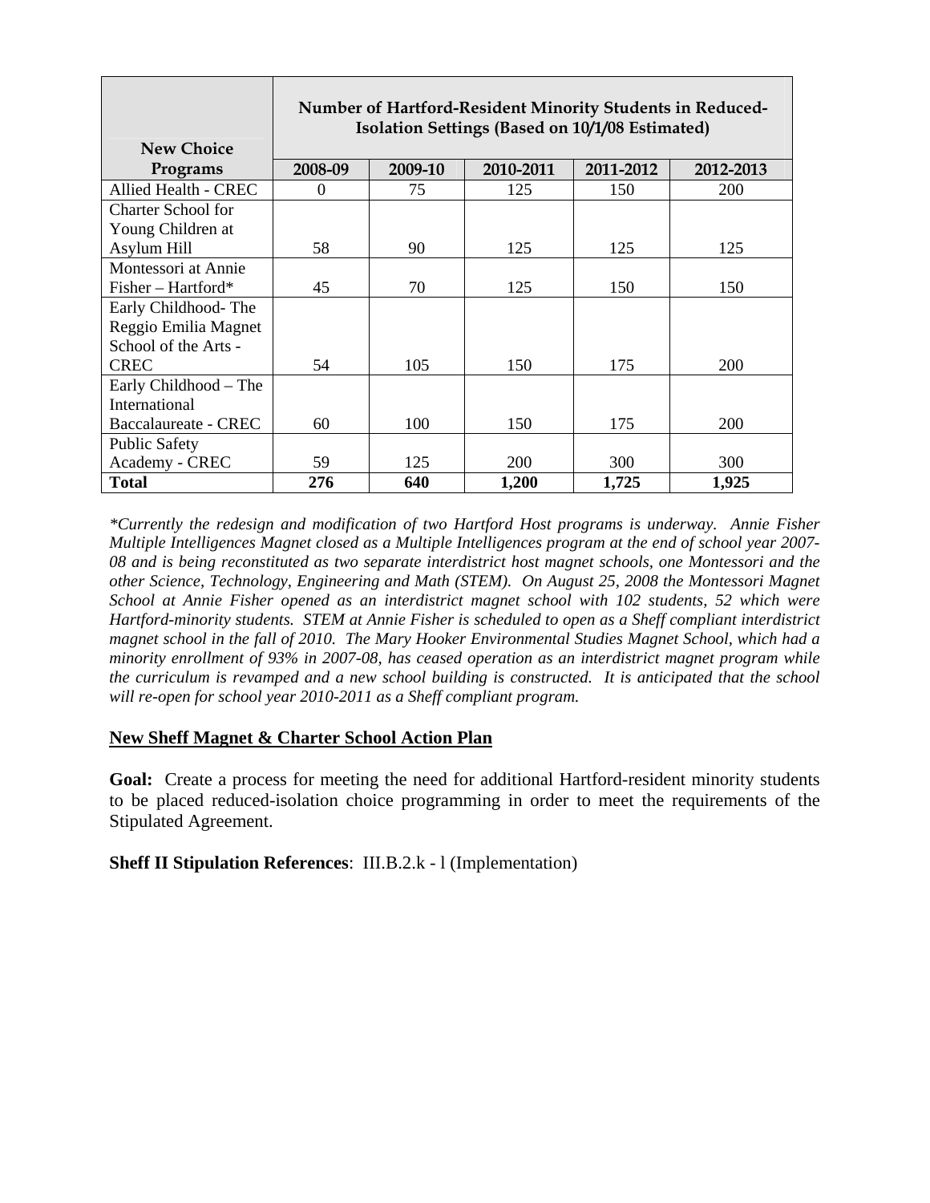| New Choice Programs | Number of Hartford-Resident Minority Students in Reduced-Isolation Settings (Based on 10/1/08 Estimated) | | | | |
|---|---|---|---|---|---|
| | 2008-09 | 2009-10 | 2010-2011 | 2011-2012 | 2012-2013 |
| Allied Health - CREC | 0 | 75 | 125 | 150 | 200 |
| Charter School for Young Children at Asylum Hill | 58 | 90 | 125 | 125 | 125 |
| Montessori at Annie Fisher – Hartford* | 45 | 70 | 125 | 150 | 150 |
| Early Childhood- The Reggio Emilia Magnet School of the Arts - CREC | 54 | 105 | 150 | 175 | 200 |
| Early Childhood – The International Baccalaureate - CREC | 60 | 100 | 150 | 175 | 200 |
| Public Safety Academy - CREC | 59 | 125 | 200 | 300 | 300 |
| **Total** | **276** | **640** | **1,200** | **1,725** | **1,925** |

*\*Currently the redesign and modification of two Hartford Host programs is underway. Annie Fisher Multiple Intelligences Magnet closed as a Multiple Intelligences program at the end of school year 2007-08 and is being reconstituted as two separate interdistrict host magnet schools, one Montessori and the other Science, Technology, Engineering and Math (STEM). On August 25, 2008 the Montessori Magnet School at Annie Fisher opened as an interdistrict magnet school with 102 students, 52 which were Hartford-minority students. STEM at Annie Fisher is scheduled to open as a Sheff compliant interdistrict magnet school in the fall of 2010. The Mary Hooker Environmental Studies Magnet School, which had a minority enrollment of 93% in 2007-08, has ceased operation as an interdistrict magnet program while the curriculum is revamped and a new school building is constructed. It is anticipated that the school will re-open for school year 2010-2011 as a Sheff compliant program.*

## New Sheff Magnet & Charter School Action Plan

**Goal:** Create a process for meeting the need for additional Hartford-resident minority students to be placed reduced-isolation choice programming in order to meet the requirements of the Stipulated Agreement.

**Sheff II Stipulation References**: III.B.2.k - l (Implementation)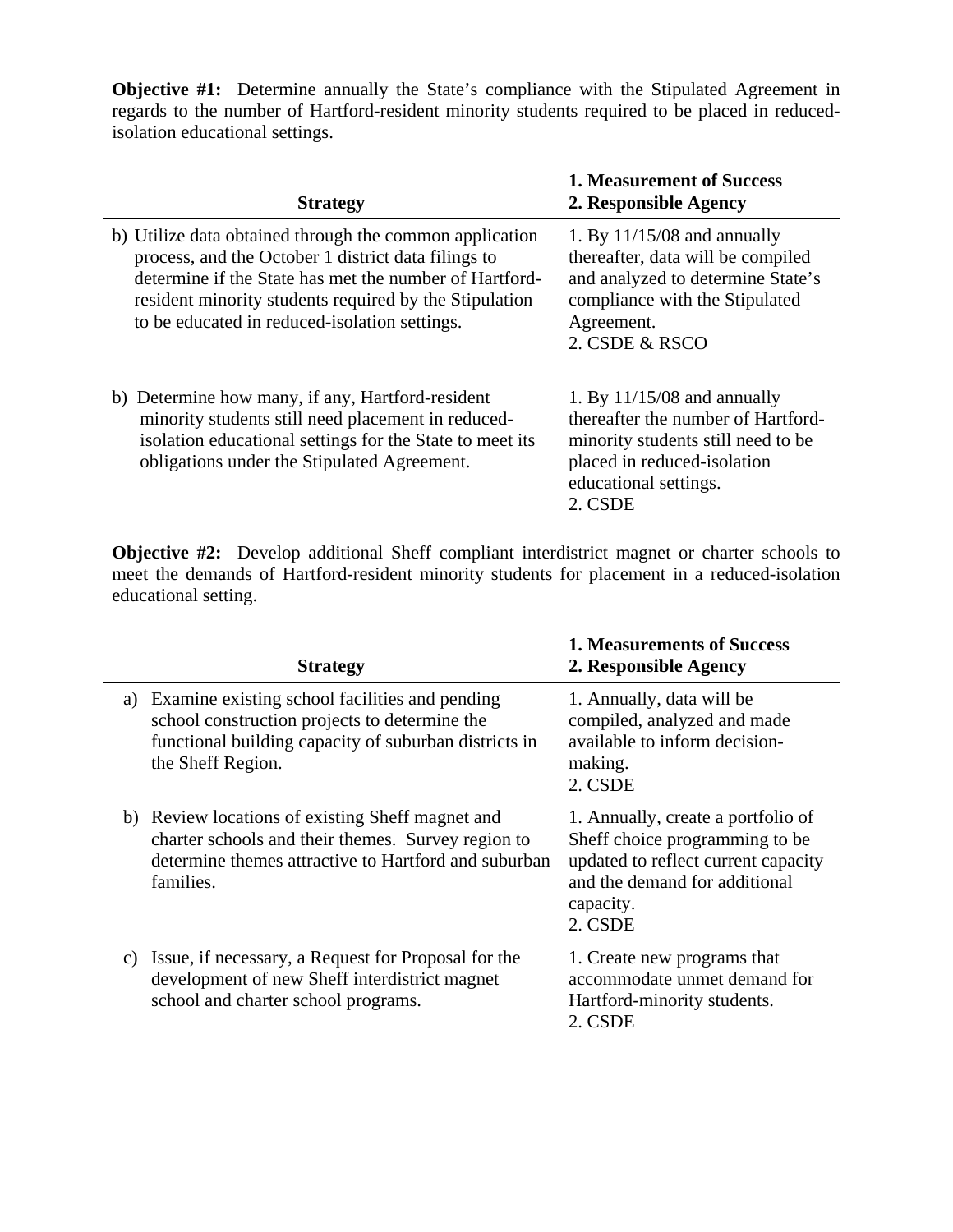**Objective #1:** Determine annually the State's compliance with the Stipulated Agreement in regards to the number of Hartford-resident minority students required to be placed in reduced-isolation educational settings.

| Strategy | 1. Measurement of Success<br>2. Responsible Agency |
|---|---|
| b) Utilize data obtained through the common application process, and the October 1 district data filings to determine if the State has met the number of Hartford-resident minority students required by the Stipulation to be educated in reduced-isolation settings. | 1. By 11/15/08 and annually thereafter, data will be compiled and analyzed to determine State's compliance with the Stipulated Agreement.<br>2. CSDE & RSCO |
| b) Determine how many, if any, Hartford-resident minority students still need placement in reduced-isolation educational settings for the State to meet its obligations under the Stipulated Agreement. | 1. By 11/15/08 and annually thereafter the number of Hartford-minority students still need to be placed in reduced-isolation educational settings.<br>2. CSDE |

**Objective #2:** Develop additional Sheff compliant interdistrict magnet or charter schools to meet the demands of Hartford-resident minority students for placement in a reduced-isolation educational setting.

| Strategy | 1. Measurements of Success<br>2. Responsible Agency |
|---|---|
| a) Examine existing school facilities and pending school construction projects to determine the functional building capacity of suburban districts in the Sheff Region. | 1. Annually, data will be compiled, analyzed and made available to inform decision-making.<br>2. CSDE |
| b) Review locations of existing Sheff magnet and charter schools and their themes. Survey region to determine themes attractive to Hartford and suburban families. | 1. Annually, create a portfolio of Sheff choice programming to be updated to reflect current capacity and the demand for additional capacity.<br>2. CSDE |
| c) Issue, if necessary, a Request for Proposal for the development of new Sheff interdistrict magnet school and charter school programs. | 1. Create new programs that accommodate unmet demand for Hartford-minority students.<br>2. CSDE |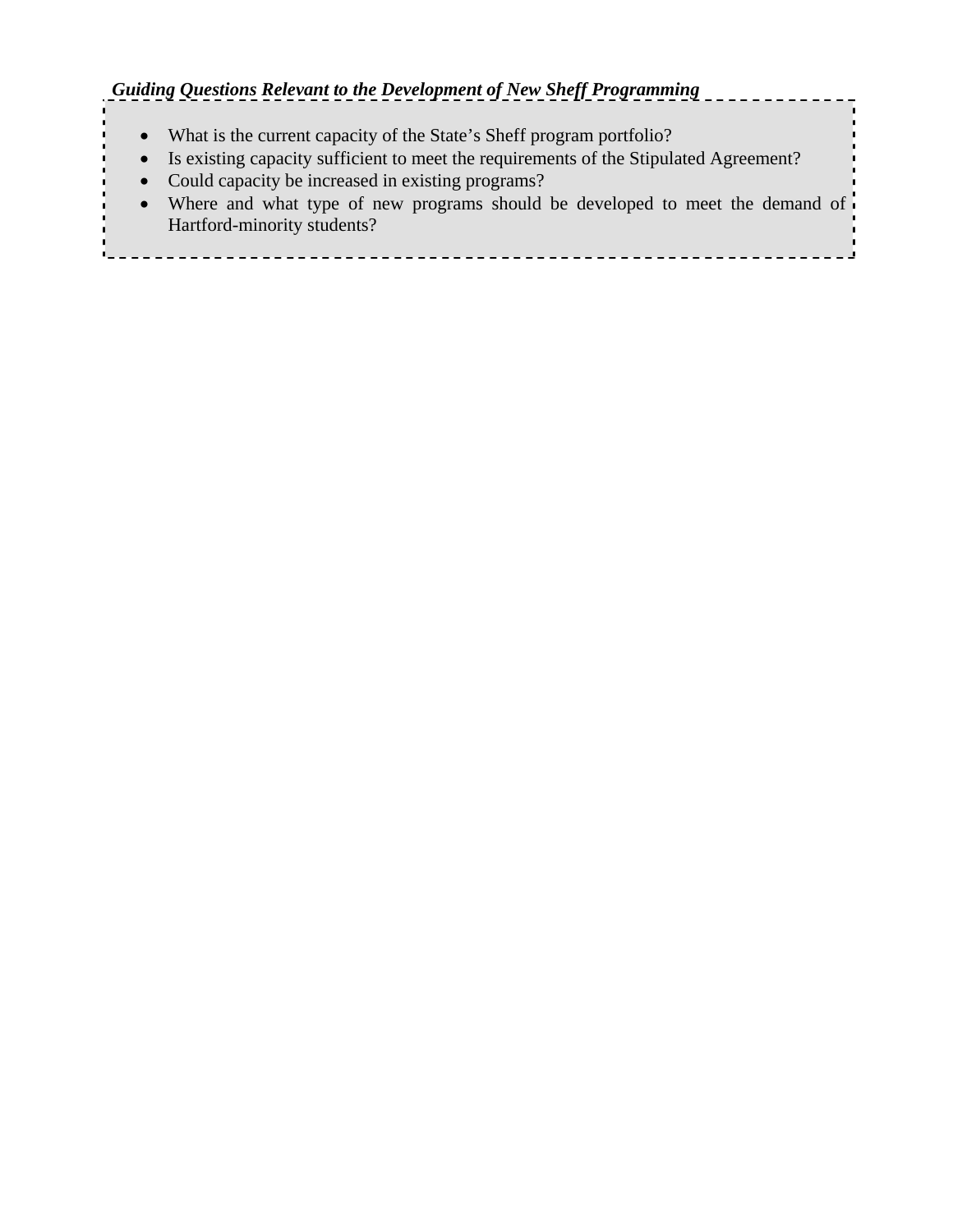***Guiding Questions Relevant to the Development of New Sheff Programming***

- What is the current capacity of the State's Sheff program portfolio?
- Is existing capacity sufficient to meet the requirements of the Stipulated Agreement?
- Could capacity be increased in existing programs?
- Where and what type of new programs should be developed to meet the demand of Hartford-minority students?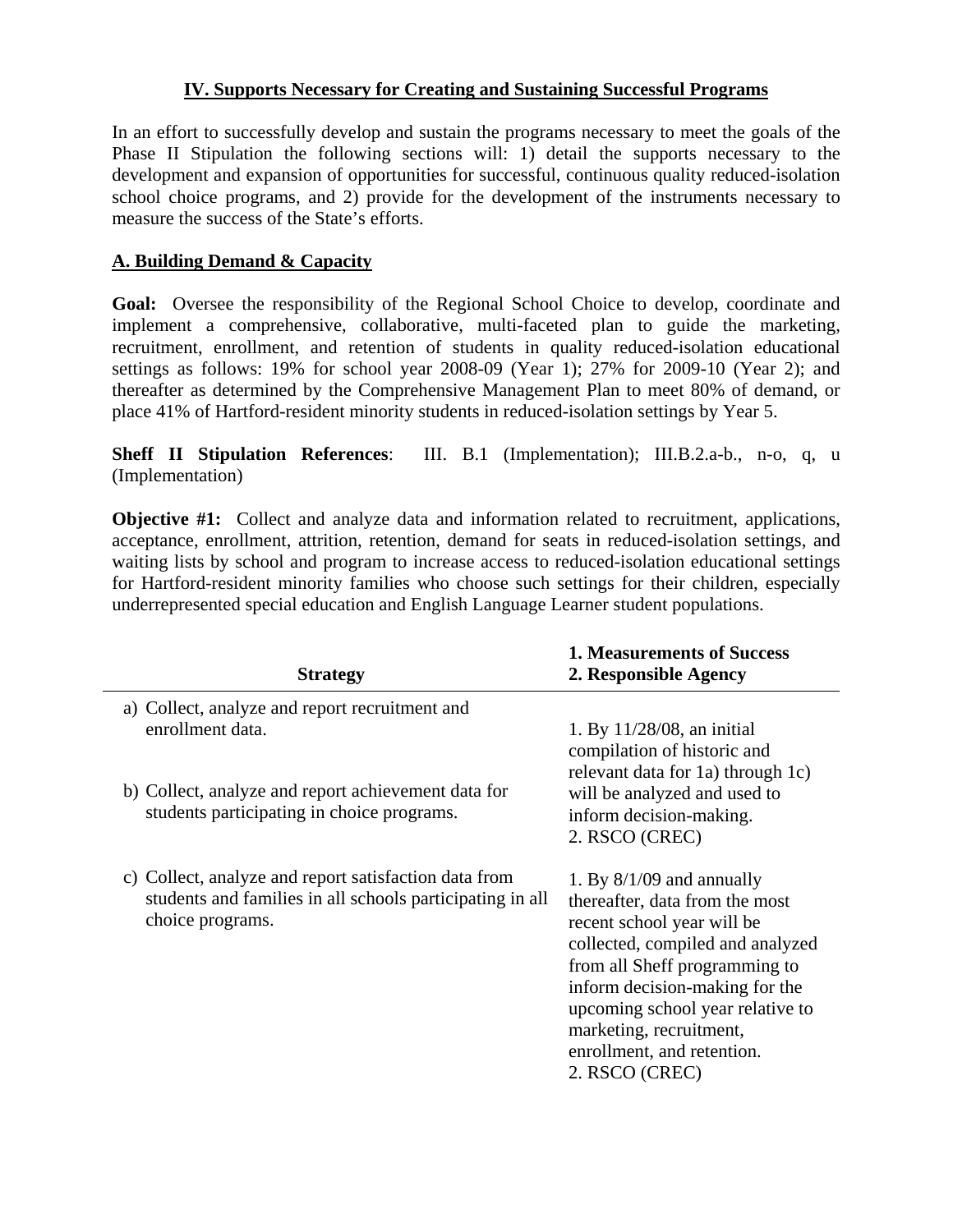## IV. Supports Necessary for Creating and Sustaining Successful Programs

In an effort to successfully develop and sustain the programs necessary to meet the goals of the Phase II Stipulation the following sections will: 1) detail the supports necessary to the development and expansion of opportunities for successful, continuous quality reduced-isolation school choice programs, and 2) provide for the development of the instruments necessary to measure the success of the State's efforts.

### A. Building Demand & Capacity

**Goal:** Oversee the responsibility of the Regional School Choice to develop, coordinate and implement a comprehensive, collaborative, multi-faceted plan to guide the marketing, recruitment, enrollment, and retention of students in quality reduced-isolation educational settings as follows: 19% for school year 2008-09 (Year 1); 27% for 2009-10 (Year 2); and thereafter as determined by the Comprehensive Management Plan to meet 80% of demand, or place 41% of Hartford-resident minority students in reduced-isolation settings by Year 5.

**Sheff II Stipulation References**: III. B.1 (Implementation); III.B.2.a-b., n-o, q, u (Implementation)

**Objective #1:** Collect and analyze data and information related to recruitment, applications, acceptance, enrollment, attrition, retention, demand for seats in reduced-isolation settings, and waiting lists by school and program to increase access to reduced-isolation educational settings for Hartford-resident minority families who choose such settings for their children, especially underrepresented special education and English Language Learner student populations.

| Strategy | 1. Measurements of Success<br>2. Responsible Agency |
|---|---|
| a) Collect, analyze and report recruitment and enrollment data.<br><br>b) Collect, analyze and report achievement data for students participating in choice programs. | 1. By 11/28/08, an initial compilation of historic and relevant data for 1a) through 1c) will be analyzed and used to inform decision-making.<br>2. RSCO (CREC) |
| c) Collect, analyze and report satisfaction data from students and families in all schools participating in all choice programs. | 1. By 8/1/09 and annually thereafter, data from the most recent school year will be collected, compiled and analyzed from all Sheff programming to inform decision-making for the upcoming school year relative to marketing, recruitment, enrollment, and retention.<br>2. RSCO (CREC) |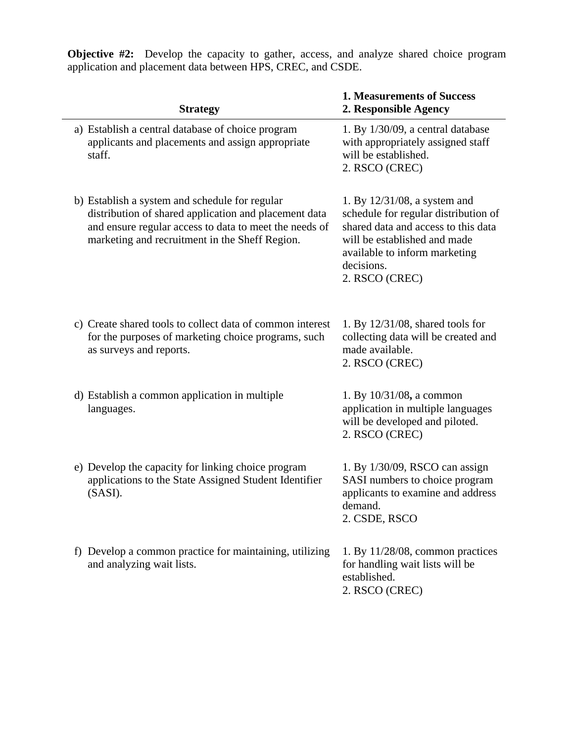**Objective #2:** Develop the capacity to gather, access, and analyze shared choice program application and placement data between HPS, CREC, and CSDE.

| Strategy | 1. Measurements of Success<br>2. Responsible Agency |
|---|---|
| a) Establish a central database of choice program applicants and placements and assign appropriate staff. | 1. By 1/30/09, a central database with appropriately assigned staff will be established.<br>2. RSCO (CREC) |
| b) Establish a system and schedule for regular distribution of shared application and placement data and ensure regular access to data to meet the needs of marketing and recruitment in the Sheff Region. | 1. By 12/31/08, a system and schedule for regular distribution of shared data and access to this data will be established and made available to inform marketing decisions.<br>2. RSCO (CREC) |
| c) Create shared tools to collect data of common interest for the purposes of marketing choice programs, such as surveys and reports. | 1. By 12/31/08, shared tools for collecting data will be created and made available.<br>2. RSCO (CREC) |
| d) Establish a common application in multiple languages. | 1. By 10/31/08**,** a common application in multiple languages will be developed and piloted.<br>2. RSCO (CREC) |
| e) Develop the capacity for linking choice program applications to the State Assigned Student Identifier (SASI). | 1. By 1/30/09, RSCO can assign SASI numbers to choice program applicants to examine and address demand.<br>2. CSDE, RSCO |
| f) Develop a common practice for maintaining, utilizing and analyzing wait lists. | 1. By 11/28/08, common practices for handling wait lists will be established.<br>2. RSCO (CREC) |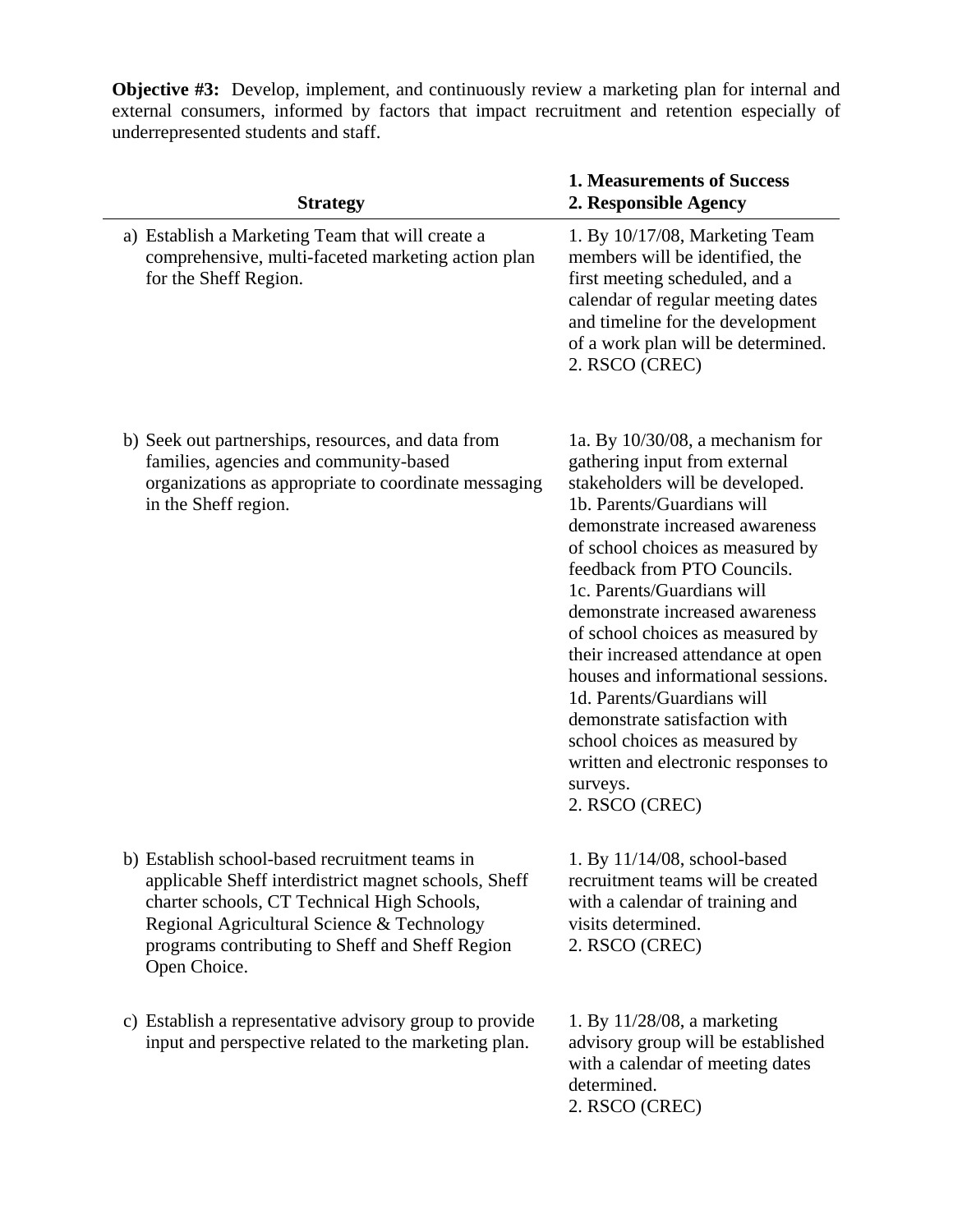**Objective #3:** Develop, implement, and continuously review a marketing plan for internal and external consumers, informed by factors that impact recruitment and retention especially of underrepresented students and staff.

| Strategy | 1. Measurements of Success<br>2. Responsible Agency |
|---|---|
| a) Establish a Marketing Team that will create a comprehensive, multi-faceted marketing action plan for the Sheff Region. | 1. By 10/17/08, Marketing Team members will be identified, the first meeting scheduled, and a calendar of regular meeting dates and timeline for the development of a work plan will be determined.<br>2. RSCO (CREC) |
| b) Seek out partnerships, resources, and data from families, agencies and community-based organizations as appropriate to coordinate messaging in the Sheff region. | 1a. By 10/30/08, a mechanism for gathering input from external stakeholders will be developed.<br>1b. Parents/Guardians will demonstrate increased awareness of school choices as measured by feedback from PTO Councils.<br>1c. Parents/Guardians will demonstrate increased awareness of school choices as measured by their increased attendance at open houses and informational sessions.<br>1d. Parents/Guardians will demonstrate satisfaction with school choices as measured by written and electronic responses to surveys.<br>2. RSCO (CREC) |
| b) Establish school-based recruitment teams in applicable Sheff interdistrict magnet schools, Sheff charter schools, CT Technical High Schools, Regional Agricultural Science & Technology programs contributing to Sheff and Sheff Region Open Choice. | 1. By 11/14/08, school-based recruitment teams will be created with a calendar of training and visits determined.<br>2. RSCO (CREC) |
| c) Establish a representative advisory group to provide input and perspective related to the marketing plan. | 1. By 11/28/08, a marketing advisory group will be established with a calendar of meeting dates determined.<br>2. RSCO (CREC) |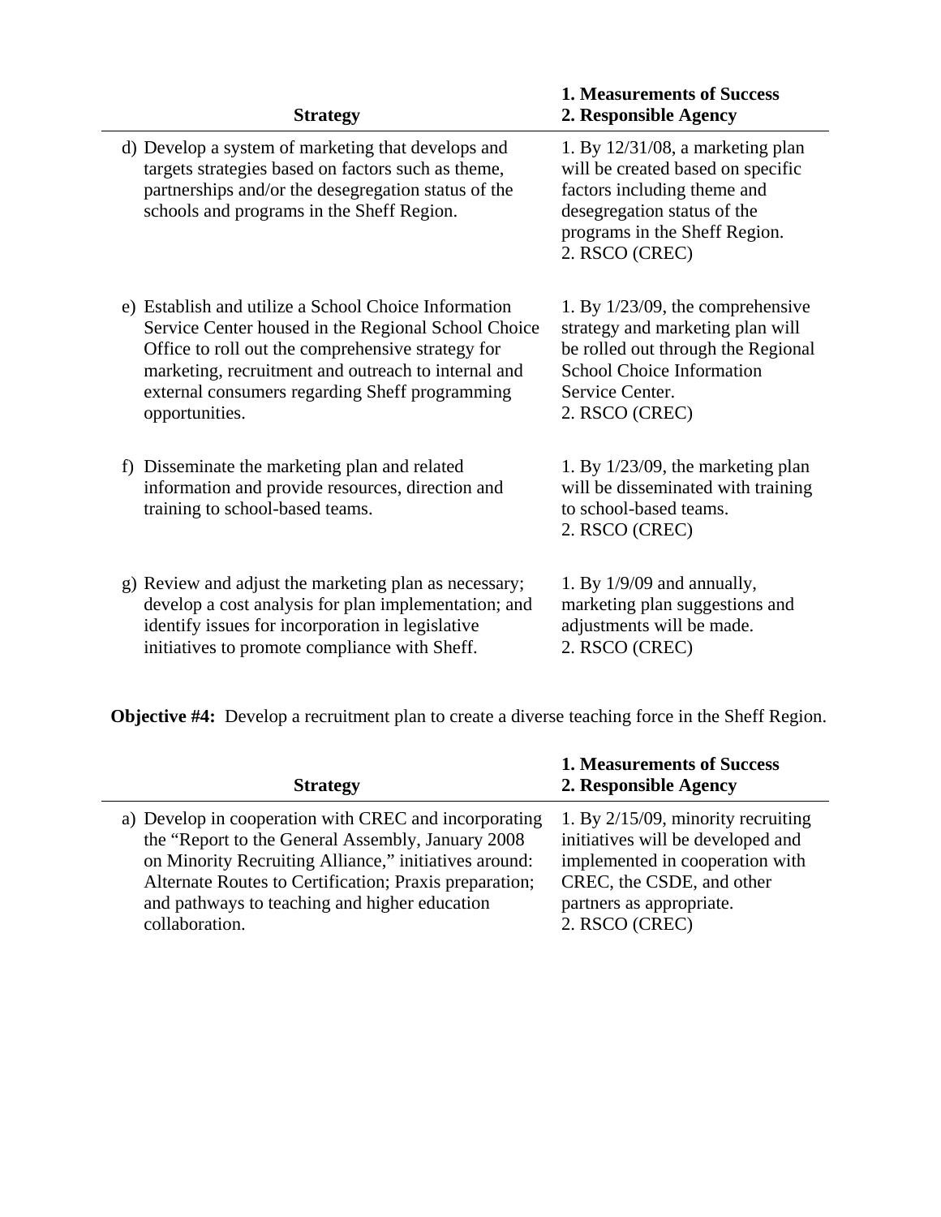| Strategy | 1. Measurements of Success<br>2. Responsible Agency |
|---|---|
| d) Develop a system of marketing that develops and targets strategies based on factors such as theme, partnerships and/or the desegregation status of the schools and programs in the Sheff Region. | 1. By 12/31/08, a marketing plan will be created based on specific factors including theme and desegregation status of the programs in the Sheff Region.<br>2. RSCO (CREC) |
| e) Establish and utilize a School Choice Information Service Center housed in the Regional School Choice Office to roll out the comprehensive strategy for marketing, recruitment and outreach to internal and external consumers regarding Sheff programming opportunities. | 1. By 1/23/09, the comprehensive strategy and marketing plan will be rolled out through the Regional School Choice Information Service Center.<br>2. RSCO (CREC) |
| f) Disseminate the marketing plan and related information and provide resources, direction and training to school-based teams. | 1. By 1/23/09, the marketing plan will be disseminated with training to school-based teams.<br>2. RSCO (CREC) |
| g) Review and adjust the marketing plan as necessary; develop a cost analysis for plan implementation; and identify issues for incorporation in legislative initiatives to promote compliance with Sheff. | 1. By 1/9/09 and annually, marketing plan suggestions and adjustments will be made.<br>2. RSCO (CREC) |

**Objective #4:** Develop a recruitment plan to create a diverse teaching force in the Sheff Region.

| Strategy | 1. Measurements of Success<br>2. Responsible Agency |
|---|---|
| a) Develop in cooperation with CREC and incorporating the "Report to the General Assembly, January 2008 on Minority Recruiting Alliance," initiatives around: Alternate Routes to Certification; Praxis preparation; and pathways to teaching and higher education collaboration. | 1. By 2/15/09, minority recruiting initiatives will be developed and implemented in cooperation with CREC, the CSDE, and other partners as appropriate.<br>2. RSCO (CREC) |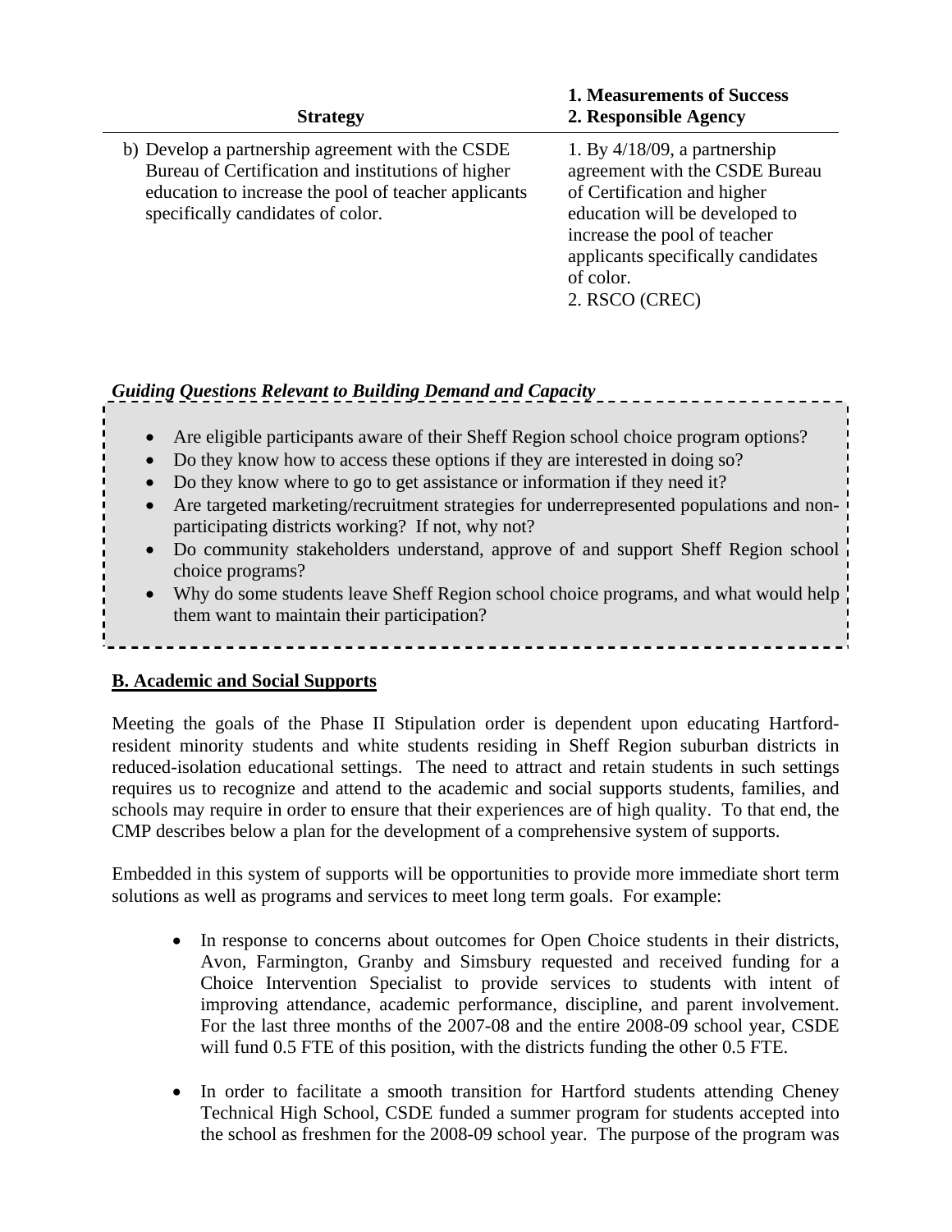| Strategy | 1. Measurements of Success<br>2. Responsible Agency |
|---|---|
| b) Develop a partnership agreement with the CSDE Bureau of Certification and institutions of higher education to increase the pool of teacher applicants specifically candidates of color. | 1. By 4/18/09, a partnership agreement with the CSDE Bureau of Certification and higher education will be developed to increase the pool of teacher applicants specifically candidates of color.<br>2. RSCO (CREC) |

***Guiding Questions Relevant to Building Demand and Capacity***

- Are eligible participants aware of their Sheff Region school choice program options?
- Do they know how to access these options if they are interested in doing so?
- Do they know where to go to get assistance or information if they need it?
- Are targeted marketing/recruitment strategies for underrepresented populations and non-participating districts working? If not, why not?
- Do community stakeholders understand, approve of and support Sheff Region school choice programs?
- Why do some students leave Sheff Region school choice programs, and what would help them want to maintain their participation?

## B. Academic and Social Supports

Meeting the goals of the Phase II Stipulation order is dependent upon educating Hartford-resident minority students and white students residing in Sheff Region suburban districts in reduced-isolation educational settings. The need to attract and retain students in such settings requires us to recognize and attend to the academic and social supports students, families, and schools may require in order to ensure that their experiences are of high quality. To that end, the CMP describes below a plan for the development of a comprehensive system of supports.

Embedded in this system of supports will be opportunities to provide more immediate short term solutions as well as programs and services to meet long term goals. For example:

- In response to concerns about outcomes for Open Choice students in their districts, Avon, Farmington, Granby and Simsbury requested and received funding for a Choice Intervention Specialist to provide services to students with intent of improving attendance, academic performance, discipline, and parent involvement. For the last three months of the 2007-08 and the entire 2008-09 school year, CSDE will fund 0.5 FTE of this position, with the districts funding the other 0.5 FTE.

- In order to facilitate a smooth transition for Hartford students attending Cheney Technical High School, CSDE funded a summer program for students accepted into the school as freshmen for the 2008-09 school year. The purpose of the program was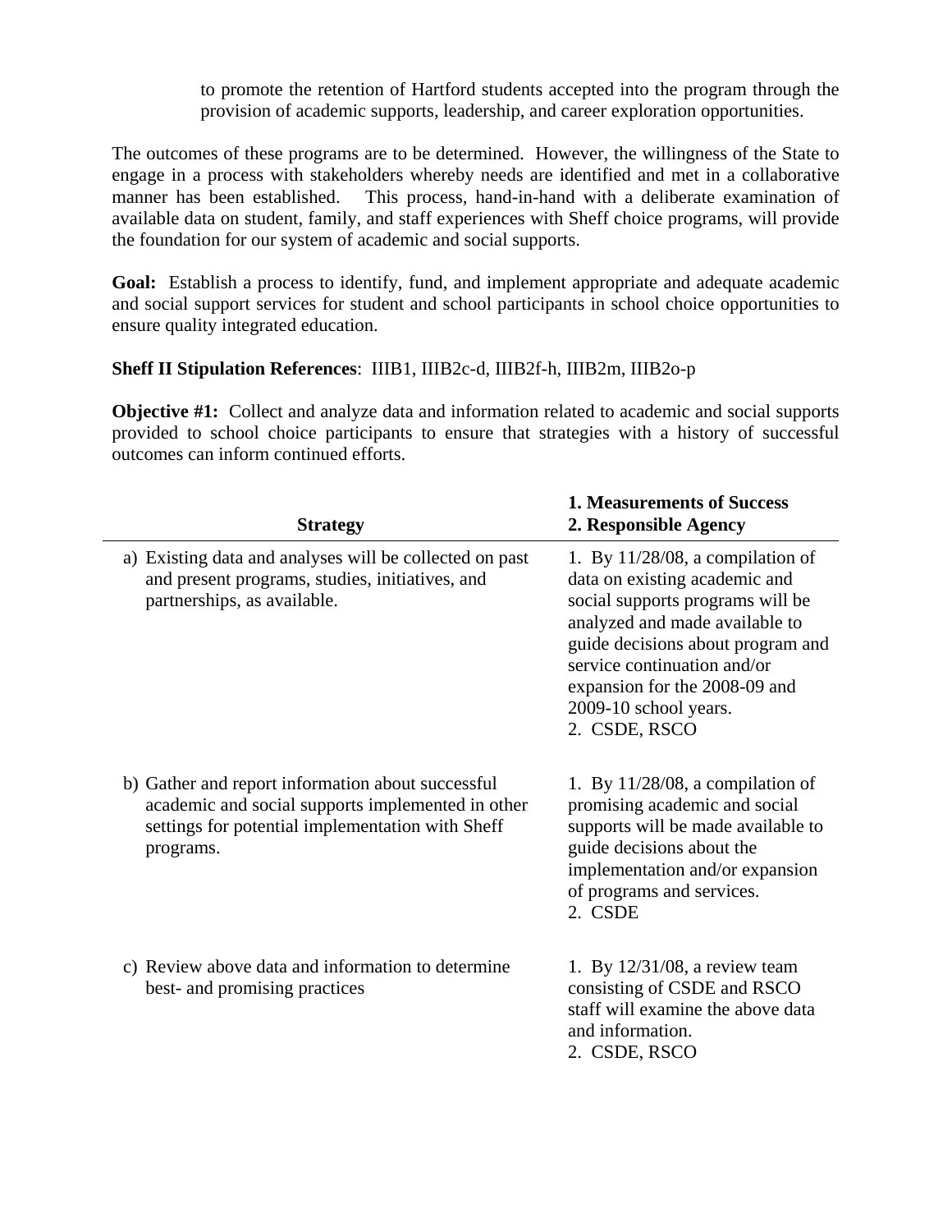to promote the retention of Hartford students accepted into the program through the provision of academic supports, leadership, and career exploration opportunities.

The outcomes of these programs are to be determined. However, the willingness of the State to engage in a process with stakeholders whereby needs are identified and met in a collaborative manner has been established. This process, hand-in-hand with a deliberate examination of available data on student, family, and staff experiences with Sheff choice programs, will provide the foundation for our system of academic and social supports.

**Goal:** Establish a process to identify, fund, and implement appropriate and adequate academic and social support services for student and school participants in school choice opportunities to ensure quality integrated education.

**Sheff II Stipulation References**: IIIB1, IIIB2c-d, IIIB2f-h, IIIB2m, IIIB2o-p

**Objective #1:** Collect and analyze data and information related to academic and social supports provided to school choice participants to ensure that strategies with a history of successful outcomes can inform continued efforts.

| Strategy | 1. Measurements of Success<br>2. Responsible Agency |
|---|---|
| a) Existing data and analyses will be collected on past and present programs, studies, initiatives, and partnerships, as available. | 1. By 11/28/08, a compilation of data on existing academic and social supports programs will be analyzed and made available to guide decisions about program and service continuation and/or expansion for the 2008-09 and 2009-10 school years.<br>2. CSDE, RSCO |
| b) Gather and report information about successful academic and social supports implemented in other settings for potential implementation with Sheff programs. | 1. By 11/28/08, a compilation of promising academic and social supports will be made available to guide decisions about the implementation and/or expansion of programs and services.<br>2. CSDE |
| c) Review above data and information to determine best- and promising practices | 1. By 12/31/08, a review team consisting of CSDE and RSCO staff will examine the above data and information.<br>2. CSDE, RSCO |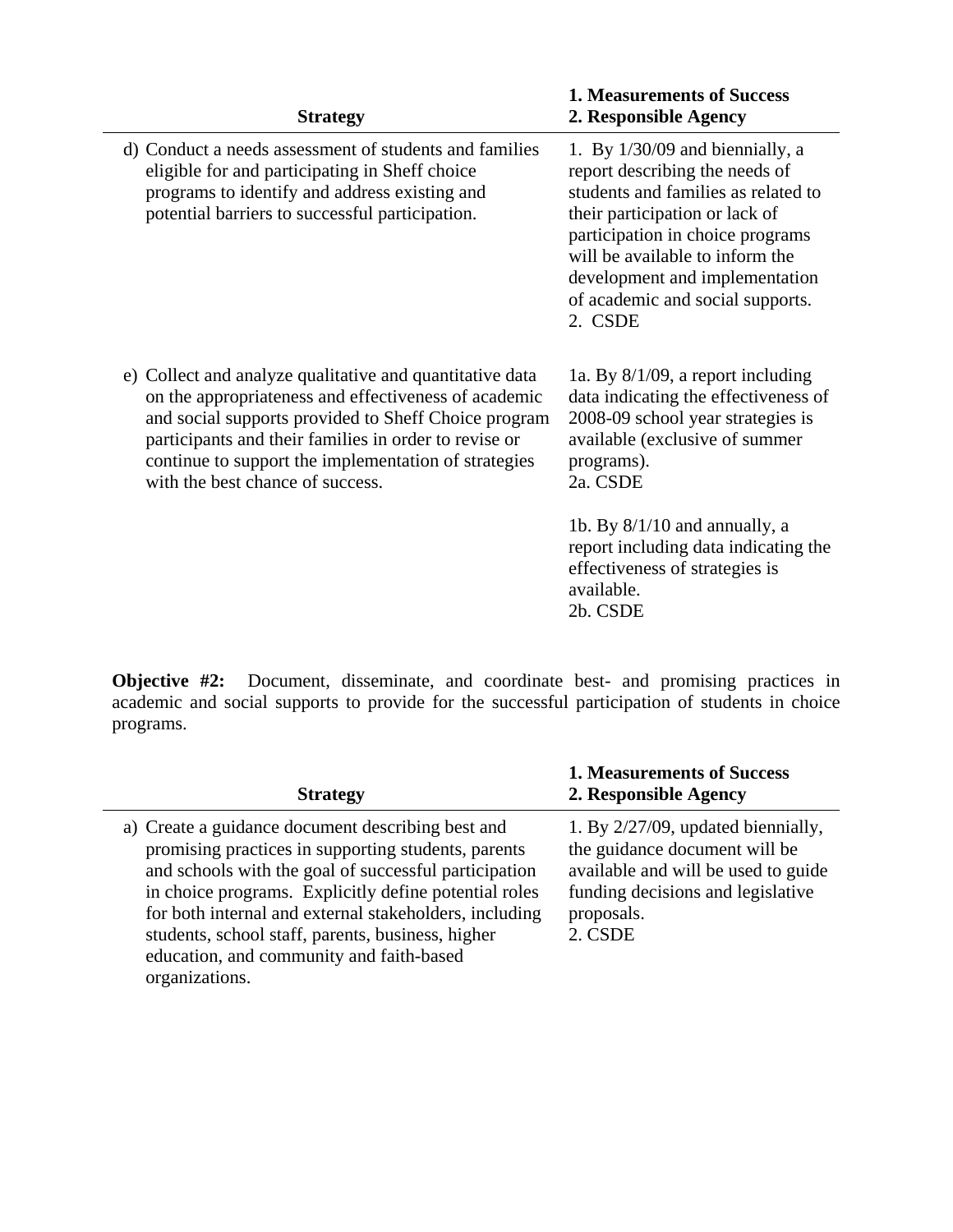| Strategy | 1. Measurements of Success<br>2. Responsible Agency |
|---|---|
| d) Conduct a needs assessment of students and families eligible for and participating in Sheff choice programs to identify and address existing and potential barriers to successful participation. | 1. By 1/30/09 and biennially, a report describing the needs of students and families as related to their participation or lack of participation in choice programs will be available to inform the development and implementation of academic and social supports.<br>2. CSDE |
| e) Collect and analyze qualitative and quantitative data on the appropriateness and effectiveness of academic and social supports provided to Sheff Choice program participants and their families in order to revise or continue to support the implementation of strategies with the best chance of success. | 1a. By 8/1/09, a report including data indicating the effectiveness of 2008-09 school year strategies is available (exclusive of summer programs).<br>2a. CSDE<br><br>1b. By 8/1/10 and annually, a report including data indicating the effectiveness of strategies is available.<br>2b. CSDE |

**Objective #2:** Document, disseminate, and coordinate best- and promising practices in academic and social supports to provide for the successful participation of students in choice programs.

| Strategy | 1. Measurements of Success<br>2. Responsible Agency |
|---|---|
| a) Create a guidance document describing best and promising practices in supporting students, parents and schools with the goal of successful participation in choice programs. Explicitly define potential roles for both internal and external stakeholders, including students, school staff, parents, business, higher education, and community and faith-based organizations. | 1. By 2/27/09, updated biennially, the guidance document will be available and will be used to guide funding decisions and legislative proposals.<br>2. CSDE |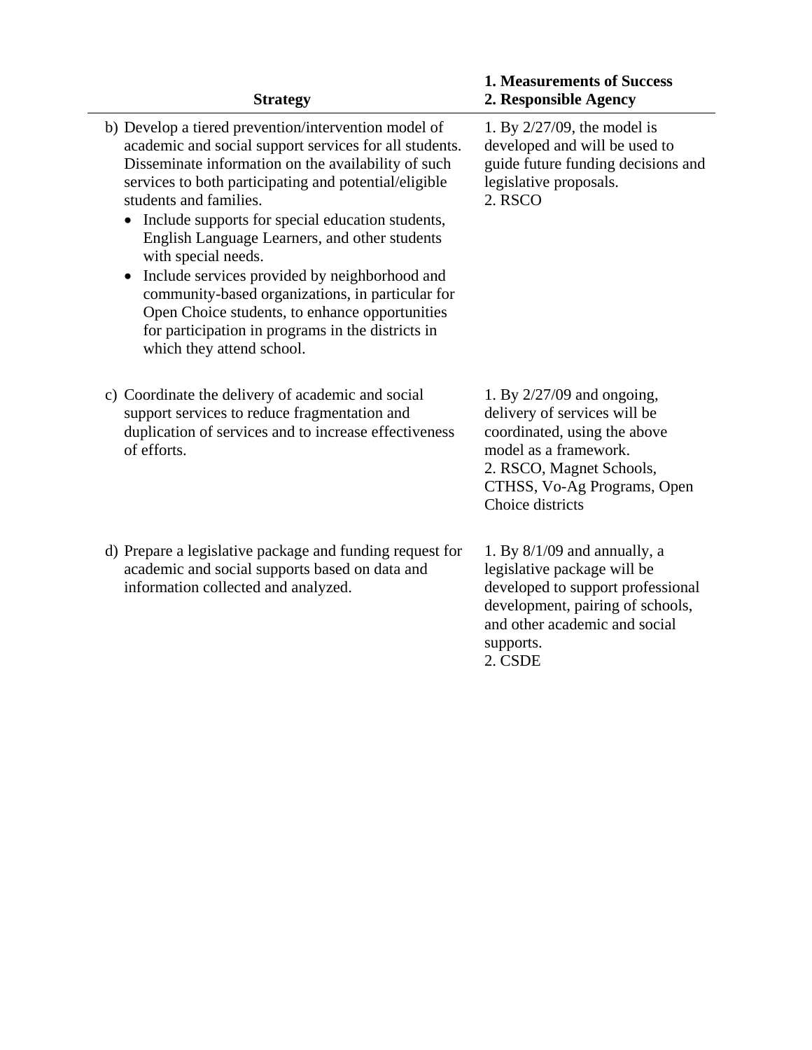| Strategy | 1. Measurements of Success<br>2. Responsible Agency |
|---|---|
| b) Develop a tiered prevention/intervention model of academic and social support services for all students. Disseminate information on the availability of such services to both participating and potential/eligible students and families.<br>• Include supports for special education students, English Language Learners, and other students with special needs.<br>• Include services provided by neighborhood and community-based organizations, in particular for Open Choice students, to enhance opportunities for participation in programs in the districts in which they attend school. | 1. By 2/27/09, the model is developed and will be used to guide future funding decisions and legislative proposals.<br>2. RSCO |
| c) Coordinate the delivery of academic and social support services to reduce fragmentation and duplication of services and to increase effectiveness of efforts. | 1. By 2/27/09 and ongoing, delivery of services will be coordinated, using the above model as a framework.<br>2. RSCO, Magnet Schools, CTHSS, Vo-Ag Programs, Open Choice districts |
| d) Prepare a legislative package and funding request for academic and social supports based on data and information collected and analyzed. | 1. By 8/1/09 and annually, a legislative package will be developed to support professional development, pairing of schools, and other academic and social supports.<br>2. CSDE |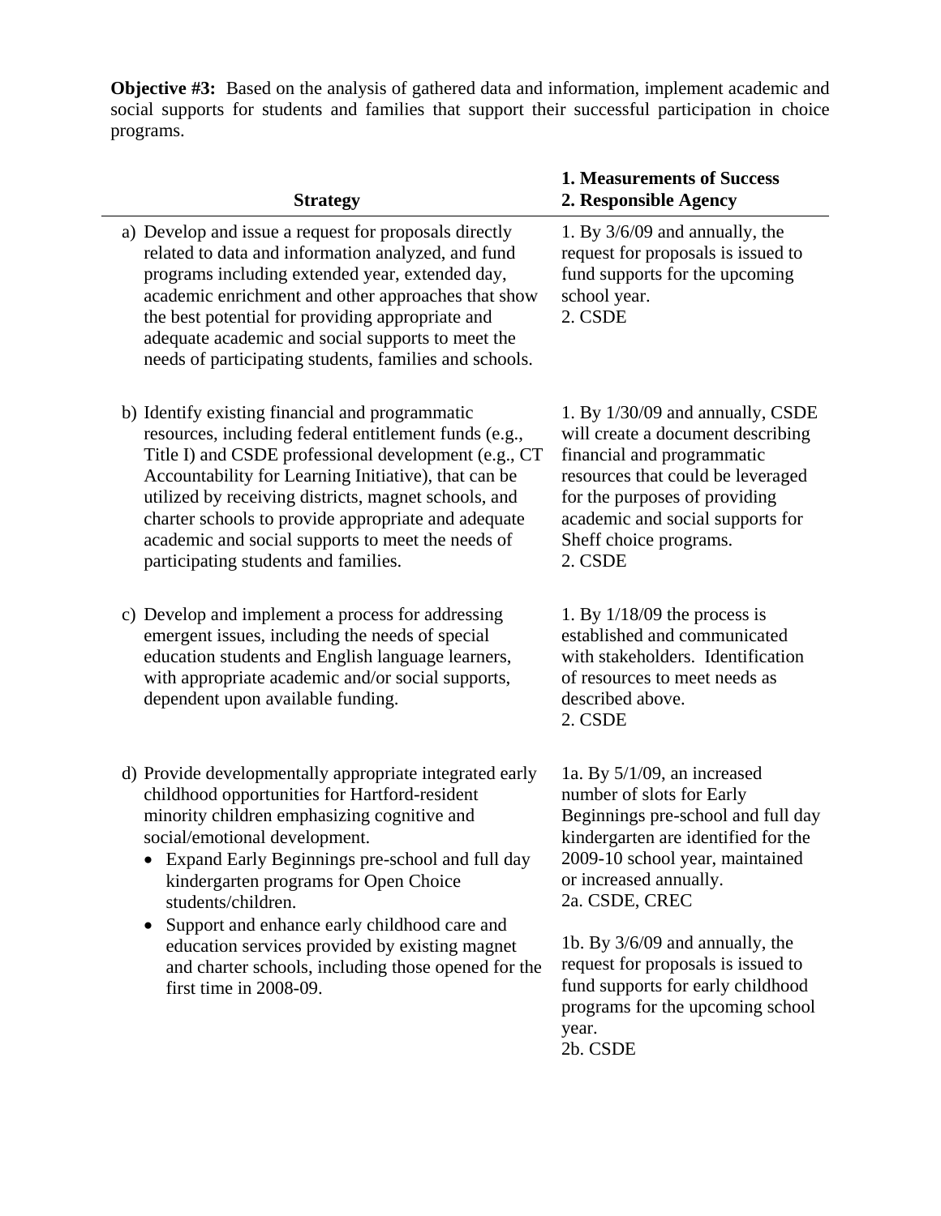**Objective #3:** Based on the analysis of gathered data and information, implement academic and social supports for students and families that support their successful participation in choice programs.

| Strategy | 1. Measurements of Success<br>2. Responsible Agency |
|---|---|
| a) Develop and issue a request for proposals directly related to data and information analyzed, and fund programs including extended year, extended day, academic enrichment and other approaches that show the best potential for providing appropriate and adequate academic and social supports to meet the needs of participating students, families and schools. | 1. By 3/6/09 and annually, the request for proposals is issued to fund supports for the upcoming school year.<br>2. CSDE |
| b) Identify existing financial and programmatic resources, including federal entitlement funds (e.g., Title I) and CSDE professional development (e.g., CT Accountability for Learning Initiative), that can be utilized by receiving districts, magnet schools, and charter schools to provide appropriate and adequate academic and social supports to meet the needs of participating students and families. | 1. By 1/30/09 and annually, CSDE will create a document describing financial and programmatic resources that could be leveraged for the purposes of providing academic and social supports for Sheff choice programs.<br>2. CSDE |
| c) Develop and implement a process for addressing emergent issues, including the needs of special education students and English language learners, with appropriate academic and/or social supports, dependent upon available funding. | 1. By 1/18/09 the process is established and communicated with stakeholders. Identification of resources to meet needs as described above.<br>2. CSDE |
| d) Provide developmentally appropriate integrated early childhood opportunities for Hartford-resident minority children emphasizing cognitive and social/emotional development.<br>• Expand Early Beginnings pre-school and full day kindergarten programs for Open Choice students/children.<br>• Support and enhance early childhood care and education services provided by existing magnet and charter schools, including those opened for the first time in 2008-09. | 1a. By 5/1/09, an increased number of slots for Early Beginnings pre-school and full day kindergarten are identified for the 2009-10 school year, maintained or increased annually.<br>2a. CSDE, CREC<br><br>1b. By 3/6/09 and annually, the request for proposals is issued to fund supports for early childhood programs for the upcoming school year.<br>2b. CSDE |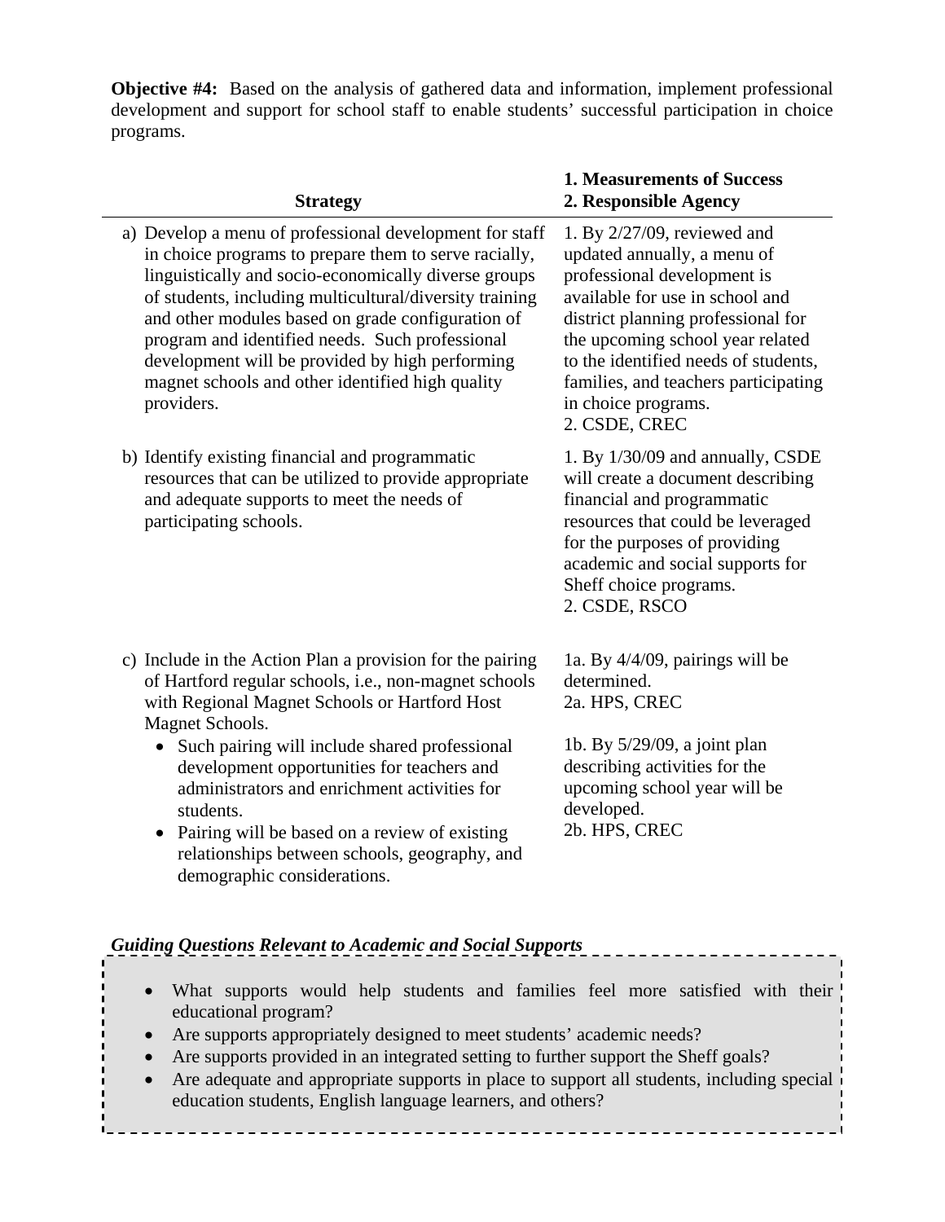**Objective #4:** Based on the analysis of gathered data and information, implement professional development and support for school staff to enable students' successful participation in choice programs.

| Strategy | 1. Measurements of Success<br>2. Responsible Agency |
|---|---|
| a) Develop a menu of professional development for staff in choice programs to prepare them to serve racially, linguistically and socio-economically diverse groups of students, including multicultural/diversity training and other modules based on grade configuration of program and identified needs. Such professional development will be provided by high performing magnet schools and other identified high quality providers. | 1. By 2/27/09, reviewed and updated annually, a menu of professional development is available for use in school and district planning professional for the upcoming school year related to the identified needs of students, families, and teachers participating in choice programs.<br>2. CSDE, CREC |
| b) Identify existing financial and programmatic resources that can be utilized to provide appropriate and adequate supports to meet the needs of participating schools. | 1. By 1/30/09 and annually, CSDE will create a document describing financial and programmatic resources that could be leveraged for the purposes of providing academic and social supports for Sheff choice programs.<br>2. CSDE, RSCO |
| c) Include in the Action Plan a provision for the pairing of Hartford regular schools, i.e., non-magnet schools with Regional Magnet Schools or Hartford Host Magnet Schools.<br>• Such pairing will include shared professional development opportunities for teachers and administrators and enrichment activities for students.<br>• Pairing will be based on a review of existing relationships between schools, geography, and demographic considerations. | 1a. By 4/4/09, pairings will be determined.<br>2a. HPS, CREC<br><br>1b. By 5/29/09, a joint plan describing activities for the upcoming school year will be developed.<br>2b. HPS, CREC |

***Guiding Questions Relevant to Academic and Social Supports***

- What supports would help students and families feel more satisfied with their educational program?
- Are supports appropriately designed to meet students' academic needs?
- Are supports provided in an integrated setting to further support the Sheff goals?
- Are adequate and appropriate supports in place to support all students, including special education students, English language learners, and others?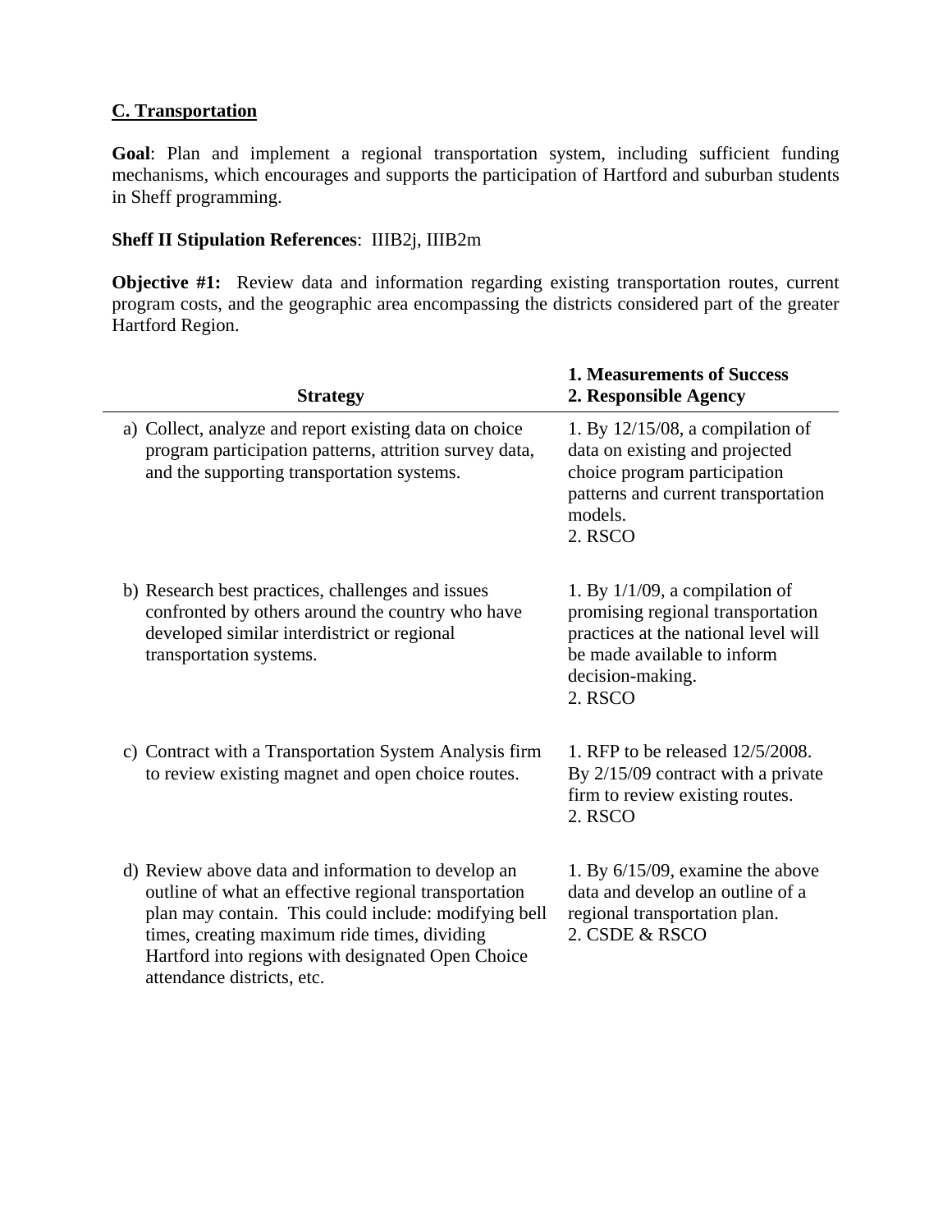## C. Transportation

**Goal**: Plan and implement a regional transportation system, including sufficient funding mechanisms, which encourages and supports the participation of Hartford and suburban students in Sheff programming.

**Sheff II Stipulation References**: IIIB2j, IIIB2m

**Objective #1:** Review data and information regarding existing transportation routes, current program costs, and the geographic area encompassing the districts considered part of the greater Hartford Region.

| Strategy | 1. Measurements of Success<br>2. Responsible Agency |
|---|---|
| a) Collect, analyze and report existing data on choice program participation patterns, attrition survey data, and the supporting transportation systems. | 1. By 12/15/08, a compilation of data on existing and projected choice program participation patterns and current transportation models.<br>2. RSCO |
| b) Research best practices, challenges and issues confronted by others around the country who have developed similar interdistrict or regional transportation systems. | 1. By 1/1/09, a compilation of promising regional transportation practices at the national level will be made available to inform decision-making.<br>2. RSCO |
| c) Contract with a Transportation System Analysis firm to review existing magnet and open choice routes. | 1. RFP to be released 12/5/2008. By 2/15/09 contract with a private firm to review existing routes.<br>2. RSCO |
| d) Review above data and information to develop an outline of what an effective regional transportation plan may contain. This could include: modifying bell times, creating maximum ride times, dividing Hartford into regions with designated Open Choice attendance districts, etc. | 1. By 6/15/09, examine the above data and develop an outline of a regional transportation plan.<br>2. CSDE & RSCO |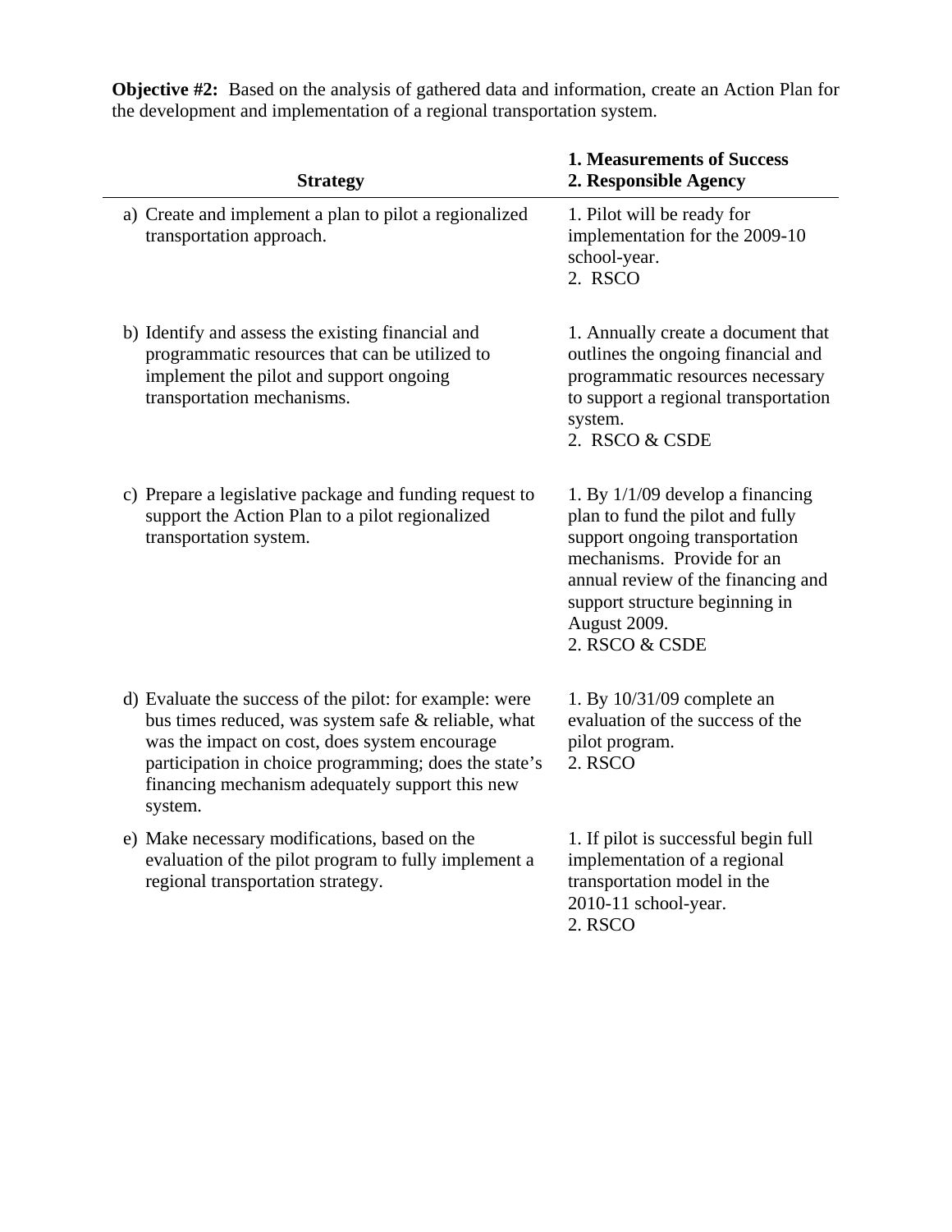**Objective #2:** Based on the analysis of gathered data and information, create an Action Plan for the development and implementation of a regional transportation system.

| Strategy | 1. Measurements of Success<br>2. Responsible Agency |
|---|---|
| a) Create and implement a plan to pilot a regionalized transportation approach. | 1. Pilot will be ready for implementation for the 2009-10 school-year.<br>2. RSCO |
| b) Identify and assess the existing financial and programmatic resources that can be utilized to implement the pilot and support ongoing transportation mechanisms. | 1. Annually create a document that outlines the ongoing financial and programmatic resources necessary to support a regional transportation system.<br>2. RSCO & CSDE |
| c) Prepare a legislative package and funding request to support the Action Plan to a pilot regionalized transportation system. | 1. By 1/1/09 develop a financing plan to fund the pilot and fully support ongoing transportation mechanisms. Provide for an annual review of the financing and support structure beginning in August 2009.<br>2. RSCO & CSDE |
| d) Evaluate the success of the pilot: for example: were bus times reduced, was system safe & reliable, what was the impact on cost, does system encourage participation in choice programming; does the state's financing mechanism adequately support this new system. | 1. By 10/31/09 complete an evaluation of the success of the pilot program.<br>2. RSCO |
| e) Make necessary modifications, based on the evaluation of the pilot program to fully implement a regional transportation strategy. | 1. If pilot is successful begin full implementation of a regional transportation model in the 2010-11 school-year.<br>2. RSCO |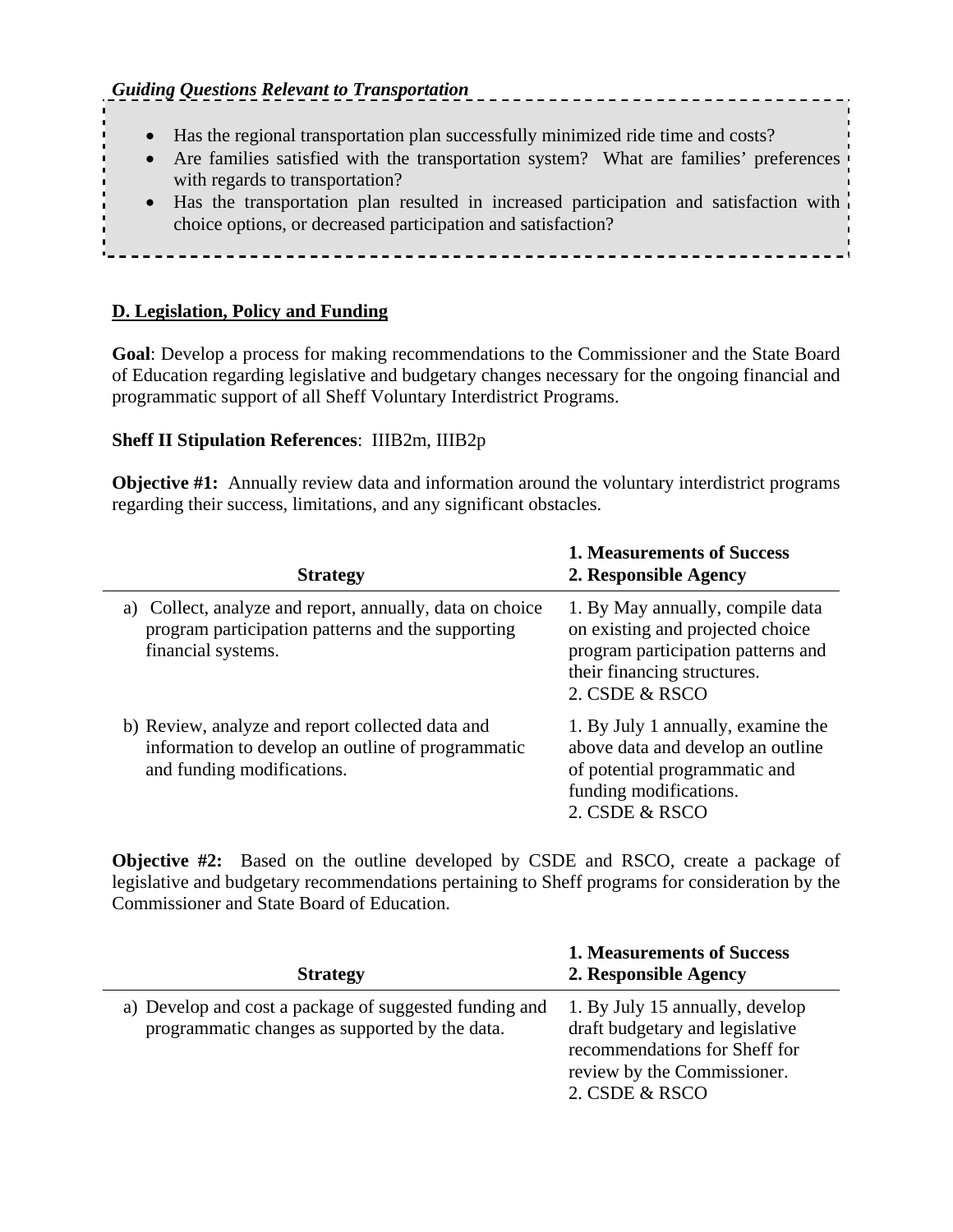*Guiding Questions Relevant to Transportation*

- Has the regional transportation plan successfully minimized ride time and costs?
- Are families satisfied with the transportation system? What are families' preferences with regards to transportation?
- Has the transportation plan resulted in increased participation and satisfaction with choice options, or decreased participation and satisfaction?

## D. Legislation, Policy and Funding

**Goal**: Develop a process for making recommendations to the Commissioner and the State Board of Education regarding legislative and budgetary changes necessary for the ongoing financial and programmatic support of all Sheff Voluntary Interdistrict Programs.

**Sheff II Stipulation References**: IIIB2m, IIIB2p

**Objective #1:** Annually review data and information around the voluntary interdistrict programs regarding their success, limitations, and any significant obstacles.

| Strategy | 1. Measurements of Success<br>2. Responsible Agency |
|---|---|
| a) Collect, analyze and report, annually, data on choice program participation patterns and the supporting financial systems. | 1. By May annually, compile data on existing and projected choice program participation patterns and their financing structures.<br>2. CSDE & RSCO |
| b) Review, analyze and report collected data and information to develop an outline of programmatic and funding modifications. | 1. By July 1 annually, examine the above data and develop an outline of potential programmatic and funding modifications.<br>2. CSDE & RSCO |

**Objective #2:** Based on the outline developed by CSDE and RSCO, create a package of legislative and budgetary recommendations pertaining to Sheff programs for consideration by the Commissioner and State Board of Education.

| Strategy | 1. Measurements of Success<br>2. Responsible Agency |
|---|---|
| a) Develop and cost a package of suggested funding and programmatic changes as supported by the data. | 1. By July 15 annually, develop draft budgetary and legislative recommendations for Sheff for review by the Commissioner.<br>2. CSDE & RSCO |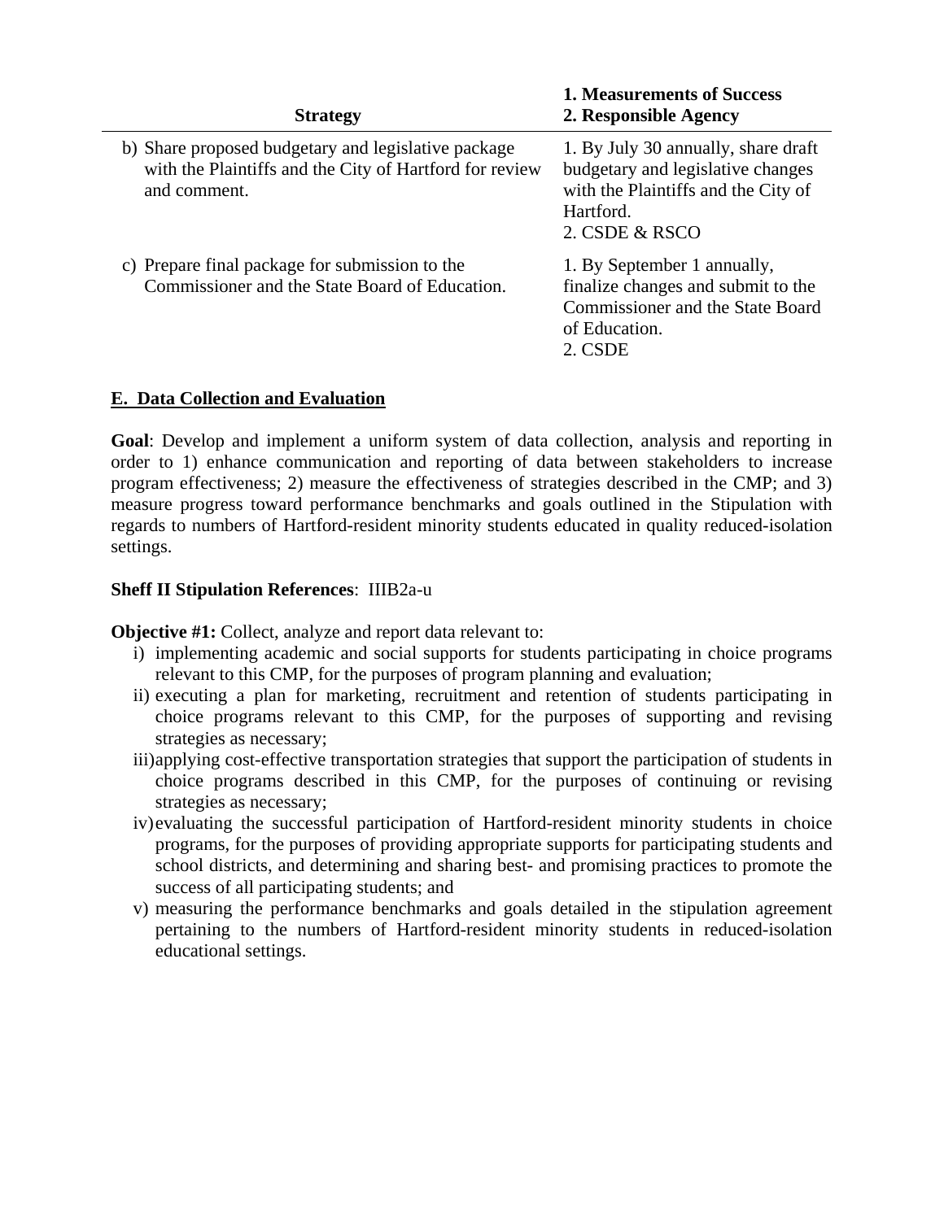| Strategy | 1. Measurements of Success<br>2. Responsible Agency |
|---|---|
| b) Share proposed budgetary and legislative package with the Plaintiffs and the City of Hartford for review and comment. | 1. By July 30 annually, share draft budgetary and legislative changes with the Plaintiffs and the City of Hartford.<br>2. CSDE & RSCO |
| c) Prepare final package for submission to the Commissioner and the State Board of Education. | 1. By September 1 annually, finalize changes and submit to the Commissioner and the State Board of Education.<br>2. CSDE |

## E. Data Collection and Evaluation

**Goal**: Develop and implement a uniform system of data collection, analysis and reporting in order to 1) enhance communication and reporting of data between stakeholders to increase program effectiveness; 2) measure the effectiveness of strategies described in the CMP; and 3) measure progress toward performance benchmarks and goals outlined in the Stipulation with regards to numbers of Hartford-resident minority students educated in quality reduced-isolation settings.

**Sheff II Stipulation References**: IIIB2a-u

**Objective #1:** Collect, analyze and report data relevant to:

i) implementing academic and social supports for students participating in choice programs relevant to this CMP, for the purposes of program planning and evaluation;
ii) executing a plan for marketing, recruitment and retention of students participating in choice programs relevant to this CMP, for the purposes of supporting and revising strategies as necessary;
iii) applying cost-effective transportation strategies that support the participation of students in choice programs described in this CMP, for the purposes of continuing or revising strategies as necessary;
iv) evaluating the successful participation of Hartford-resident minority students in choice programs, for the purposes of providing appropriate supports for participating students and school districts, and determining and sharing best- and promising practices to promote the success of all participating students; and
v) measuring the performance benchmarks and goals detailed in the stipulation agreement pertaining to the numbers of Hartford-resident minority students in reduced-isolation educational settings.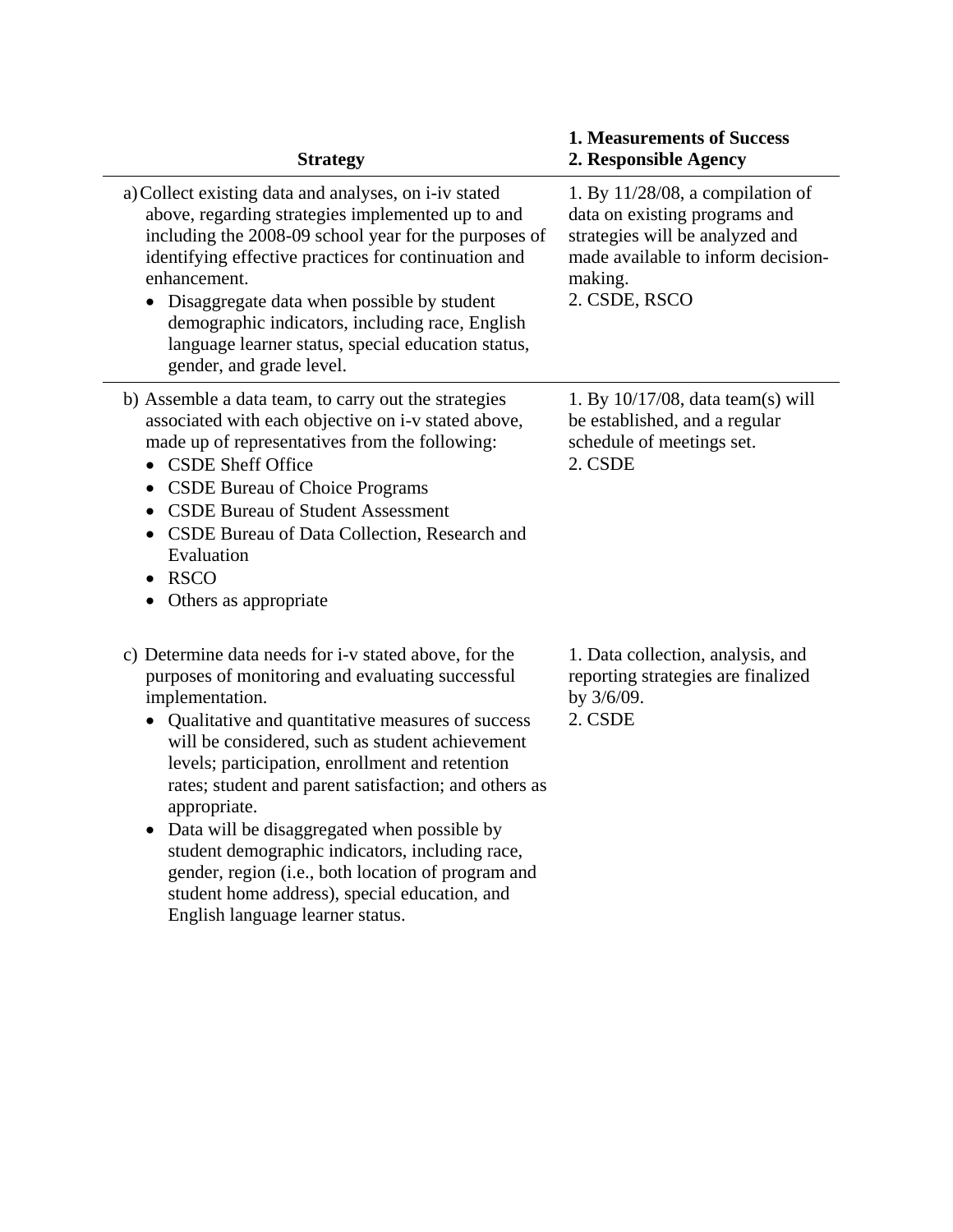| Strategy | 1. Measurements of Success<br>2. Responsible Agency |
|---|---|
| a) Collect existing data and analyses, on i-iv stated above, regarding strategies implemented up to and including the 2008-09 school year for the purposes of identifying effective practices for continuation and enhancement.<br>• Disaggregate data when possible by student demographic indicators, including race, English language learner status, special education status, gender, and grade level. | 1. By 11/28/08, a compilation of data on existing programs and strategies will be analyzed and made available to inform decision-making.<br>2. CSDE, RSCO |
| b) Assemble a data team, to carry out the strategies associated with each objective on i-v stated above, made up of representatives from the following:<br>• CSDE Sheff Office<br>• CSDE Bureau of Choice Programs<br>• CSDE Bureau of Student Assessment<br>• CSDE Bureau of Data Collection, Research and Evaluation<br>• RSCO<br>• Others as appropriate | 1. By 10/17/08, data team(s) will be established, and a regular schedule of meetings set.<br>2. CSDE |
| c) Determine data needs for i-v stated above, for the purposes of monitoring and evaluating successful implementation.<br>• Qualitative and quantitative measures of success will be considered, such as student achievement levels; participation, enrollment and retention rates; student and parent satisfaction; and others as appropriate.<br>• Data will be disaggregated when possible by student demographic indicators, including race, gender, region (i.e., both location of program and student home address), special education, and English language learner status. | 1. Data collection, analysis, and reporting strategies are finalized by 3/6/09.<br>2. CSDE |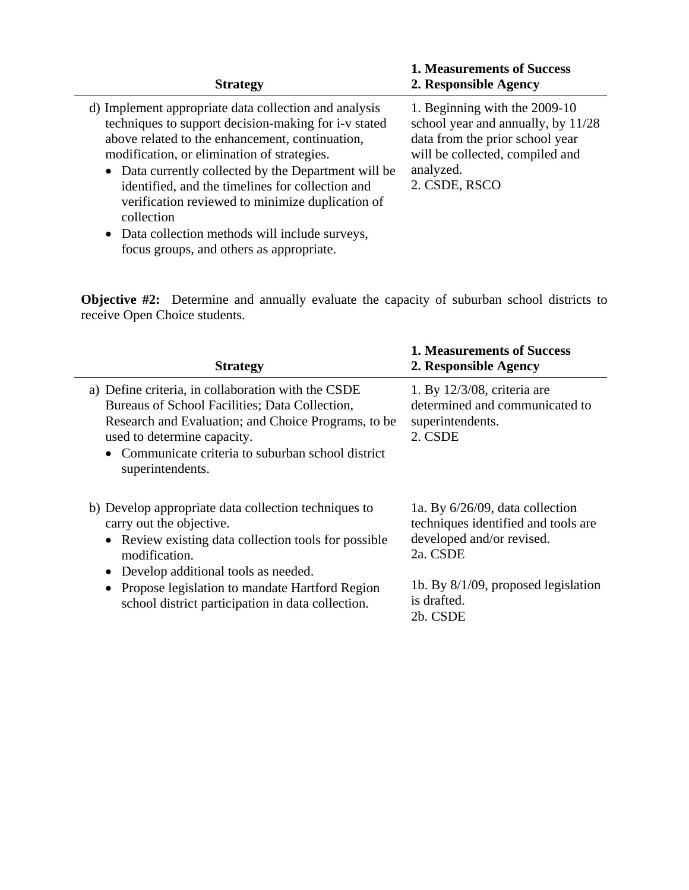| Strategy | 1. Measurements of Success<br>2. Responsible Agency |
|---|---|
| d) Implement appropriate data collection and analysis techniques to support decision-making for i-v stated above related to the enhancement, continuation, modification, or elimination of strategies.<br>• Data currently collected by the Department will be identified, and the timelines for collection and verification reviewed to minimize duplication of collection<br>• Data collection methods will include surveys, focus groups, and others as appropriate. | 1. Beginning with the 2009-10 school year and annually, by 11/28 data from the prior school year will be collected, compiled and analyzed.<br>2. CSDE, RSCO |

**Objective #2:** Determine and annually evaluate the capacity of suburban school districts to receive Open Choice students.

| Strategy | 1. Measurements of Success<br>2. Responsible Agency |
|---|---|
| a) Define criteria, in collaboration with the CSDE Bureaus of School Facilities; Data Collection, Research and Evaluation; and Choice Programs, to be used to determine capacity.<br>• Communicate criteria to suburban school district superintendents. | 1. By 12/3/08, criteria are determined and communicated to superintendents.<br>2. CSDE |
| b) Develop appropriate data collection techniques to carry out the objective.<br>• Review existing data collection tools for possible modification.<br>• Develop additional tools as needed.<br>• Propose legislation to mandate Hartford Region school district participation in data collection. | 1a. By 6/26/09, data collection techniques identified and tools are developed and/or revised.<br>2a. CSDE<br><br>1b. By 8/1/09, proposed legislation is drafted.<br>2b. CSDE |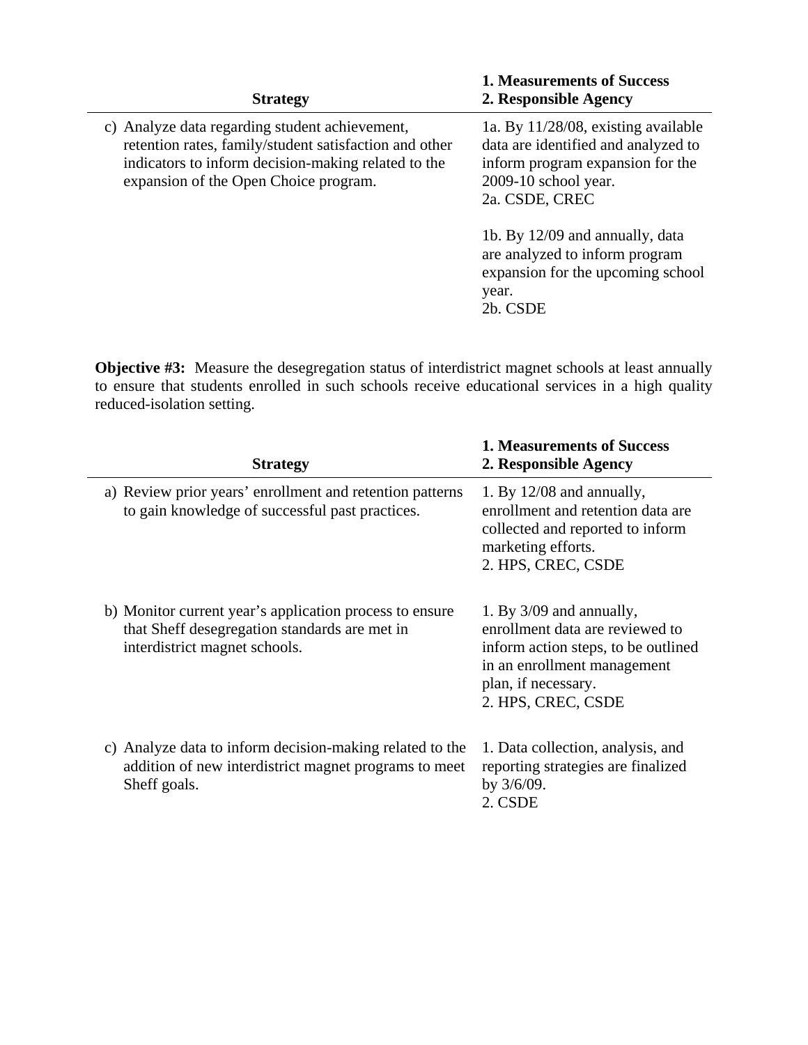| Strategy | 1. Measurements of Success<br>2. Responsible Agency |
|---|---|
| c) Analyze data regarding student achievement, retention rates, family/student satisfaction and other indicators to inform decision-making related to the expansion of the Open Choice program. | 1a. By 11/28/08, existing available data are identified and analyzed to inform program expansion for the 2009-10 school year.<br>2a. CSDE, CREC<br><br>1b. By 12/09 and annually, data are analyzed to inform program expansion for the upcoming school year.<br>2b. CSDE |

**Objective #3:** Measure the desegregation status of interdistrict magnet schools at least annually to ensure that students enrolled in such schools receive educational services in a high quality reduced-isolation setting.

| Strategy | 1. Measurements of Success<br>2. Responsible Agency |
|---|---|
| a) Review prior years' enrollment and retention patterns to gain knowledge of successful past practices. | 1. By 12/08 and annually, enrollment and retention data are collected and reported to inform marketing efforts.<br>2. HPS, CREC, CSDE |
| b) Monitor current year's application process to ensure that Sheff desegregation standards are met in interdistrict magnet schools. | 1. By 3/09 and annually, enrollment data are reviewed to inform action steps, to be outlined in an enrollment management plan, if necessary.<br>2. HPS, CREC, CSDE |
| c) Analyze data to inform decision-making related to the addition of new interdistrict magnet programs to meet Sheff goals. | 1. Data collection, analysis, and reporting strategies are finalized by 3/6/09.<br>2. CSDE |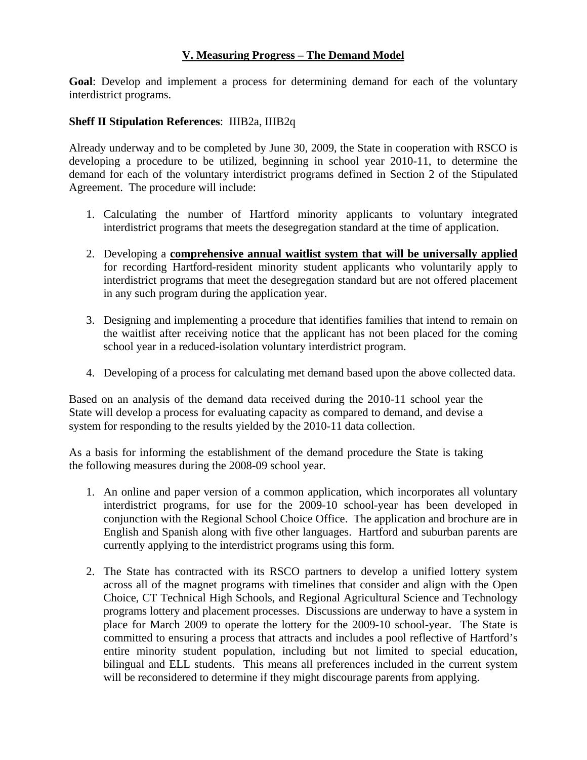## V. Measuring Progress – The Demand Model

**Goal**: Develop and implement a process for determining demand for each of the voluntary interdistrict programs.

**Sheff II Stipulation References**: IIIB2a, IIIB2q

Already underway and to be completed by June 30, 2009, the State in cooperation with RSCO is developing a procedure to be utilized, beginning in school year 2010-11, to determine the demand for each of the voluntary interdistrict programs defined in Section 2 of the Stipulated Agreement. The procedure will include:

1. Calculating the number of Hartford minority applicants to voluntary integrated interdistrict programs that meets the desegregation standard at the time of application.

2. Developing a **comprehensive annual waitlist system that will be universally applied** for recording Hartford-resident minority student applicants who voluntarily apply to interdistrict programs that meet the desegregation standard but are not offered placement in any such program during the application year.

3. Designing and implementing a procedure that identifies families that intend to remain on the waitlist after receiving notice that the applicant has not been placed for the coming school year in a reduced-isolation voluntary interdistrict program.

4. Developing of a process for calculating met demand based upon the above collected data.

Based on an analysis of the demand data received during the 2010-11 school year the State will develop a process for evaluating capacity as compared to demand, and devise a system for responding to the results yielded by the 2010-11 data collection.

As a basis for informing the establishment of the demand procedure the State is taking the following measures during the 2008-09 school year.

1. An online and paper version of a common application, which incorporates all voluntary interdistrict programs, for use for the 2009-10 school-year has been developed in conjunction with the Regional School Choice Office. The application and brochure are in English and Spanish along with five other languages. Hartford and suburban parents are currently applying to the interdistrict programs using this form.

2. The State has contracted with its RSCO partners to develop a unified lottery system across all of the magnet programs with timelines that consider and align with the Open Choice, CT Technical High Schools, and Regional Agricultural Science and Technology programs lottery and placement processes. Discussions are underway to have a system in place for March 2009 to operate the lottery for the 2009-10 school-year. The State is committed to ensuring a process that attracts and includes a pool reflective of Hartford's entire minority student population, including but not limited to special education, bilingual and ELL students. This means all preferences included in the current system will be reconsidered to determine if they might discourage parents from applying.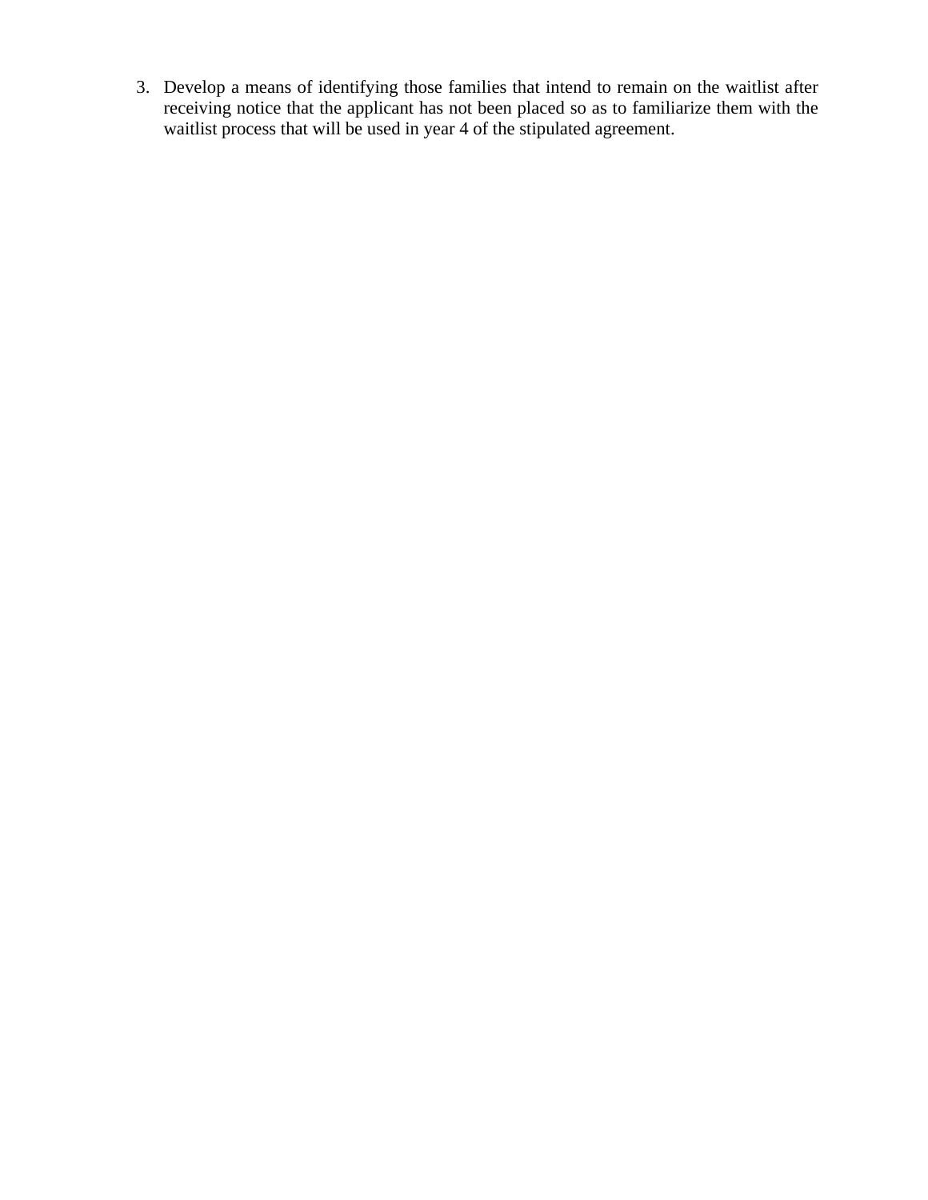3. Develop a means of identifying those families that intend to remain on the waitlist after receiving notice that the applicant has not been placed so as to familiarize them with the waitlist process that will be used in year 4 of the stipulated agreement.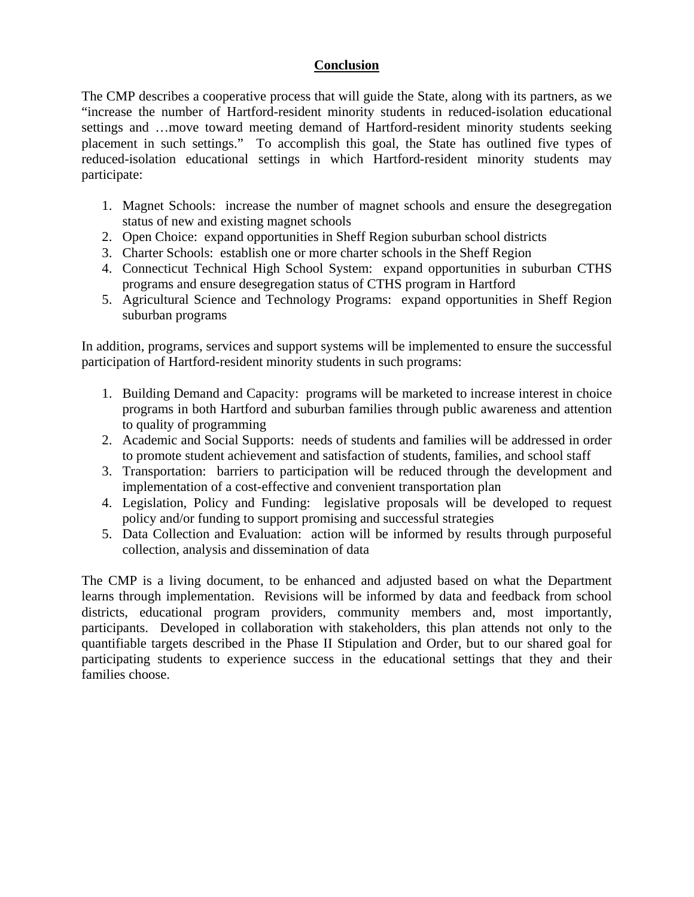## Conclusion

The CMP describes a cooperative process that will guide the State, along with its partners, as we "increase the number of Hartford-resident minority students in reduced-isolation educational settings and …move toward meeting demand of Hartford-resident minority students seeking placement in such settings." To accomplish this goal, the State has outlined five types of reduced-isolation educational settings in which Hartford-resident minority students may participate:

1. Magnet Schools: increase the number of magnet schools and ensure the desegregation status of new and existing magnet schools
2. Open Choice: expand opportunities in Sheff Region suburban school districts
3. Charter Schools: establish one or more charter schools in the Sheff Region
4. Connecticut Technical High School System: expand opportunities in suburban CTHS programs and ensure desegregation status of CTHS program in Hartford
5. Agricultural Science and Technology Programs: expand opportunities in Sheff Region suburban programs

In addition, programs, services and support systems will be implemented to ensure the successful participation of Hartford-resident minority students in such programs:

1. Building Demand and Capacity: programs will be marketed to increase interest in choice programs in both Hartford and suburban families through public awareness and attention to quality of programming
2. Academic and Social Supports: needs of students and families will be addressed in order to promote student achievement and satisfaction of students, families, and school staff
3. Transportation: barriers to participation will be reduced through the development and implementation of a cost-effective and convenient transportation plan
4. Legislation, Policy and Funding: legislative proposals will be developed to request policy and/or funding to support promising and successful strategies
5. Data Collection and Evaluation: action will be informed by results through purposeful collection, analysis and dissemination of data

The CMP is a living document, to be enhanced and adjusted based on what the Department learns through implementation. Revisions will be informed by data and feedback from school districts, educational program providers, community members and, most importantly, participants. Developed in collaboration with stakeholders, this plan attends not only to the quantifiable targets described in the Phase II Stipulation and Order, but to our shared goal for participating students to experience success in the educational settings that they and their families choose.